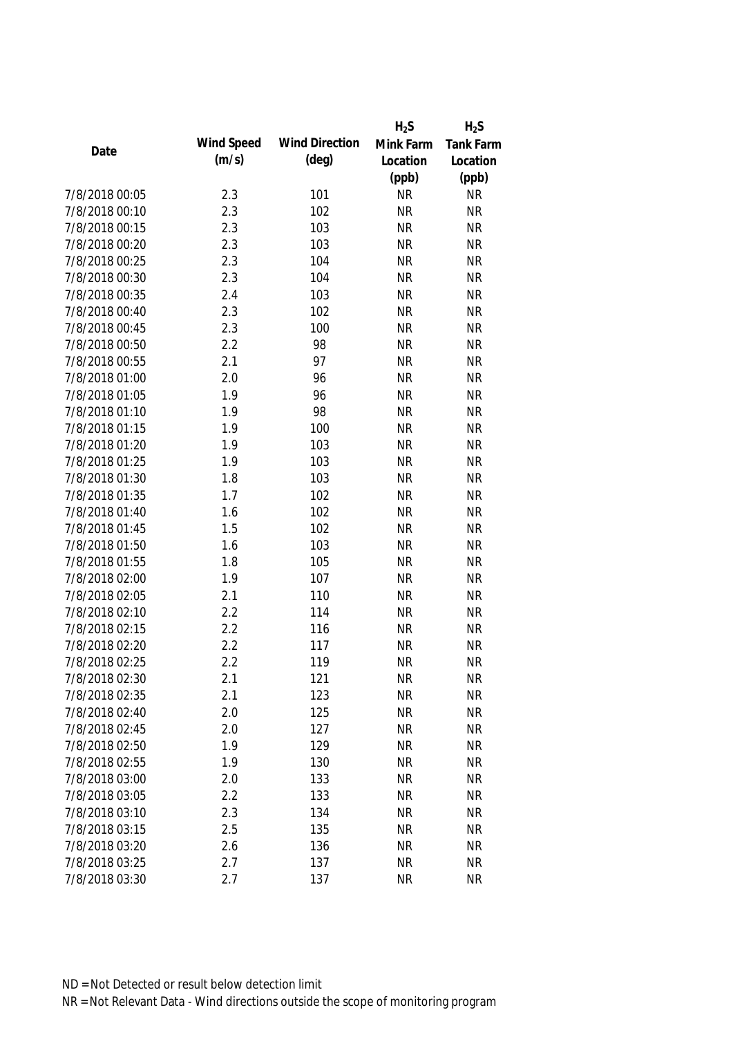| Date | Wind Speed (m/s) | Wind Direction (deg) | $H_2S$ Mink Farm Location (ppb) | $H_2S$ Tank Farm Location (ppb) |
|---|---|---|---|---|
| 7/8/2018 00:05 | 2.3 | 101 | NR | NR |
| 7/8/2018 00:10 | 2.3 | 102 | NR | NR |
| 7/8/2018 00:15 | 2.3 | 103 | NR | NR |
| 7/8/2018 00:20 | 2.3 | 103 | NR | NR |
| 7/8/2018 00:25 | 2.3 | 104 | NR | NR |
| 7/8/2018 00:30 | 2.3 | 104 | NR | NR |
| 7/8/2018 00:35 | 2.4 | 103 | NR | NR |
| 7/8/2018 00:40 | 2.3 | 102 | NR | NR |
| 7/8/2018 00:45 | 2.3 | 100 | NR | NR |
| 7/8/2018 00:50 | 2.2 | 98 | NR | NR |
| 7/8/2018 00:55 | 2.1 | 97 | NR | NR |
| 7/8/2018 01:00 | 2.0 | 96 | NR | NR |
| 7/8/2018 01:05 | 1.9 | 96 | NR | NR |
| 7/8/2018 01:10 | 1.9 | 98 | NR | NR |
| 7/8/2018 01:15 | 1.9 | 100 | NR | NR |
| 7/8/2018 01:20 | 1.9 | 103 | NR | NR |
| 7/8/2018 01:25 | 1.9 | 103 | NR | NR |
| 7/8/2018 01:30 | 1.8 | 103 | NR | NR |
| 7/8/2018 01:35 | 1.7 | 102 | NR | NR |
| 7/8/2018 01:40 | 1.6 | 102 | NR | NR |
| 7/8/2018 01:45 | 1.5 | 102 | NR | NR |
| 7/8/2018 01:50 | 1.6 | 103 | NR | NR |
| 7/8/2018 01:55 | 1.8 | 105 | NR | NR |
| 7/8/2018 02:00 | 1.9 | 107 | NR | NR |
| 7/8/2018 02:05 | 2.1 | 110 | NR | NR |
| 7/8/2018 02:10 | 2.2 | 114 | NR | NR |
| 7/8/2018 02:15 | 2.2 | 116 | NR | NR |
| 7/8/2018 02:20 | 2.2 | 117 | NR | NR |
| 7/8/2018 02:25 | 2.2 | 119 | NR | NR |
| 7/8/2018 02:30 | 2.1 | 121 | NR | NR |
| 7/8/2018 02:35 | 2.1 | 123 | NR | NR |
| 7/8/2018 02:40 | 2.0 | 125 | NR | NR |
| 7/8/2018 02:45 | 2.0 | 127 | NR | NR |
| 7/8/2018 02:50 | 1.9 | 129 | NR | NR |
| 7/8/2018 02:55 | 1.9 | 130 | NR | NR |
| 7/8/2018 03:00 | 2.0 | 133 | NR | NR |
| 7/8/2018 03:05 | 2.2 | 133 | NR | NR |
| 7/8/2018 03:10 | 2.3 | 134 | NR | NR |
| 7/8/2018 03:15 | 2.5 | 135 | NR | NR |
| 7/8/2018 03:20 | 2.6 | 136 | NR | NR |
| 7/8/2018 03:25 | 2.7 | 137 | NR | NR |
| 7/8/2018 03:30 | 2.7 | 137 | NR | NR |

ND = Not Detected or result below detection limit

NR = Not Relevant Data - Wind directions outside the scope of monitoring program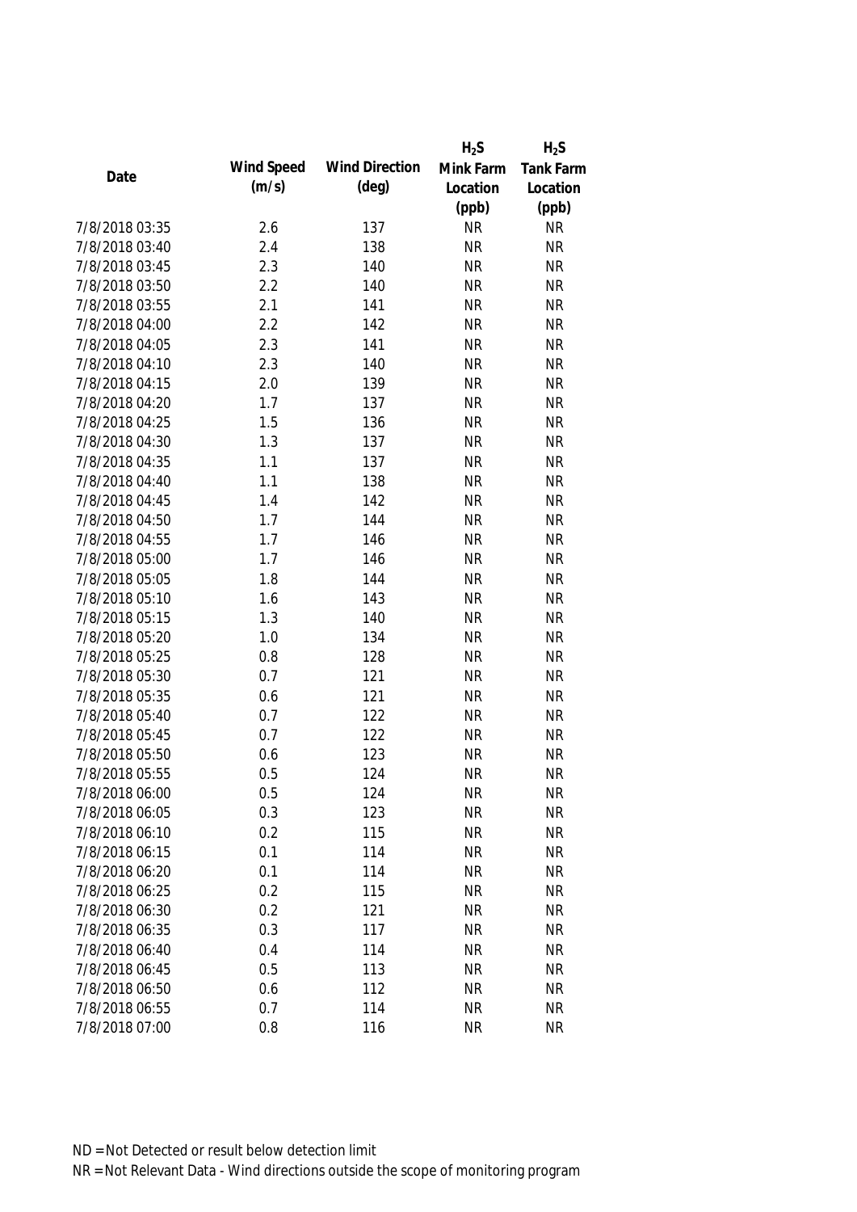| Date | Wind Speed (m/s) | Wind Direction (deg) | $H_2S$ Mink Farm Location (ppb) | $H_2S$ Tank Farm Location (ppb) |
|---|---|---|---|---|
| 7/8/2018 03:35 | 2.6 | 137 | NR | NR |
| 7/8/2018 03:40 | 2.4 | 138 | NR | NR |
| 7/8/2018 03:45 | 2.3 | 140 | NR | NR |
| 7/8/2018 03:50 | 2.2 | 140 | NR | NR |
| 7/8/2018 03:55 | 2.1 | 141 | NR | NR |
| 7/8/2018 04:00 | 2.2 | 142 | NR | NR |
| 7/8/2018 04:05 | 2.3 | 141 | NR | NR |
| 7/8/2018 04:10 | 2.3 | 140 | NR | NR |
| 7/8/2018 04:15 | 2.0 | 139 | NR | NR |
| 7/8/2018 04:20 | 1.7 | 137 | NR | NR |
| 7/8/2018 04:25 | 1.5 | 136 | NR | NR |
| 7/8/2018 04:30 | 1.3 | 137 | NR | NR |
| 7/8/2018 04:35 | 1.1 | 137 | NR | NR |
| 7/8/2018 04:40 | 1.1 | 138 | NR | NR |
| 7/8/2018 04:45 | 1.4 | 142 | NR | NR |
| 7/8/2018 04:50 | 1.7 | 144 | NR | NR |
| 7/8/2018 04:55 | 1.7 | 146 | NR | NR |
| 7/8/2018 05:00 | 1.7 | 146 | NR | NR |
| 7/8/2018 05:05 | 1.8 | 144 | NR | NR |
| 7/8/2018 05:10 | 1.6 | 143 | NR | NR |
| 7/8/2018 05:15 | 1.3 | 140 | NR | NR |
| 7/8/2018 05:20 | 1.0 | 134 | NR | NR |
| 7/8/2018 05:25 | 0.8 | 128 | NR | NR |
| 7/8/2018 05:30 | 0.7 | 121 | NR | NR |
| 7/8/2018 05:35 | 0.6 | 121 | NR | NR |
| 7/8/2018 05:40 | 0.7 | 122 | NR | NR |
| 7/8/2018 05:45 | 0.7 | 122 | NR | NR |
| 7/8/2018 05:50 | 0.6 | 123 | NR | NR |
| 7/8/2018 05:55 | 0.5 | 124 | NR | NR |
| 7/8/2018 06:00 | 0.5 | 124 | NR | NR |
| 7/8/2018 06:05 | 0.3 | 123 | NR | NR |
| 7/8/2018 06:10 | 0.2 | 115 | NR | NR |
| 7/8/2018 06:15 | 0.1 | 114 | NR | NR |
| 7/8/2018 06:20 | 0.1 | 114 | NR | NR |
| 7/8/2018 06:25 | 0.2 | 115 | NR | NR |
| 7/8/2018 06:30 | 0.2 | 121 | NR | NR |
| 7/8/2018 06:35 | 0.3 | 117 | NR | NR |
| 7/8/2018 06:40 | 0.4 | 114 | NR | NR |
| 7/8/2018 06:45 | 0.5 | 113 | NR | NR |
| 7/8/2018 06:50 | 0.6 | 112 | NR | NR |
| 7/8/2018 06:55 | 0.7 | 114 | NR | NR |
| 7/8/2018 07:00 | 0.8 | 116 | NR | NR |

ND = Not Detected or result below detection limit

NR = Not Relevant Data - Wind directions outside the scope of monitoring program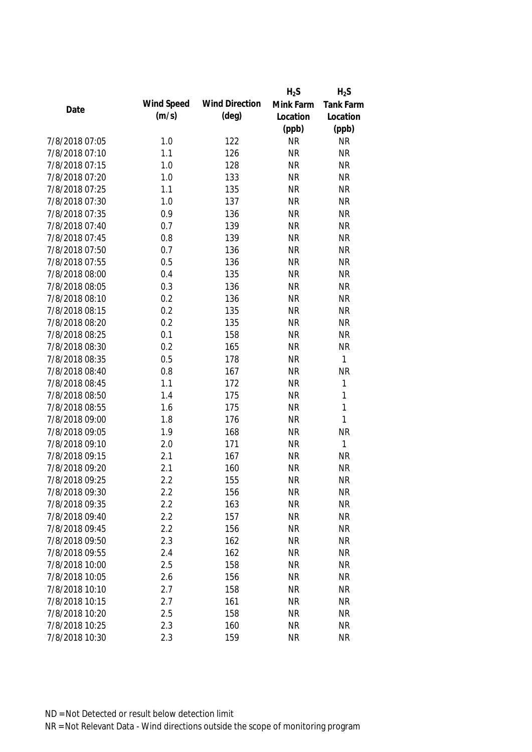| Date | Wind Speed (m/s) | Wind Direction (deg) | $H_2S$ Mink Farm Location (ppb) | $H_2S$ Tank Farm Location (ppb) |
| --- | --- | --- | --- | --- |
| 7/8/2018 07:05 | 1.0 | 122 | NR | NR |
| 7/8/2018 07:10 | 1.1 | 126 | NR | NR |
| 7/8/2018 07:15 | 1.0 | 128 | NR | NR |
| 7/8/2018 07:20 | 1.0 | 133 | NR | NR |
| 7/8/2018 07:25 | 1.1 | 135 | NR | NR |
| 7/8/2018 07:30 | 1.0 | 137 | NR | NR |
| 7/8/2018 07:35 | 0.9 | 136 | NR | NR |
| 7/8/2018 07:40 | 0.7 | 139 | NR | NR |
| 7/8/2018 07:45 | 0.8 | 139 | NR | NR |
| 7/8/2018 07:50 | 0.7 | 136 | NR | NR |
| 7/8/2018 07:55 | 0.5 | 136 | NR | NR |
| 7/8/2018 08:00 | 0.4 | 135 | NR | NR |
| 7/8/2018 08:05 | 0.3 | 136 | NR | NR |
| 7/8/2018 08:10 | 0.2 | 136 | NR | NR |
| 7/8/2018 08:15 | 0.2 | 135 | NR | NR |
| 7/8/2018 08:20 | 0.2 | 135 | NR | NR |
| 7/8/2018 08:25 | 0.1 | 158 | NR | NR |
| 7/8/2018 08:30 | 0.2 | 165 | NR | NR |
| 7/8/2018 08:35 | 0.5 | 178 | NR | 1 |
| 7/8/2018 08:40 | 0.8 | 167 | NR | NR |
| 7/8/2018 08:45 | 1.1 | 172 | NR | 1 |
| 7/8/2018 08:50 | 1.4 | 175 | NR | 1 |
| 7/8/2018 08:55 | 1.6 | 175 | NR | 1 |
| 7/8/2018 09:00 | 1.8 | 176 | NR | 1 |
| 7/8/2018 09:05 | 1.9 | 168 | NR | NR |
| 7/8/2018 09:10 | 2.0 | 171 | NR | 1 |
| 7/8/2018 09:15 | 2.1 | 167 | NR | NR |
| 7/8/2018 09:20 | 2.1 | 160 | NR | NR |
| 7/8/2018 09:25 | 2.2 | 155 | NR | NR |
| 7/8/2018 09:30 | 2.2 | 156 | NR | NR |
| 7/8/2018 09:35 | 2.2 | 163 | NR | NR |
| 7/8/2018 09:40 | 2.2 | 157 | NR | NR |
| 7/8/2018 09:45 | 2.2 | 156 | NR | NR |
| 7/8/2018 09:50 | 2.3 | 162 | NR | NR |
| 7/8/2018 09:55 | 2.4 | 162 | NR | NR |
| 7/8/2018 10:00 | 2.5 | 158 | NR | NR |
| 7/8/2018 10:05 | 2.6 | 156 | NR | NR |
| 7/8/2018 10:10 | 2.7 | 158 | NR | NR |
| 7/8/2018 10:15 | 2.7 | 161 | NR | NR |
| 7/8/2018 10:20 | 2.5 | 158 | NR | NR |
| 7/8/2018 10:25 | 2.3 | 160 | NR | NR |
| 7/8/2018 10:30 | 2.3 | 159 | NR | NR |

ND = Not Detected or result below detection limit

NR = Not Relevant Data - Wind directions outside the scope of monitoring program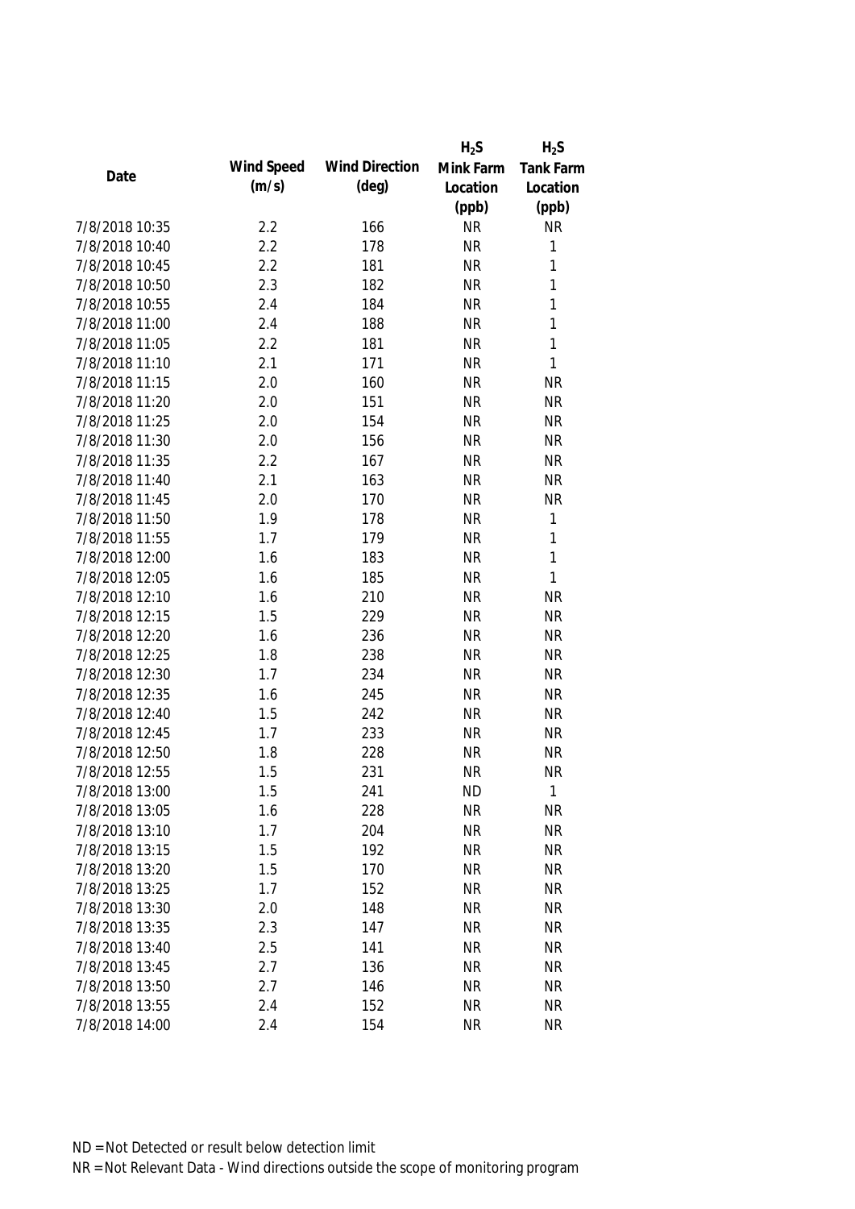| Date | Wind Speed (m/s) | Wind Direction (deg) | $H_2S$ Mink Farm Location (ppb) | $H_2S$ Tank Farm Location (ppb) |
|---|---|---|---|---|
| 7/8/2018 10:35 | 2.2 | 166 | NR | NR |
| 7/8/2018 10:40 | 2.2 | 178 | NR | 1 |
| 7/8/2018 10:45 | 2.2 | 181 | NR | 1 |
| 7/8/2018 10:50 | 2.3 | 182 | NR | 1 |
| 7/8/2018 10:55 | 2.4 | 184 | NR | 1 |
| 7/8/2018 11:00 | 2.4 | 188 | NR | 1 |
| 7/8/2018 11:05 | 2.2 | 181 | NR | 1 |
| 7/8/2018 11:10 | 2.1 | 171 | NR | 1 |
| 7/8/2018 11:15 | 2.0 | 160 | NR | NR |
| 7/8/2018 11:20 | 2.0 | 151 | NR | NR |
| 7/8/2018 11:25 | 2.0 | 154 | NR | NR |
| 7/8/2018 11:30 | 2.0 | 156 | NR | NR |
| 7/8/2018 11:35 | 2.2 | 167 | NR | NR |
| 7/8/2018 11:40 | 2.1 | 163 | NR | NR |
| 7/8/2018 11:45 | 2.0 | 170 | NR | NR |
| 7/8/2018 11:50 | 1.9 | 178 | NR | 1 |
| 7/8/2018 11:55 | 1.7 | 179 | NR | 1 |
| 7/8/2018 12:00 | 1.6 | 183 | NR | 1 |
| 7/8/2018 12:05 | 1.6 | 185 | NR | 1 |
| 7/8/2018 12:10 | 1.6 | 210 | NR | NR |
| 7/8/2018 12:15 | 1.5 | 229 | NR | NR |
| 7/8/2018 12:20 | 1.6 | 236 | NR | NR |
| 7/8/2018 12:25 | 1.8 | 238 | NR | NR |
| 7/8/2018 12:30 | 1.7 | 234 | NR | NR |
| 7/8/2018 12:35 | 1.6 | 245 | NR | NR |
| 7/8/2018 12:40 | 1.5 | 242 | NR | NR |
| 7/8/2018 12:45 | 1.7 | 233 | NR | NR |
| 7/8/2018 12:50 | 1.8 | 228 | NR | NR |
| 7/8/2018 12:55 | 1.5 | 231 | NR | NR |
| 7/8/2018 13:00 | 1.5 | 241 | ND | 1 |
| 7/8/2018 13:05 | 1.6 | 228 | NR | NR |
| 7/8/2018 13:10 | 1.7 | 204 | NR | NR |
| 7/8/2018 13:15 | 1.5 | 192 | NR | NR |
| 7/8/2018 13:20 | 1.5 | 170 | NR | NR |
| 7/8/2018 13:25 | 1.7 | 152 | NR | NR |
| 7/8/2018 13:30 | 2.0 | 148 | NR | NR |
| 7/8/2018 13:35 | 2.3 | 147 | NR | NR |
| 7/8/2018 13:40 | 2.5 | 141 | NR | NR |
| 7/8/2018 13:45 | 2.7 | 136 | NR | NR |
| 7/8/2018 13:50 | 2.7 | 146 | NR | NR |
| 7/8/2018 13:55 | 2.4 | 152 | NR | NR |
| 7/8/2018 14:00 | 2.4 | 154 | NR | NR |

ND = Not Detected or result below detection limit

NR = Not Relevant Data - Wind directions outside the scope of monitoring program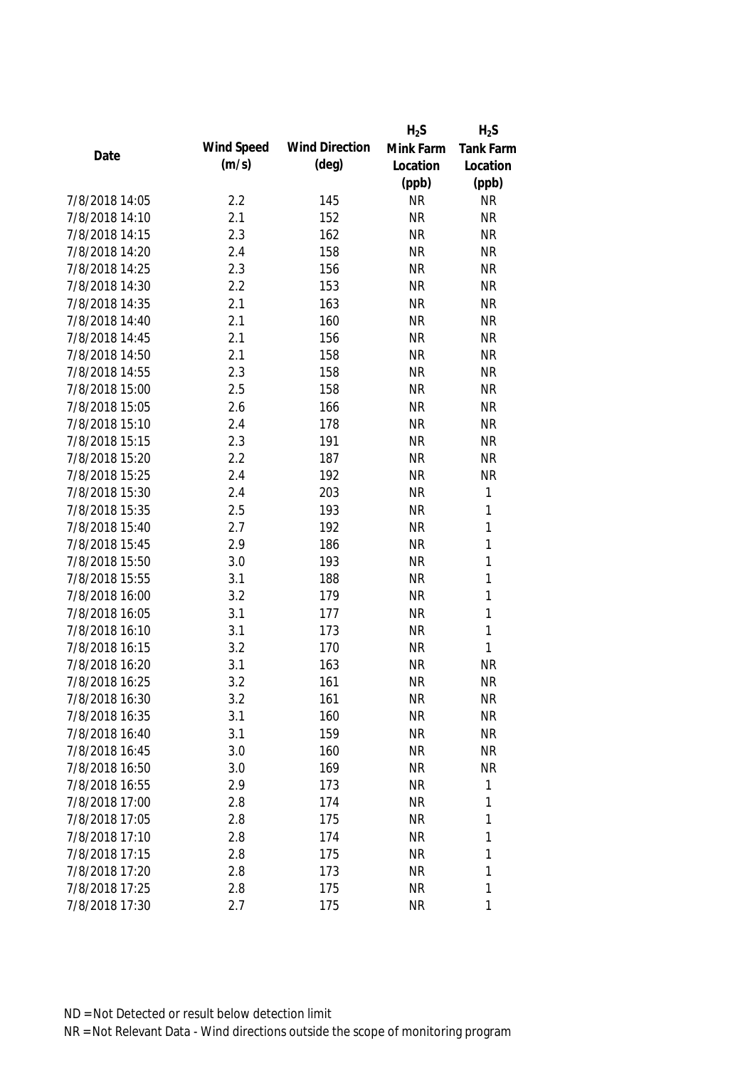| Date | Wind Speed (m/s) | Wind Direction (deg) | $H_2S$ Mink Farm Location (ppb) | $H_2S$ Tank Farm Location (ppb) |
|---|---|---|---|---|
| 7/8/2018 14:05 | 2.2 | 145 | NR | NR |
| 7/8/2018 14:10 | 2.1 | 152 | NR | NR |
| 7/8/2018 14:15 | 2.3 | 162 | NR | NR |
| 7/8/2018 14:20 | 2.4 | 158 | NR | NR |
| 7/8/2018 14:25 | 2.3 | 156 | NR | NR |
| 7/8/2018 14:30 | 2.2 | 153 | NR | NR |
| 7/8/2018 14:35 | 2.1 | 163 | NR | NR |
| 7/8/2018 14:40 | 2.1 | 160 | NR | NR |
| 7/8/2018 14:45 | 2.1 | 156 | NR | NR |
| 7/8/2018 14:50 | 2.1 | 158 | NR | NR |
| 7/8/2018 14:55 | 2.3 | 158 | NR | NR |
| 7/8/2018 15:00 | 2.5 | 158 | NR | NR |
| 7/8/2018 15:05 | 2.6 | 166 | NR | NR |
| 7/8/2018 15:10 | 2.4 | 178 | NR | NR |
| 7/8/2018 15:15 | 2.3 | 191 | NR | NR |
| 7/8/2018 15:20 | 2.2 | 187 | NR | NR |
| 7/8/2018 15:25 | 2.4 | 192 | NR | NR |
| 7/8/2018 15:30 | 2.4 | 203 | NR | 1 |
| 7/8/2018 15:35 | 2.5 | 193 | NR | 1 |
| 7/8/2018 15:40 | 2.7 | 192 | NR | 1 |
| 7/8/2018 15:45 | 2.9 | 186 | NR | 1 |
| 7/8/2018 15:50 | 3.0 | 193 | NR | 1 |
| 7/8/2018 15:55 | 3.1 | 188 | NR | 1 |
| 7/8/2018 16:00 | 3.2 | 179 | NR | 1 |
| 7/8/2018 16:05 | 3.1 | 177 | NR | 1 |
| 7/8/2018 16:10 | 3.1 | 173 | NR | 1 |
| 7/8/2018 16:15 | 3.2 | 170 | NR | 1 |
| 7/8/2018 16:20 | 3.1 | 163 | NR | NR |
| 7/8/2018 16:25 | 3.2 | 161 | NR | NR |
| 7/8/2018 16:30 | 3.2 | 161 | NR | NR |
| 7/8/2018 16:35 | 3.1 | 160 | NR | NR |
| 7/8/2018 16:40 | 3.1 | 159 | NR | NR |
| 7/8/2018 16:45 | 3.0 | 160 | NR | NR |
| 7/8/2018 16:50 | 3.0 | 169 | NR | NR |
| 7/8/2018 16:55 | 2.9 | 173 | NR | 1 |
| 7/8/2018 17:00 | 2.8 | 174 | NR | 1 |
| 7/8/2018 17:05 | 2.8 | 175 | NR | 1 |
| 7/8/2018 17:10 | 2.8 | 174 | NR | 1 |
| 7/8/2018 17:15 | 2.8 | 175 | NR | 1 |
| 7/8/2018 17:20 | 2.8 | 173 | NR | 1 |
| 7/8/2018 17:25 | 2.8 | 175 | NR | 1 |
| 7/8/2018 17:30 | 2.7 | 175 | NR | 1 |

ND = Not Detected or result below detection limit

NR = Not Relevant Data - Wind directions outside the scope of monitoring program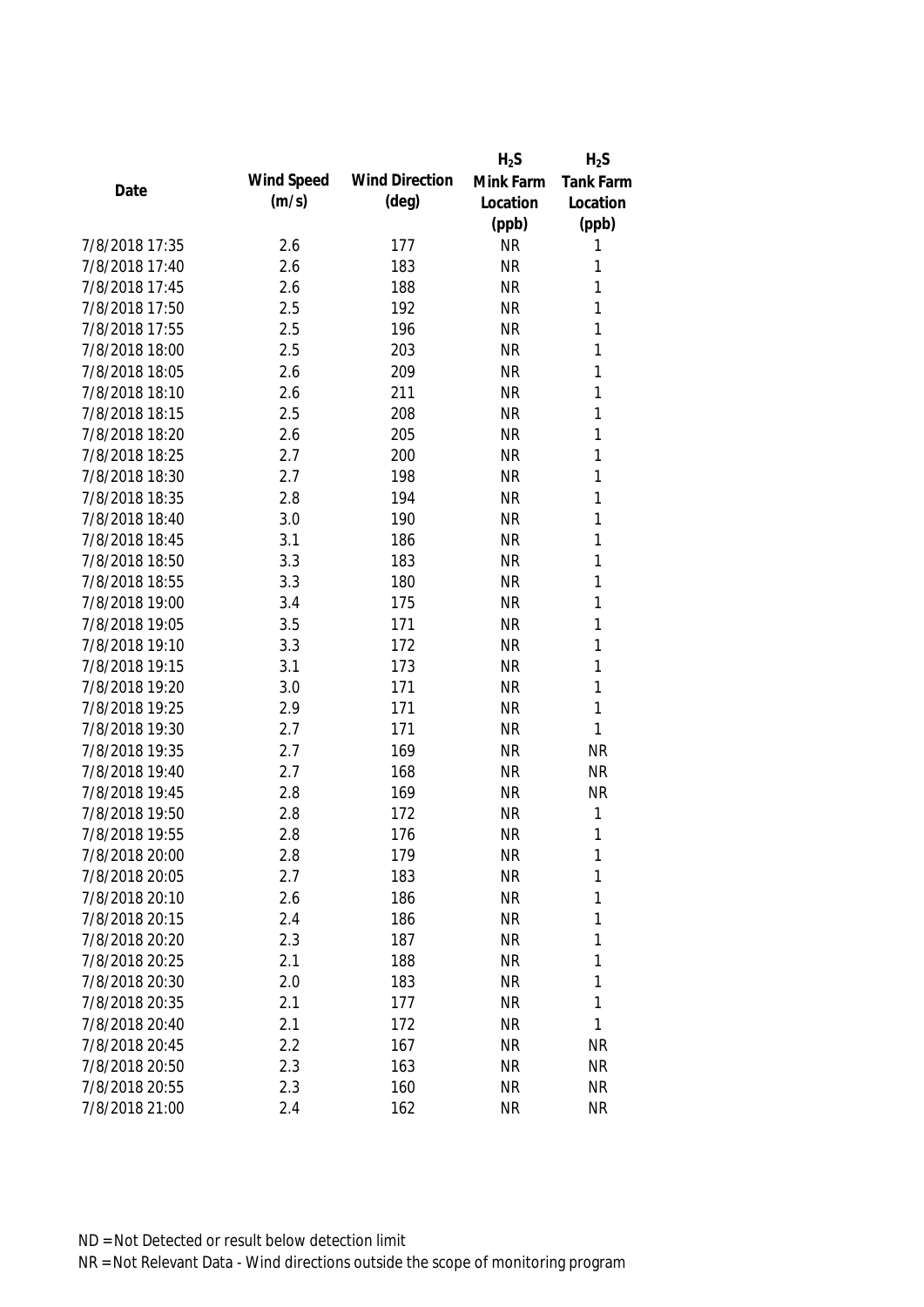| Date | Wind Speed (m/s) | Wind Direction (deg) | $H_2S$ Mink Farm Location (ppb) | $H_2S$ Tank Farm Location (ppb) |
|---|---|---|---|---|
| 7/8/2018 17:35 | 2.6 | 177 | NR | 1 |
| 7/8/2018 17:40 | 2.6 | 183 | NR | 1 |
| 7/8/2018 17:45 | 2.6 | 188 | NR | 1 |
| 7/8/2018 17:50 | 2.5 | 192 | NR | 1 |
| 7/8/2018 17:55 | 2.5 | 196 | NR | 1 |
| 7/8/2018 18:00 | 2.5 | 203 | NR | 1 |
| 7/8/2018 18:05 | 2.6 | 209 | NR | 1 |
| 7/8/2018 18:10 | 2.6 | 211 | NR | 1 |
| 7/8/2018 18:15 | 2.5 | 208 | NR | 1 |
| 7/8/2018 18:20 | 2.6 | 205 | NR | 1 |
| 7/8/2018 18:25 | 2.7 | 200 | NR | 1 |
| 7/8/2018 18:30 | 2.7 | 198 | NR | 1 |
| 7/8/2018 18:35 | 2.8 | 194 | NR | 1 |
| 7/8/2018 18:40 | 3.0 | 190 | NR | 1 |
| 7/8/2018 18:45 | 3.1 | 186 | NR | 1 |
| 7/8/2018 18:50 | 3.3 | 183 | NR | 1 |
| 7/8/2018 18:55 | 3.3 | 180 | NR | 1 |
| 7/8/2018 19:00 | 3.4 | 175 | NR | 1 |
| 7/8/2018 19:05 | 3.5 | 171 | NR | 1 |
| 7/8/2018 19:10 | 3.3 | 172 | NR | 1 |
| 7/8/2018 19:15 | 3.1 | 173 | NR | 1 |
| 7/8/2018 19:20 | 3.0 | 171 | NR | 1 |
| 7/8/2018 19:25 | 2.9 | 171 | NR | 1 |
| 7/8/2018 19:30 | 2.7 | 171 | NR | 1 |
| 7/8/2018 19:35 | 2.7 | 169 | NR | NR |
| 7/8/2018 19:40 | 2.7 | 168 | NR | NR |
| 7/8/2018 19:45 | 2.8 | 169 | NR | NR |
| 7/8/2018 19:50 | 2.8 | 172 | NR | 1 |
| 7/8/2018 19:55 | 2.8 | 176 | NR | 1 |
| 7/8/2018 20:00 | 2.8 | 179 | NR | 1 |
| 7/8/2018 20:05 | 2.7 | 183 | NR | 1 |
| 7/8/2018 20:10 | 2.6 | 186 | NR | 1 |
| 7/8/2018 20:15 | 2.4 | 186 | NR | 1 |
| 7/8/2018 20:20 | 2.3 | 187 | NR | 1 |
| 7/8/2018 20:25 | 2.1 | 188 | NR | 1 |
| 7/8/2018 20:30 | 2.0 | 183 | NR | 1 |
| 7/8/2018 20:35 | 2.1 | 177 | NR | 1 |
| 7/8/2018 20:40 | 2.1 | 172 | NR | 1 |
| 7/8/2018 20:45 | 2.2 | 167 | NR | NR |
| 7/8/2018 20:50 | 2.3 | 163 | NR | NR |
| 7/8/2018 20:55 | 2.3 | 160 | NR | NR |
| 7/8/2018 21:00 | 2.4 | 162 | NR | NR |

ND = Not Detected or result below detection limit
NR = Not Relevant Data - Wind directions outside the scope of monitoring program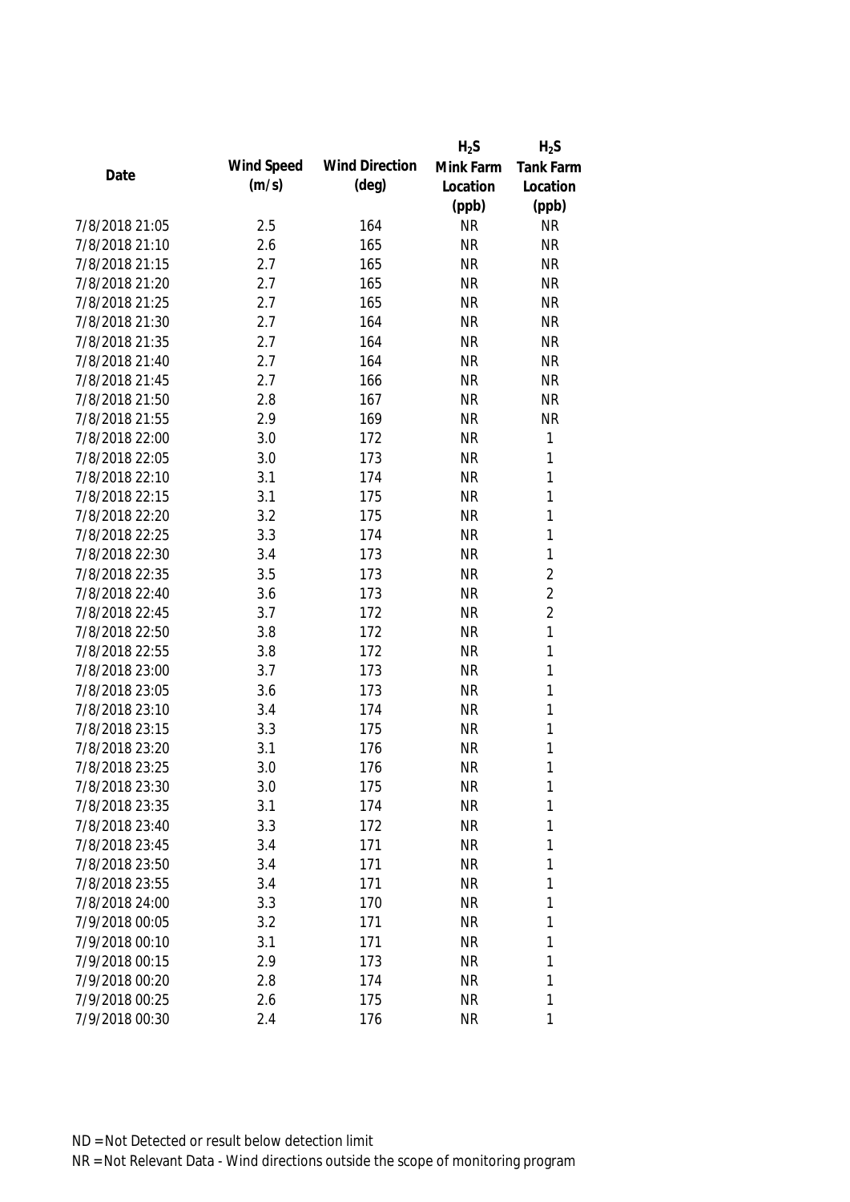| Date | Wind Speed (m/s) | Wind Direction (deg) | $H_2S$ Mink Farm Location (ppb) | $H_2S$ Tank Farm Location (ppb) |
|---|---|---|---|---|
| 7/8/2018 21:05 | 2.5 | 164 | NR | NR |
| 7/8/2018 21:10 | 2.6 | 165 | NR | NR |
| 7/8/2018 21:15 | 2.7 | 165 | NR | NR |
| 7/8/2018 21:20 | 2.7 | 165 | NR | NR |
| 7/8/2018 21:25 | 2.7 | 165 | NR | NR |
| 7/8/2018 21:30 | 2.7 | 164 | NR | NR |
| 7/8/2018 21:35 | 2.7 | 164 | NR | NR |
| 7/8/2018 21:40 | 2.7 | 164 | NR | NR |
| 7/8/2018 21:45 | 2.7 | 166 | NR | NR |
| 7/8/2018 21:50 | 2.8 | 167 | NR | NR |
| 7/8/2018 21:55 | 2.9 | 169 | NR | NR |
| 7/8/2018 22:00 | 3.0 | 172 | NR | 1 |
| 7/8/2018 22:05 | 3.0 | 173 | NR | 1 |
| 7/8/2018 22:10 | 3.1 | 174 | NR | 1 |
| 7/8/2018 22:15 | 3.1 | 175 | NR | 1 |
| 7/8/2018 22:20 | 3.2 | 175 | NR | 1 |
| 7/8/2018 22:25 | 3.3 | 174 | NR | 1 |
| 7/8/2018 22:30 | 3.4 | 173 | NR | 1 |
| 7/8/2018 22:35 | 3.5 | 173 | NR | 2 |
| 7/8/2018 22:40 | 3.6 | 173 | NR | 2 |
| 7/8/2018 22:45 | 3.7 | 172 | NR | 2 |
| 7/8/2018 22:50 | 3.8 | 172 | NR | 1 |
| 7/8/2018 22:55 | 3.8 | 172 | NR | 1 |
| 7/8/2018 23:00 | 3.7 | 173 | NR | 1 |
| 7/8/2018 23:05 | 3.6 | 173 | NR | 1 |
| 7/8/2018 23:10 | 3.4 | 174 | NR | 1 |
| 7/8/2018 23:15 | 3.3 | 175 | NR | 1 |
| 7/8/2018 23:20 | 3.1 | 176 | NR | 1 |
| 7/8/2018 23:25 | 3.0 | 176 | NR | 1 |
| 7/8/2018 23:30 | 3.0 | 175 | NR | 1 |
| 7/8/2018 23:35 | 3.1 | 174 | NR | 1 |
| 7/8/2018 23:40 | 3.3 | 172 | NR | 1 |
| 7/8/2018 23:45 | 3.4 | 171 | NR | 1 |
| 7/8/2018 23:50 | 3.4 | 171 | NR | 1 |
| 7/8/2018 23:55 | 3.4 | 171 | NR | 1 |
| 7/8/2018 24:00 | 3.3 | 170 | NR | 1 |
| 7/9/2018 00:05 | 3.2 | 171 | NR | 1 |
| 7/9/2018 00:10 | 3.1 | 171 | NR | 1 |
| 7/9/2018 00:15 | 2.9 | 173 | NR | 1 |
| 7/9/2018 00:20 | 2.8 | 174 | NR | 1 |
| 7/9/2018 00:25 | 2.6 | 175 | NR | 1 |
| 7/9/2018 00:30 | 2.4 | 176 | NR | 1 |

ND = Not Detected or result below detection limit

NR = Not Relevant Data - Wind directions outside the scope of monitoring program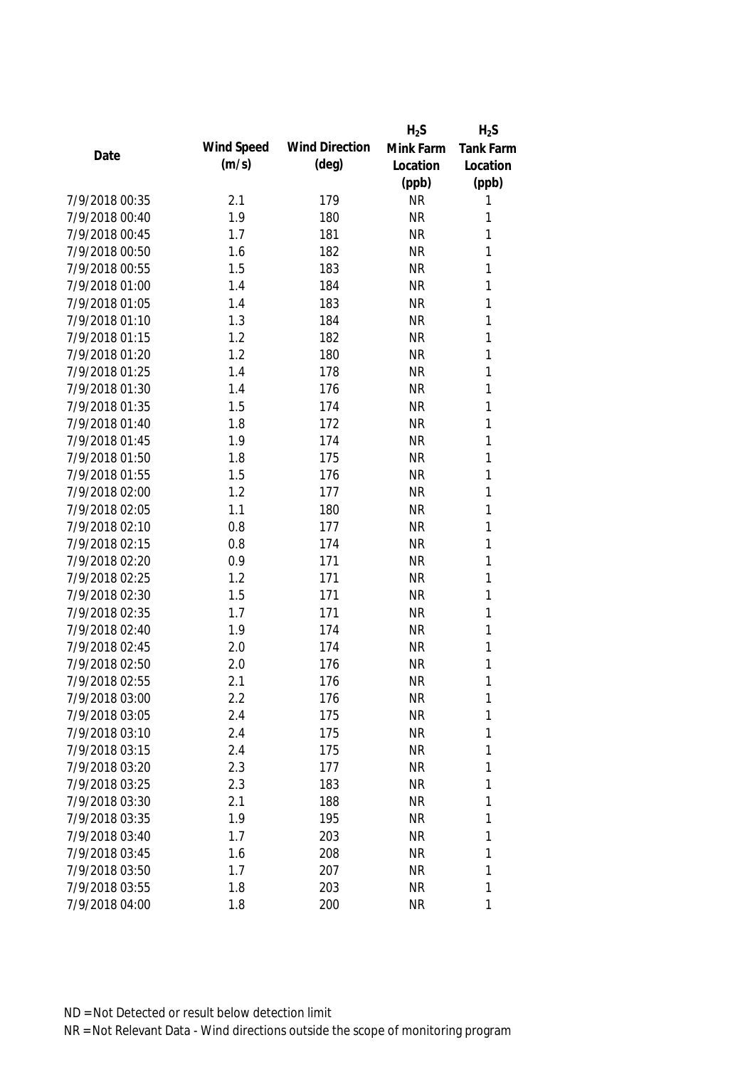| Date | Wind Speed (m/s) | Wind Direction (deg) | $H_2S$ Mink Farm Location (ppb) | $H_2S$ Tank Farm Location (ppb) |
|---|---|---|---|---|
| 7/9/2018 00:35 | 2.1 | 179 | NR | 1 |
| 7/9/2018 00:40 | 1.9 | 180 | NR | 1 |
| 7/9/2018 00:45 | 1.7 | 181 | NR | 1 |
| 7/9/2018 00:50 | 1.6 | 182 | NR | 1 |
| 7/9/2018 00:55 | 1.5 | 183 | NR | 1 |
| 7/9/2018 01:00 | 1.4 | 184 | NR | 1 |
| 7/9/2018 01:05 | 1.4 | 183 | NR | 1 |
| 7/9/2018 01:10 | 1.3 | 184 | NR | 1 |
| 7/9/2018 01:15 | 1.2 | 182 | NR | 1 |
| 7/9/2018 01:20 | 1.2 | 180 | NR | 1 |
| 7/9/2018 01:25 | 1.4 | 178 | NR | 1 |
| 7/9/2018 01:30 | 1.4 | 176 | NR | 1 |
| 7/9/2018 01:35 | 1.5 | 174 | NR | 1 |
| 7/9/2018 01:40 | 1.8 | 172 | NR | 1 |
| 7/9/2018 01:45 | 1.9 | 174 | NR | 1 |
| 7/9/2018 01:50 | 1.8 | 175 | NR | 1 |
| 7/9/2018 01:55 | 1.5 | 176 | NR | 1 |
| 7/9/2018 02:00 | 1.2 | 177 | NR | 1 |
| 7/9/2018 02:05 | 1.1 | 180 | NR | 1 |
| 7/9/2018 02:10 | 0.8 | 177 | NR | 1 |
| 7/9/2018 02:15 | 0.8 | 174 | NR | 1 |
| 7/9/2018 02:20 | 0.9 | 171 | NR | 1 |
| 7/9/2018 02:25 | 1.2 | 171 | NR | 1 |
| 7/9/2018 02:30 | 1.5 | 171 | NR | 1 |
| 7/9/2018 02:35 | 1.7 | 171 | NR | 1 |
| 7/9/2018 02:40 | 1.9 | 174 | NR | 1 |
| 7/9/2018 02:45 | 2.0 | 174 | NR | 1 |
| 7/9/2018 02:50 | 2.0 | 176 | NR | 1 |
| 7/9/2018 02:55 | 2.1 | 176 | NR | 1 |
| 7/9/2018 03:00 | 2.2 | 176 | NR | 1 |
| 7/9/2018 03:05 | 2.4 | 175 | NR | 1 |
| 7/9/2018 03:10 | 2.4 | 175 | NR | 1 |
| 7/9/2018 03:15 | 2.4 | 175 | NR | 1 |
| 7/9/2018 03:20 | 2.3 | 177 | NR | 1 |
| 7/9/2018 03:25 | 2.3 | 183 | NR | 1 |
| 7/9/2018 03:30 | 2.1 | 188 | NR | 1 |
| 7/9/2018 03:35 | 1.9 | 195 | NR | 1 |
| 7/9/2018 03:40 | 1.7 | 203 | NR | 1 |
| 7/9/2018 03:45 | 1.6 | 208 | NR | 1 |
| 7/9/2018 03:50 | 1.7 | 207 | NR | 1 |
| 7/9/2018 03:55 | 1.8 | 203 | NR | 1 |
| 7/9/2018 04:00 | 1.8 | 200 | NR | 1 |

ND = Not Detected or result below detection limit

NR = Not Relevant Data - Wind directions outside the scope of monitoring program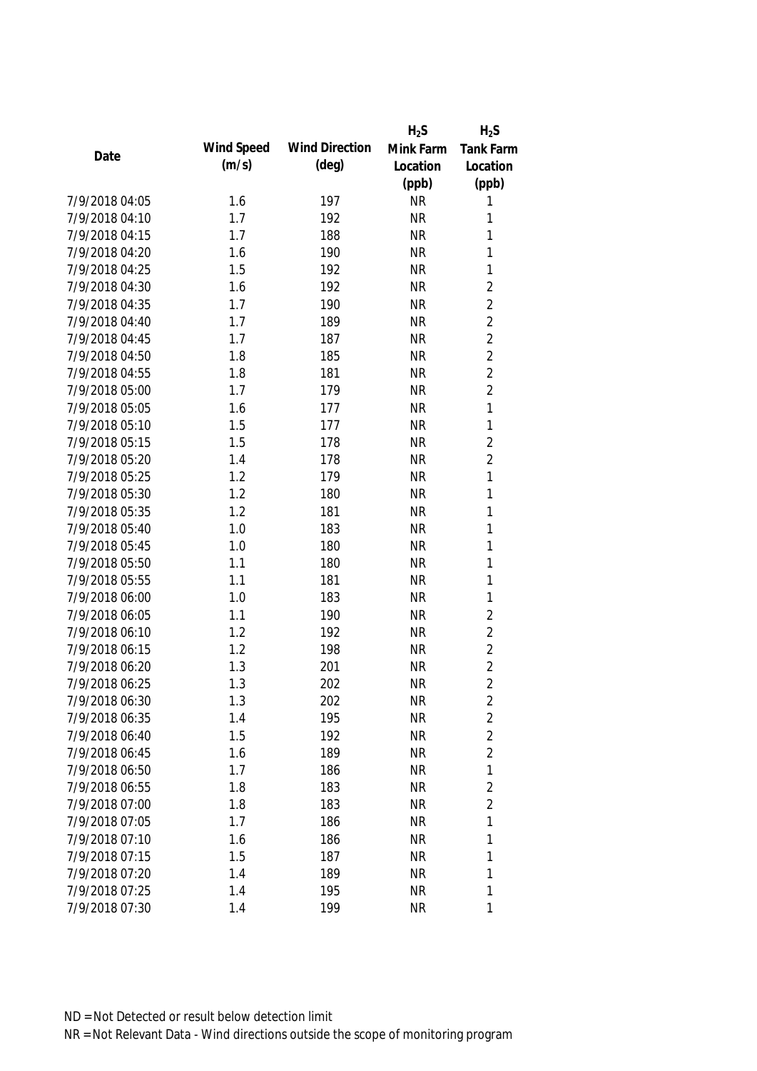| Date | Wind Speed (m/s) | Wind Direction (deg) | $H_2S$ Mink Farm Location (ppb) | $H_2S$ Tank Farm Location (ppb) |
|---|---|---|---|---|
| 7/9/2018 04:05 | 1.6 | 197 | NR | 1 |
| 7/9/2018 04:10 | 1.7 | 192 | NR | 1 |
| 7/9/2018 04:15 | 1.7 | 188 | NR | 1 |
| 7/9/2018 04:20 | 1.6 | 190 | NR | 1 |
| 7/9/2018 04:25 | 1.5 | 192 | NR | 1 |
| 7/9/2018 04:30 | 1.6 | 192 | NR | 2 |
| 7/9/2018 04:35 | 1.7 | 190 | NR | 2 |
| 7/9/2018 04:40 | 1.7 | 189 | NR | 2 |
| 7/9/2018 04:45 | 1.7 | 187 | NR | 2 |
| 7/9/2018 04:50 | 1.8 | 185 | NR | 2 |
| 7/9/2018 04:55 | 1.8 | 181 | NR | 2 |
| 7/9/2018 05:00 | 1.7 | 179 | NR | 2 |
| 7/9/2018 05:05 | 1.6 | 177 | NR | 1 |
| 7/9/2018 05:10 | 1.5 | 177 | NR | 1 |
| 7/9/2018 05:15 | 1.5 | 178 | NR | 2 |
| 7/9/2018 05:20 | 1.4 | 178 | NR | 2 |
| 7/9/2018 05:25 | 1.2 | 179 | NR | 1 |
| 7/9/2018 05:30 | 1.2 | 180 | NR | 1 |
| 7/9/2018 05:35 | 1.2 | 181 | NR | 1 |
| 7/9/2018 05:40 | 1.0 | 183 | NR | 1 |
| 7/9/2018 05:45 | 1.0 | 180 | NR | 1 |
| 7/9/2018 05:50 | 1.1 | 180 | NR | 1 |
| 7/9/2018 05:55 | 1.1 | 181 | NR | 1 |
| 7/9/2018 06:00 | 1.0 | 183 | NR | 1 |
| 7/9/2018 06:05 | 1.1 | 190 | NR | 2 |
| 7/9/2018 06:10 | 1.2 | 192 | NR | 2 |
| 7/9/2018 06:15 | 1.2 | 198 | NR | 2 |
| 7/9/2018 06:20 | 1.3 | 201 | NR | 2 |
| 7/9/2018 06:25 | 1.3 | 202 | NR | 2 |
| 7/9/2018 06:30 | 1.3 | 202 | NR | 2 |
| 7/9/2018 06:35 | 1.4 | 195 | NR | 2 |
| 7/9/2018 06:40 | 1.5 | 192 | NR | 2 |
| 7/9/2018 06:45 | 1.6 | 189 | NR | 2 |
| 7/9/2018 06:50 | 1.7 | 186 | NR | 1 |
| 7/9/2018 06:55 | 1.8 | 183 | NR | 2 |
| 7/9/2018 07:00 | 1.8 | 183 | NR | 2 |
| 7/9/2018 07:05 | 1.7 | 186 | NR | 1 |
| 7/9/2018 07:10 | 1.6 | 186 | NR | 1 |
| 7/9/2018 07:15 | 1.5 | 187 | NR | 1 |
| 7/9/2018 07:20 | 1.4 | 189 | NR | 1 |
| 7/9/2018 07:25 | 1.4 | 195 | NR | 1 |
| 7/9/2018 07:30 | 1.4 | 199 | NR | 1 |

ND = Not Detected or result below detection limit

NR = Not Relevant Data - Wind directions outside the scope of monitoring program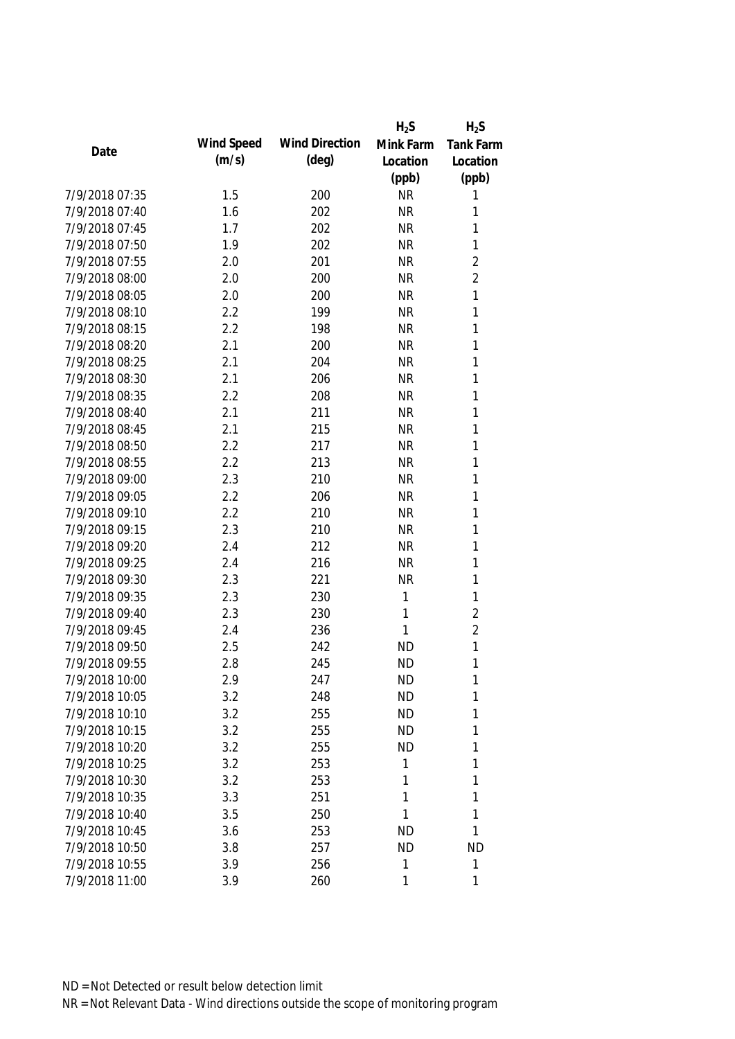| Date | Wind Speed (m/s) | Wind Direction (deg) | $H_2S$ Mink Farm Location (ppb) | $H_2S$ Tank Farm Location (ppb) |
|---|---|---|---|---|
| 7/9/2018 07:35 | 1.5 | 200 | NR | 1 |
| 7/9/2018 07:40 | 1.6 | 202 | NR | 1 |
| 7/9/2018 07:45 | 1.7 | 202 | NR | 1 |
| 7/9/2018 07:50 | 1.9 | 202 | NR | 1 |
| 7/9/2018 07:55 | 2.0 | 201 | NR | 2 |
| 7/9/2018 08:00 | 2.0 | 200 | NR | 2 |
| 7/9/2018 08:05 | 2.0 | 200 | NR | 1 |
| 7/9/2018 08:10 | 2.2 | 199 | NR | 1 |
| 7/9/2018 08:15 | 2.2 | 198 | NR | 1 |
| 7/9/2018 08:20 | 2.1 | 200 | NR | 1 |
| 7/9/2018 08:25 | 2.1 | 204 | NR | 1 |
| 7/9/2018 08:30 | 2.1 | 206 | NR | 1 |
| 7/9/2018 08:35 | 2.2 | 208 | NR | 1 |
| 7/9/2018 08:40 | 2.1 | 211 | NR | 1 |
| 7/9/2018 08:45 | 2.1 | 215 | NR | 1 |
| 7/9/2018 08:50 | 2.2 | 217 | NR | 1 |
| 7/9/2018 08:55 | 2.2 | 213 | NR | 1 |
| 7/9/2018 09:00 | 2.3 | 210 | NR | 1 |
| 7/9/2018 09:05 | 2.2 | 206 | NR | 1 |
| 7/9/2018 09:10 | 2.2 | 210 | NR | 1 |
| 7/9/2018 09:15 | 2.3 | 210 | NR | 1 |
| 7/9/2018 09:20 | 2.4 | 212 | NR | 1 |
| 7/9/2018 09:25 | 2.4 | 216 | NR | 1 |
| 7/9/2018 09:30 | 2.3 | 221 | NR | 1 |
| 7/9/2018 09:35 | 2.3 | 230 | 1 | 1 |
| 7/9/2018 09:40 | 2.3 | 230 | 1 | 2 |
| 7/9/2018 09:45 | 2.4 | 236 | 1 | 2 |
| 7/9/2018 09:50 | 2.5 | 242 | ND | 1 |
| 7/9/2018 09:55 | 2.8 | 245 | ND | 1 |
| 7/9/2018 10:00 | 2.9 | 247 | ND | 1 |
| 7/9/2018 10:05 | 3.2 | 248 | ND | 1 |
| 7/9/2018 10:10 | 3.2 | 255 | ND | 1 |
| 7/9/2018 10:15 | 3.2 | 255 | ND | 1 |
| 7/9/2018 10:20 | 3.2 | 255 | ND | 1 |
| 7/9/2018 10:25 | 3.2 | 253 | 1 | 1 |
| 7/9/2018 10:30 | 3.2 | 253 | 1 | 1 |
| 7/9/2018 10:35 | 3.3 | 251 | 1 | 1 |
| 7/9/2018 10:40 | 3.5 | 250 | 1 | 1 |
| 7/9/2018 10:45 | 3.6 | 253 | ND | 1 |
| 7/9/2018 10:50 | 3.8 | 257 | ND | ND |
| 7/9/2018 10:55 | 3.9 | 256 | 1 | 1 |
| 7/9/2018 11:00 | 3.9 | 260 | 1 | 1 |

ND = Not Detected or result below detection limit

NR = Not Relevant Data - Wind directions outside the scope of monitoring program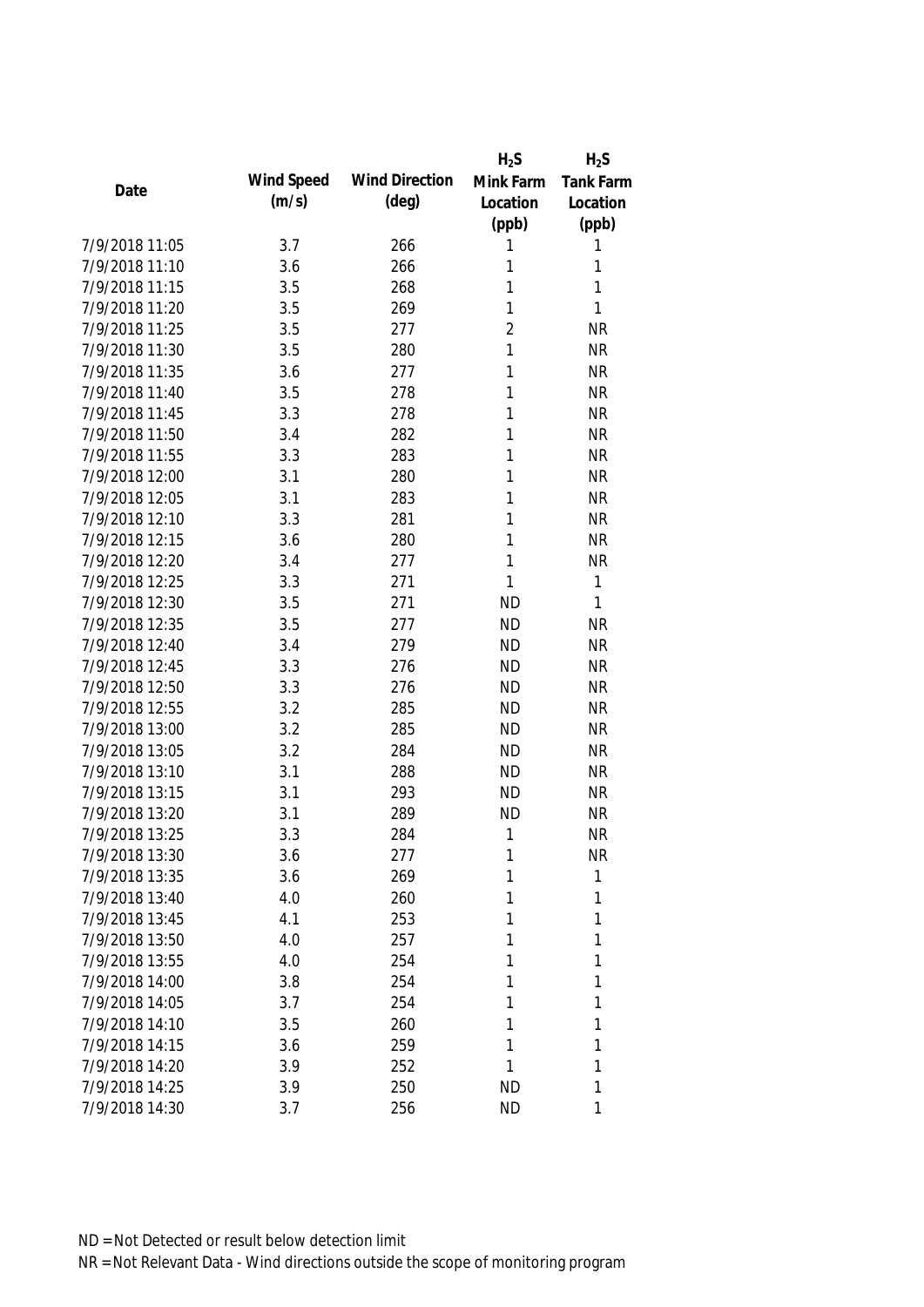| Date | Wind Speed (m/s) | Wind Direction (deg) | $H_2S$ Mink Farm Location (ppb) | $H_2S$ Tank Farm Location (ppb) |
|---|---|---|---|---|
| 7/9/2018 11:05 | 3.7 | 266 | 1 | 1 |
| 7/9/2018 11:10 | 3.6 | 266 | 1 | 1 |
| 7/9/2018 11:15 | 3.5 | 268 | 1 | 1 |
| 7/9/2018 11:20 | 3.5 | 269 | 1 | 1 |
| 7/9/2018 11:25 | 3.5 | 277 | 2 | NR |
| 7/9/2018 11:30 | 3.5 | 280 | 1 | NR |
| 7/9/2018 11:35 | 3.6 | 277 | 1 | NR |
| 7/9/2018 11:40 | 3.5 | 278 | 1 | NR |
| 7/9/2018 11:45 | 3.3 | 278 | 1 | NR |
| 7/9/2018 11:50 | 3.4 | 282 | 1 | NR |
| 7/9/2018 11:55 | 3.3 | 283 | 1 | NR |
| 7/9/2018 12:00 | 3.1 | 280 | 1 | NR |
| 7/9/2018 12:05 | 3.1 | 283 | 1 | NR |
| 7/9/2018 12:10 | 3.3 | 281 | 1 | NR |
| 7/9/2018 12:15 | 3.6 | 280 | 1 | NR |
| 7/9/2018 12:20 | 3.4 | 277 | 1 | NR |
| 7/9/2018 12:25 | 3.3 | 271 | 1 | 1 |
| 7/9/2018 12:30 | 3.5 | 271 | ND | 1 |
| 7/9/2018 12:35 | 3.5 | 277 | ND | NR |
| 7/9/2018 12:40 | 3.4 | 279 | ND | NR |
| 7/9/2018 12:45 | 3.3 | 276 | ND | NR |
| 7/9/2018 12:50 | 3.3 | 276 | ND | NR |
| 7/9/2018 12:55 | 3.2 | 285 | ND | NR |
| 7/9/2018 13:00 | 3.2 | 285 | ND | NR |
| 7/9/2018 13:05 | 3.2 | 284 | ND | NR |
| 7/9/2018 13:10 | 3.1 | 288 | ND | NR |
| 7/9/2018 13:15 | 3.1 | 293 | ND | NR |
| 7/9/2018 13:20 | 3.1 | 289 | ND | NR |
| 7/9/2018 13:25 | 3.3 | 284 | 1 | NR |
| 7/9/2018 13:30 | 3.6 | 277 | 1 | NR |
| 7/9/2018 13:35 | 3.6 | 269 | 1 | 1 |
| 7/9/2018 13:40 | 4.0 | 260 | 1 | 1 |
| 7/9/2018 13:45 | 4.1 | 253 | 1 | 1 |
| 7/9/2018 13:50 | 4.0 | 257 | 1 | 1 |
| 7/9/2018 13:55 | 4.0 | 254 | 1 | 1 |
| 7/9/2018 14:00 | 3.8 | 254 | 1 | 1 |
| 7/9/2018 14:05 | 3.7 | 254 | 1 | 1 |
| 7/9/2018 14:10 | 3.5 | 260 | 1 | 1 |
| 7/9/2018 14:15 | 3.6 | 259 | 1 | 1 |
| 7/9/2018 14:20 | 3.9 | 252 | 1 | 1 |
| 7/9/2018 14:25 | 3.9 | 250 | ND | 1 |
| 7/9/2018 14:30 | 3.7 | 256 | ND | 1 |

ND = Not Detected or result below detection limit

NR = Not Relevant Data - Wind directions outside the scope of monitoring program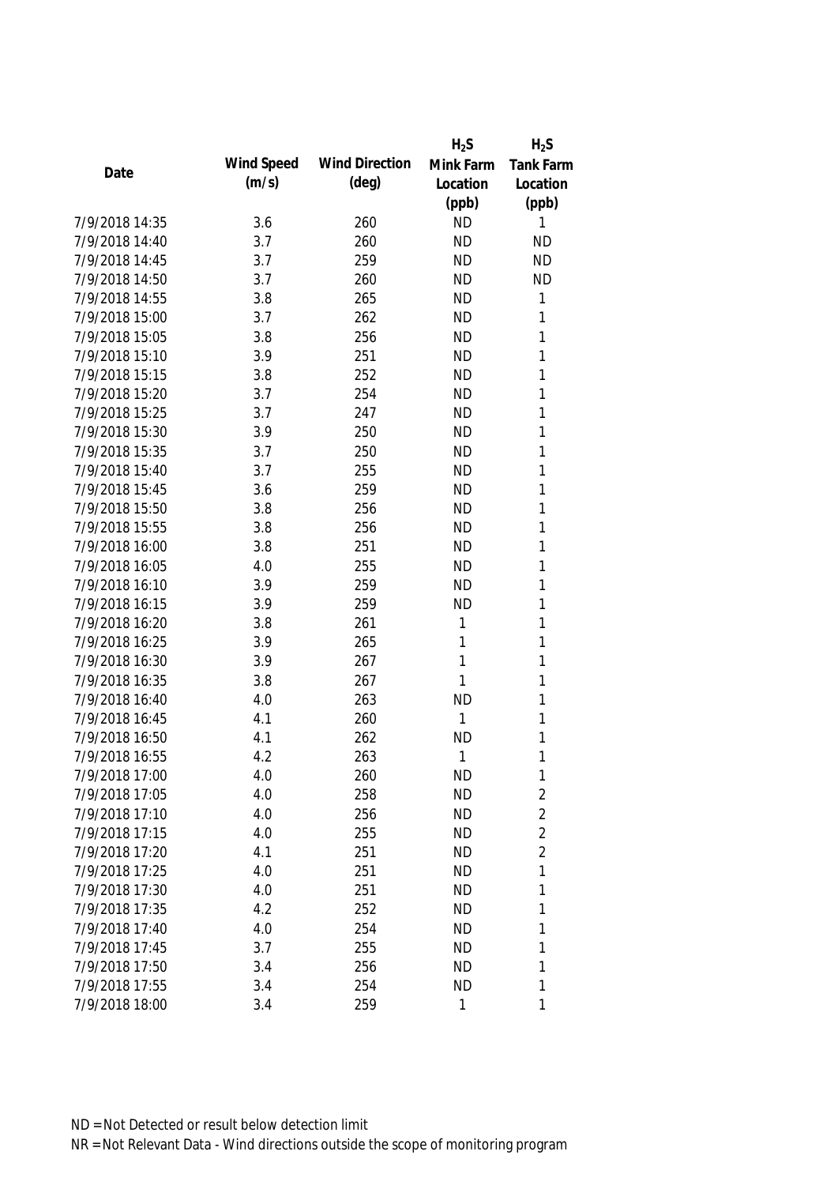| Date | Wind Speed (m/s) | Wind Direction (deg) | $H_2S$ Mink Farm Location (ppb) | $H_2S$ Tank Farm Location (ppb) |
|---|---|---|---|---|
| 7/9/2018 14:35 | 3.6 | 260 | ND | 1 |
| 7/9/2018 14:40 | 3.7 | 260 | ND | ND |
| 7/9/2018 14:45 | 3.7 | 259 | ND | ND |
| 7/9/2018 14:50 | 3.7 | 260 | ND | ND |
| 7/9/2018 14:55 | 3.8 | 265 | ND | 1 |
| 7/9/2018 15:00 | 3.7 | 262 | ND | 1 |
| 7/9/2018 15:05 | 3.8 | 256 | ND | 1 |
| 7/9/2018 15:10 | 3.9 | 251 | ND | 1 |
| 7/9/2018 15:15 | 3.8 | 252 | ND | 1 |
| 7/9/2018 15:20 | 3.7 | 254 | ND | 1 |
| 7/9/2018 15:25 | 3.7 | 247 | ND | 1 |
| 7/9/2018 15:30 | 3.9 | 250 | ND | 1 |
| 7/9/2018 15:35 | 3.7 | 250 | ND | 1 |
| 7/9/2018 15:40 | 3.7 | 255 | ND | 1 |
| 7/9/2018 15:45 | 3.6 | 259 | ND | 1 |
| 7/9/2018 15:50 | 3.8 | 256 | ND | 1 |
| 7/9/2018 15:55 | 3.8 | 256 | ND | 1 |
| 7/9/2018 16:00 | 3.8 | 251 | ND | 1 |
| 7/9/2018 16:05 | 4.0 | 255 | ND | 1 |
| 7/9/2018 16:10 | 3.9 | 259 | ND | 1 |
| 7/9/2018 16:15 | 3.9 | 259 | ND | 1 |
| 7/9/2018 16:20 | 3.8 | 261 | 1 | 1 |
| 7/9/2018 16:25 | 3.9 | 265 | 1 | 1 |
| 7/9/2018 16:30 | 3.9 | 267 | 1 | 1 |
| 7/9/2018 16:35 | 3.8 | 267 | 1 | 1 |
| 7/9/2018 16:40 | 4.0 | 263 | ND | 1 |
| 7/9/2018 16:45 | 4.1 | 260 | 1 | 1 |
| 7/9/2018 16:50 | 4.1 | 262 | ND | 1 |
| 7/9/2018 16:55 | 4.2 | 263 | 1 | 1 |
| 7/9/2018 17:00 | 4.0 | 260 | ND | 1 |
| 7/9/2018 17:05 | 4.0 | 258 | ND | 2 |
| 7/9/2018 17:10 | 4.0 | 256 | ND | 2 |
| 7/9/2018 17:15 | 4.0 | 255 | ND | 2 |
| 7/9/2018 17:20 | 4.1 | 251 | ND | 2 |
| 7/9/2018 17:25 | 4.0 | 251 | ND | 1 |
| 7/9/2018 17:30 | 4.0 | 251 | ND | 1 |
| 7/9/2018 17:35 | 4.2 | 252 | ND | 1 |
| 7/9/2018 17:40 | 4.0 | 254 | ND | 1 |
| 7/9/2018 17:45 | 3.7 | 255 | ND | 1 |
| 7/9/2018 17:50 | 3.4 | 256 | ND | 1 |
| 7/9/2018 17:55 | 3.4 | 254 | ND | 1 |
| 7/9/2018 18:00 | 3.4 | 259 | 1 | 1 |

ND = Not Detected or result below detection limit

NR = Not Relevant Data - Wind directions outside the scope of monitoring program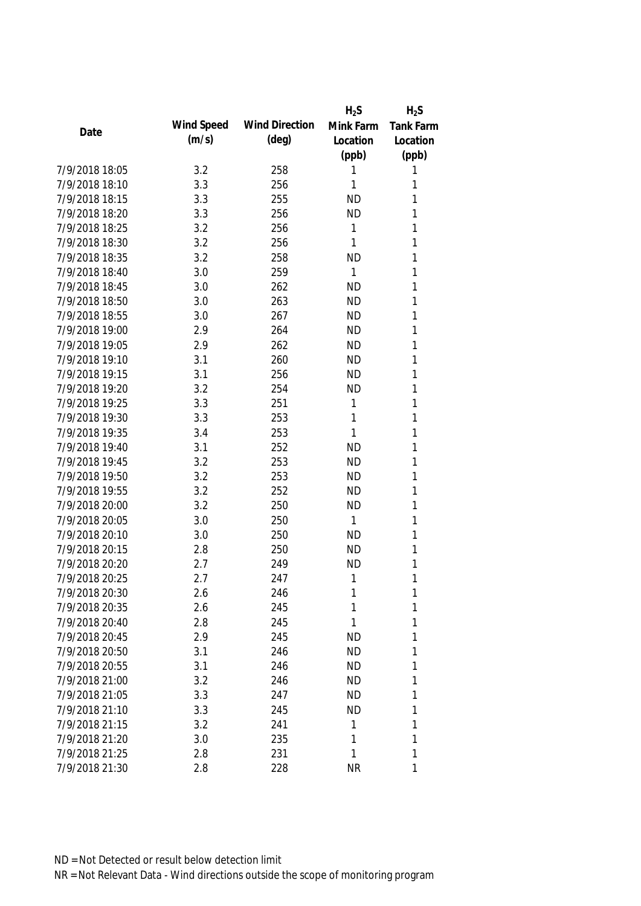| Date | Wind Speed (m/s) | Wind Direction (deg) | $H_2S$ Mink Farm Location (ppb) | $H_2S$ Tank Farm Location (ppb) |
|---|---|---|---|---|
| 7/9/2018 18:05 | 3.2 | 258 | 1 | 1 |
| 7/9/2018 18:10 | 3.3 | 256 | 1 | 1 |
| 7/9/2018 18:15 | 3.3 | 255 | ND | 1 |
| 7/9/2018 18:20 | 3.3 | 256 | ND | 1 |
| 7/9/2018 18:25 | 3.2 | 256 | 1 | 1 |
| 7/9/2018 18:30 | 3.2 | 256 | 1 | 1 |
| 7/9/2018 18:35 | 3.2 | 258 | ND | 1 |
| 7/9/2018 18:40 | 3.0 | 259 | 1 | 1 |
| 7/9/2018 18:45 | 3.0 | 262 | ND | 1 |
| 7/9/2018 18:50 | 3.0 | 263 | ND | 1 |
| 7/9/2018 18:55 | 3.0 | 267 | ND | 1 |
| 7/9/2018 19:00 | 2.9 | 264 | ND | 1 |
| 7/9/2018 19:05 | 2.9 | 262 | ND | 1 |
| 7/9/2018 19:10 | 3.1 | 260 | ND | 1 |
| 7/9/2018 19:15 | 3.1 | 256 | ND | 1 |
| 7/9/2018 19:20 | 3.2 | 254 | ND | 1 |
| 7/9/2018 19:25 | 3.3 | 251 | 1 | 1 |
| 7/9/2018 19:30 | 3.3 | 253 | 1 | 1 |
| 7/9/2018 19:35 | 3.4 | 253 | 1 | 1 |
| 7/9/2018 19:40 | 3.1 | 252 | ND | 1 |
| 7/9/2018 19:45 | 3.2 | 253 | ND | 1 |
| 7/9/2018 19:50 | 3.2 | 253 | ND | 1 |
| 7/9/2018 19:55 | 3.2 | 252 | ND | 1 |
| 7/9/2018 20:00 | 3.2 | 250 | ND | 1 |
| 7/9/2018 20:05 | 3.0 | 250 | 1 | 1 |
| 7/9/2018 20:10 | 3.0 | 250 | ND | 1 |
| 7/9/2018 20:15 | 2.8 | 250 | ND | 1 |
| 7/9/2018 20:20 | 2.7 | 249 | ND | 1 |
| 7/9/2018 20:25 | 2.7 | 247 | 1 | 1 |
| 7/9/2018 20:30 | 2.6 | 246 | 1 | 1 |
| 7/9/2018 20:35 | 2.6 | 245 | 1 | 1 |
| 7/9/2018 20:40 | 2.8 | 245 | 1 | 1 |
| 7/9/2018 20:45 | 2.9 | 245 | ND | 1 |
| 7/9/2018 20:50 | 3.1 | 246 | ND | 1 |
| 7/9/2018 20:55 | 3.1 | 246 | ND | 1 |
| 7/9/2018 21:00 | 3.2 | 246 | ND | 1 |
| 7/9/2018 21:05 | 3.3 | 247 | ND | 1 |
| 7/9/2018 21:10 | 3.3 | 245 | ND | 1 |
| 7/9/2018 21:15 | 3.2 | 241 | 1 | 1 |
| 7/9/2018 21:20 | 3.0 | 235 | 1 | 1 |
| 7/9/2018 21:25 | 2.8 | 231 | 1 | 1 |
| 7/9/2018 21:30 | 2.8 | 228 | NR | 1 |

ND = Not Detected or result below detection limit

NR = Not Relevant Data - Wind directions outside the scope of monitoring program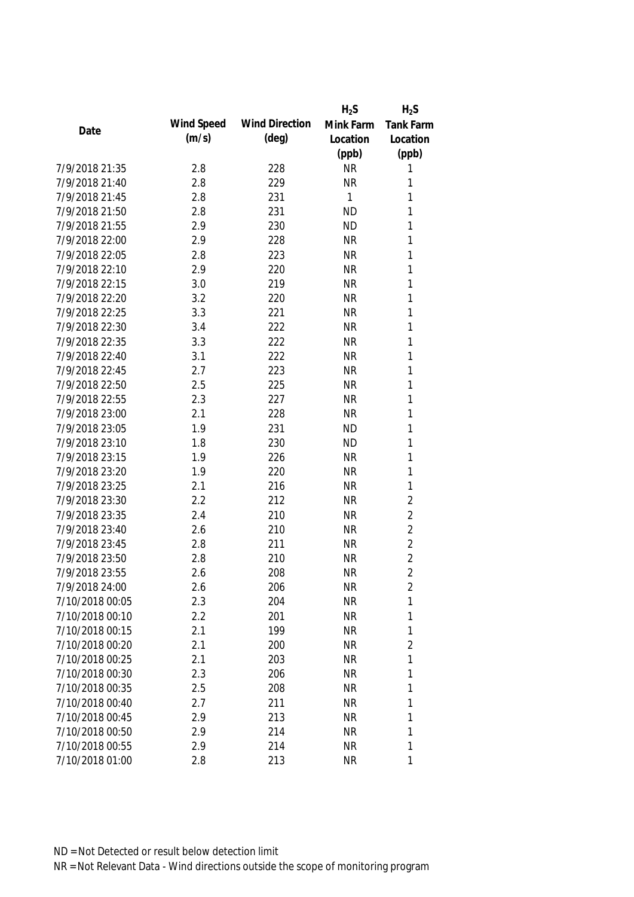| Date | Wind Speed (m/s) | Wind Direction (deg) | $H_2S$ Mink Farm Location (ppb) | $H_2S$ Tank Farm Location (ppb) |
|---|---|---|---|---|
| 7/9/2018 21:35 | 2.8 | 228 | NR | 1 |
| 7/9/2018 21:40 | 2.8 | 229 | NR | 1 |
| 7/9/2018 21:45 | 2.8 | 231 | 1 | 1 |
| 7/9/2018 21:50 | 2.8 | 231 | ND | 1 |
| 7/9/2018 21:55 | 2.9 | 230 | ND | 1 |
| 7/9/2018 22:00 | 2.9 | 228 | NR | 1 |
| 7/9/2018 22:05 | 2.8 | 223 | NR | 1 |
| 7/9/2018 22:10 | 2.9 | 220 | NR | 1 |
| 7/9/2018 22:15 | 3.0 | 219 | NR | 1 |
| 7/9/2018 22:20 | 3.2 | 220 | NR | 1 |
| 7/9/2018 22:25 | 3.3 | 221 | NR | 1 |
| 7/9/2018 22:30 | 3.4 | 222 | NR | 1 |
| 7/9/2018 22:35 | 3.3 | 222 | NR | 1 |
| 7/9/2018 22:40 | 3.1 | 222 | NR | 1 |
| 7/9/2018 22:45 | 2.7 | 223 | NR | 1 |
| 7/9/2018 22:50 | 2.5 | 225 | NR | 1 |
| 7/9/2018 22:55 | 2.3 | 227 | NR | 1 |
| 7/9/2018 23:00 | 2.1 | 228 | NR | 1 |
| 7/9/2018 23:05 | 1.9 | 231 | ND | 1 |
| 7/9/2018 23:10 | 1.8 | 230 | ND | 1 |
| 7/9/2018 23:15 | 1.9 | 226 | NR | 1 |
| 7/9/2018 23:20 | 1.9 | 220 | NR | 1 |
| 7/9/2018 23:25 | 2.1 | 216 | NR | 1 |
| 7/9/2018 23:30 | 2.2 | 212 | NR | 2 |
| 7/9/2018 23:35 | 2.4 | 210 | NR | 2 |
| 7/9/2018 23:40 | 2.6 | 210 | NR | 2 |
| 7/9/2018 23:45 | 2.8 | 211 | NR | 2 |
| 7/9/2018 23:50 | 2.8 | 210 | NR | 2 |
| 7/9/2018 23:55 | 2.6 | 208 | NR | 2 |
| 7/9/2018 24:00 | 2.6 | 206 | NR | 2 |
| 7/10/2018 00:05 | 2.3 | 204 | NR | 1 |
| 7/10/2018 00:10 | 2.2 | 201 | NR | 1 |
| 7/10/2018 00:15 | 2.1 | 199 | NR | 1 |
| 7/10/2018 00:20 | 2.1 | 200 | NR | 2 |
| 7/10/2018 00:25 | 2.1 | 203 | NR | 1 |
| 7/10/2018 00:30 | 2.3 | 206 | NR | 1 |
| 7/10/2018 00:35 | 2.5 | 208 | NR | 1 |
| 7/10/2018 00:40 | 2.7 | 211 | NR | 1 |
| 7/10/2018 00:45 | 2.9 | 213 | NR | 1 |
| 7/10/2018 00:50 | 2.9 | 214 | NR | 1 |
| 7/10/2018 00:55 | 2.9 | 214 | NR | 1 |
| 7/10/2018 01:00 | 2.8 | 213 | NR | 1 |

ND = Not Detected or result below detection limit

NR = Not Relevant Data - Wind directions outside the scope of monitoring program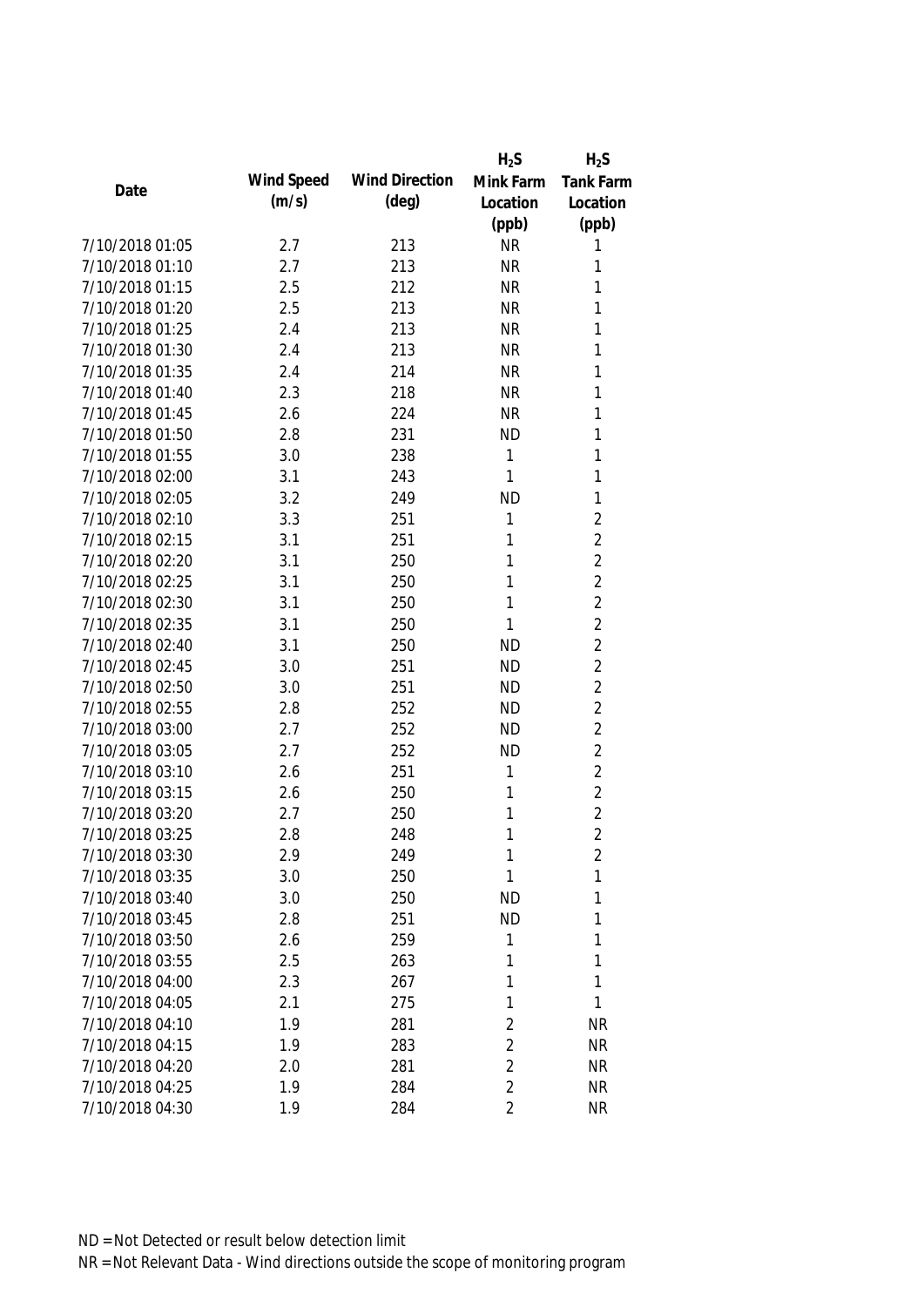| Date | Wind Speed (m/s) | Wind Direction (deg) | $H_2S$ Mink Farm Location (ppb) | $H_2S$ Tank Farm Location (ppb) |
|---|---|---|---|---|
| 7/10/2018 01:05 | 2.7 | 213 | NR | 1 |
| 7/10/2018 01:10 | 2.7 | 213 | NR | 1 |
| 7/10/2018 01:15 | 2.5 | 212 | NR | 1 |
| 7/10/2018 01:20 | 2.5 | 213 | NR | 1 |
| 7/10/2018 01:25 | 2.4 | 213 | NR | 1 |
| 7/10/2018 01:30 | 2.4 | 213 | NR | 1 |
| 7/10/2018 01:35 | 2.4 | 214 | NR | 1 |
| 7/10/2018 01:40 | 2.3 | 218 | NR | 1 |
| 7/10/2018 01:45 | 2.6 | 224 | NR | 1 |
| 7/10/2018 01:50 | 2.8 | 231 | ND | 1 |
| 7/10/2018 01:55 | 3.0 | 238 | 1 | 1 |
| 7/10/2018 02:00 | 3.1 | 243 | 1 | 1 |
| 7/10/2018 02:05 | 3.2 | 249 | ND | 1 |
| 7/10/2018 02:10 | 3.3 | 251 | 1 | 2 |
| 7/10/2018 02:15 | 3.1 | 251 | 1 | 2 |
| 7/10/2018 02:20 | 3.1 | 250 | 1 | 2 |
| 7/10/2018 02:25 | 3.1 | 250 | 1 | 2 |
| 7/10/2018 02:30 | 3.1 | 250 | 1 | 2 |
| 7/10/2018 02:35 | 3.1 | 250 | 1 | 2 |
| 7/10/2018 02:40 | 3.1 | 250 | ND | 2 |
| 7/10/2018 02:45 | 3.0 | 251 | ND | 2 |
| 7/10/2018 02:50 | 3.0 | 251 | ND | 2 |
| 7/10/2018 02:55 | 2.8 | 252 | ND | 2 |
| 7/10/2018 03:00 | 2.7 | 252 | ND | 2 |
| 7/10/2018 03:05 | 2.7 | 252 | ND | 2 |
| 7/10/2018 03:10 | 2.6 | 251 | 1 | 2 |
| 7/10/2018 03:15 | 2.6 | 250 | 1 | 2 |
| 7/10/2018 03:20 | 2.7 | 250 | 1 | 2 |
| 7/10/2018 03:25 | 2.8 | 248 | 1 | 2 |
| 7/10/2018 03:30 | 2.9 | 249 | 1 | 2 |
| 7/10/2018 03:35 | 3.0 | 250 | 1 | 1 |
| 7/10/2018 03:40 | 3.0 | 250 | ND | 1 |
| 7/10/2018 03:45 | 2.8 | 251 | ND | 1 |
| 7/10/2018 03:50 | 2.6 | 259 | 1 | 1 |
| 7/10/2018 03:55 | 2.5 | 263 | 1 | 1 |
| 7/10/2018 04:00 | 2.3 | 267 | 1 | 1 |
| 7/10/2018 04:05 | 2.1 | 275 | 1 | 1 |
| 7/10/2018 04:10 | 1.9 | 281 | 2 | NR |
| 7/10/2018 04:15 | 1.9 | 283 | 2 | NR |
| 7/10/2018 04:20 | 2.0 | 281 | 2 | NR |
| 7/10/2018 04:25 | 1.9 | 284 | 2 | NR |
| 7/10/2018 04:30 | 1.9 | 284 | 2 | NR |

ND = Not Detected or result below detection limit

NR = Not Relevant Data - Wind directions outside the scope of monitoring program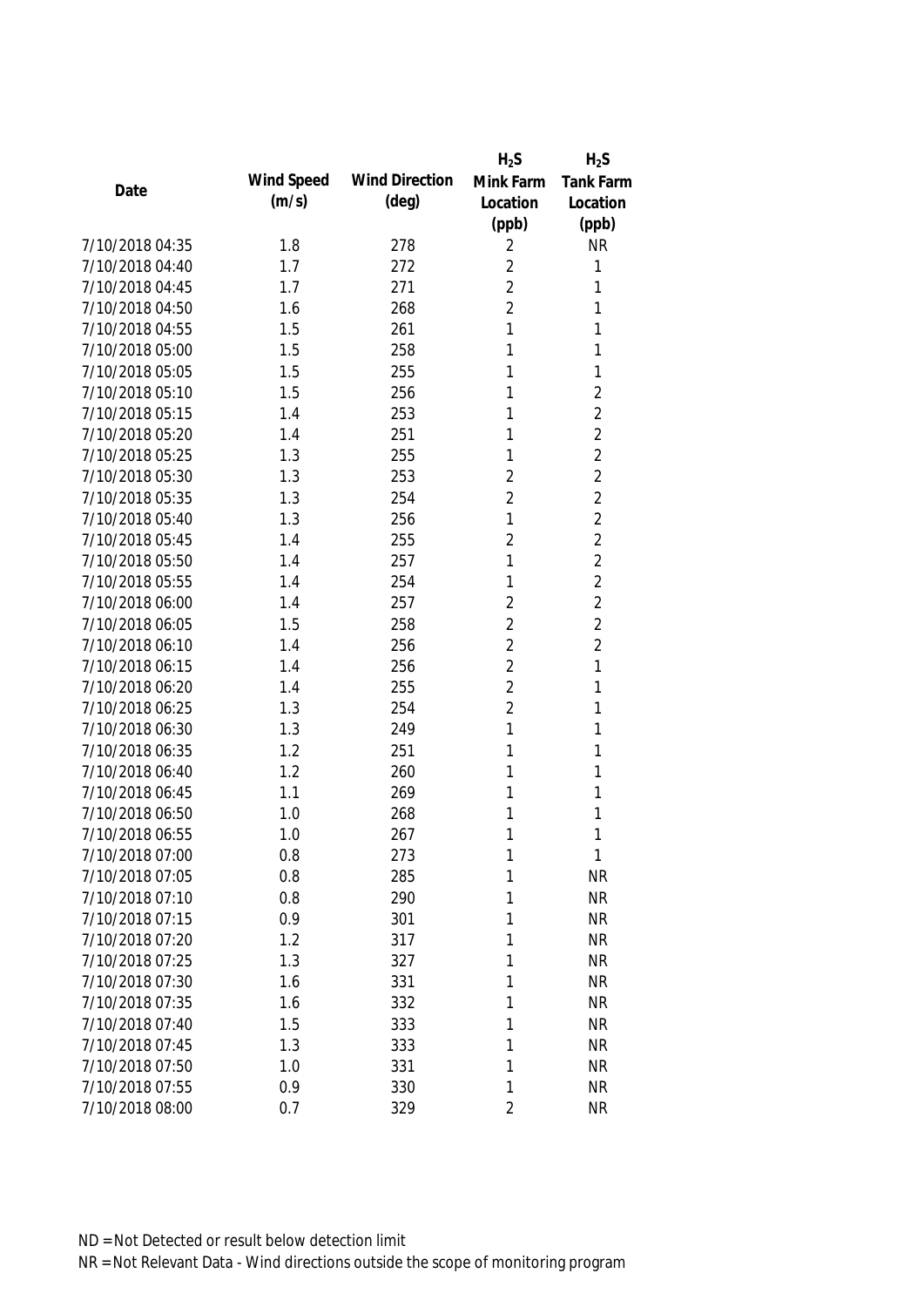| Date | Wind Speed (m/s) | Wind Direction (deg) | $H_2S$ Mink Farm Location (ppb) | $H_2S$ Tank Farm Location (ppb) |
|---|---|---|---|---|
| 7/10/2018 04:35 | 1.8 | 278 | 2 | NR |
| 7/10/2018 04:40 | 1.7 | 272 | 2 | 1 |
| 7/10/2018 04:45 | 1.7 | 271 | 2 | 1 |
| 7/10/2018 04:50 | 1.6 | 268 | 2 | 1 |
| 7/10/2018 04:55 | 1.5 | 261 | 1 | 1 |
| 7/10/2018 05:00 | 1.5 | 258 | 1 | 1 |
| 7/10/2018 05:05 | 1.5 | 255 | 1 | 1 |
| 7/10/2018 05:10 | 1.5 | 256 | 1 | 2 |
| 7/10/2018 05:15 | 1.4 | 253 | 1 | 2 |
| 7/10/2018 05:20 | 1.4 | 251 | 1 | 2 |
| 7/10/2018 05:25 | 1.3 | 255 | 1 | 2 |
| 7/10/2018 05:30 | 1.3 | 253 | 2 | 2 |
| 7/10/2018 05:35 | 1.3 | 254 | 2 | 2 |
| 7/10/2018 05:40 | 1.3 | 256 | 1 | 2 |
| 7/10/2018 05:45 | 1.4 | 255 | 2 | 2 |
| 7/10/2018 05:50 | 1.4 | 257 | 1 | 2 |
| 7/10/2018 05:55 | 1.4 | 254 | 1 | 2 |
| 7/10/2018 06:00 | 1.4 | 257 | 2 | 2 |
| 7/10/2018 06:05 | 1.5 | 258 | 2 | 2 |
| 7/10/2018 06:10 | 1.4 | 256 | 2 | 2 |
| 7/10/2018 06:15 | 1.4 | 256 | 2 | 1 |
| 7/10/2018 06:20 | 1.4 | 255 | 2 | 1 |
| 7/10/2018 06:25 | 1.3 | 254 | 2 | 1 |
| 7/10/2018 06:30 | 1.3 | 249 | 1 | 1 |
| 7/10/2018 06:35 | 1.2 | 251 | 1 | 1 |
| 7/10/2018 06:40 | 1.2 | 260 | 1 | 1 |
| 7/10/2018 06:45 | 1.1 | 269 | 1 | 1 |
| 7/10/2018 06:50 | 1.0 | 268 | 1 | 1 |
| 7/10/2018 06:55 | 1.0 | 267 | 1 | 1 |
| 7/10/2018 07:00 | 0.8 | 273 | 1 | 1 |
| 7/10/2018 07:05 | 0.8 | 285 | 1 | NR |
| 7/10/2018 07:10 | 0.8 | 290 | 1 | NR |
| 7/10/2018 07:15 | 0.9 | 301 | 1 | NR |
| 7/10/2018 07:20 | 1.2 | 317 | 1 | NR |
| 7/10/2018 07:25 | 1.3 | 327 | 1 | NR |
| 7/10/2018 07:30 | 1.6 | 331 | 1 | NR |
| 7/10/2018 07:35 | 1.6 | 332 | 1 | NR |
| 7/10/2018 07:40 | 1.5 | 333 | 1 | NR |
| 7/10/2018 07:45 | 1.3 | 333 | 1 | NR |
| 7/10/2018 07:50 | 1.0 | 331 | 1 | NR |
| 7/10/2018 07:55 | 0.9 | 330 | 1 | NR |
| 7/10/2018 08:00 | 0.7 | 329 | 2 | NR |

ND = Not Detected or result below detection limit

NR = Not Relevant Data - Wind directions outside the scope of monitoring program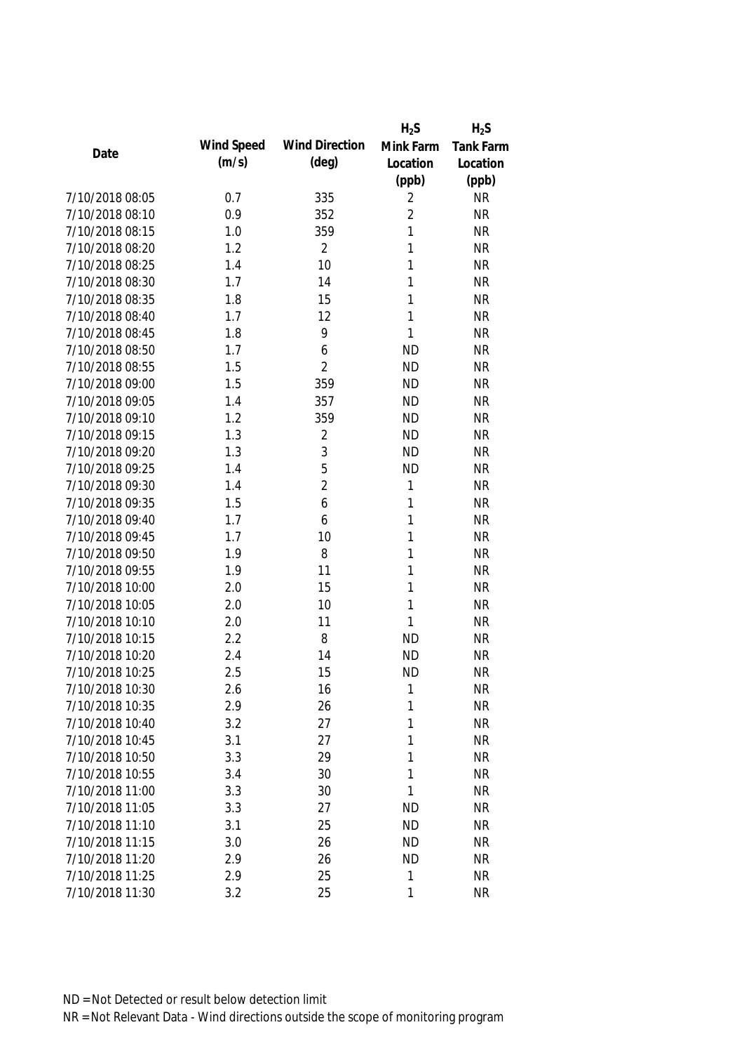| Date | Wind Speed (m/s) | Wind Direction (deg) | $H_2S$ Mink Farm Location (ppb) | $H_2S$ Tank Farm Location (ppb) |
|---|---|---|---|---|
| 7/10/2018 08:05 | 0.7 | 335 | 2 | NR |
| 7/10/2018 08:10 | 0.9 | 352 | 2 | NR |
| 7/10/2018 08:15 | 1.0 | 359 | 1 | NR |
| 7/10/2018 08:20 | 1.2 | 2 | 1 | NR |
| 7/10/2018 08:25 | 1.4 | 10 | 1 | NR |
| 7/10/2018 08:30 | 1.7 | 14 | 1 | NR |
| 7/10/2018 08:35 | 1.8 | 15 | 1 | NR |
| 7/10/2018 08:40 | 1.7 | 12 | 1 | NR |
| 7/10/2018 08:45 | 1.8 | 9 | 1 | NR |
| 7/10/2018 08:50 | 1.7 | 6 | ND | NR |
| 7/10/2018 08:55 | 1.5 | 2 | ND | NR |
| 7/10/2018 09:00 | 1.5 | 359 | ND | NR |
| 7/10/2018 09:05 | 1.4 | 357 | ND | NR |
| 7/10/2018 09:10 | 1.2 | 359 | ND | NR |
| 7/10/2018 09:15 | 1.3 | 2 | ND | NR |
| 7/10/2018 09:20 | 1.3 | 3 | ND | NR |
| 7/10/2018 09:25 | 1.4 | 5 | ND | NR |
| 7/10/2018 09:30 | 1.4 | 2 | 1 | NR |
| 7/10/2018 09:35 | 1.5 | 6 | 1 | NR |
| 7/10/2018 09:40 | 1.7 | 6 | 1 | NR |
| 7/10/2018 09:45 | 1.7 | 10 | 1 | NR |
| 7/10/2018 09:50 | 1.9 | 8 | 1 | NR |
| 7/10/2018 09:55 | 1.9 | 11 | 1 | NR |
| 7/10/2018 10:00 | 2.0 | 15 | 1 | NR |
| 7/10/2018 10:05 | 2.0 | 10 | 1 | NR |
| 7/10/2018 10:10 | 2.0 | 11 | 1 | NR |
| 7/10/2018 10:15 | 2.2 | 8 | ND | NR |
| 7/10/2018 10:20 | 2.4 | 14 | ND | NR |
| 7/10/2018 10:25 | 2.5 | 15 | ND | NR |
| 7/10/2018 10:30 | 2.6 | 16 | 1 | NR |
| 7/10/2018 10:35 | 2.9 | 26 | 1 | NR |
| 7/10/2018 10:40 | 3.2 | 27 | 1 | NR |
| 7/10/2018 10:45 | 3.1 | 27 | 1 | NR |
| 7/10/2018 10:50 | 3.3 | 29 | 1 | NR |
| 7/10/2018 10:55 | 3.4 | 30 | 1 | NR |
| 7/10/2018 11:00 | 3.3 | 30 | 1 | NR |
| 7/10/2018 11:05 | 3.3 | 27 | ND | NR |
| 7/10/2018 11:10 | 3.1 | 25 | ND | NR |
| 7/10/2018 11:15 | 3.0 | 26 | ND | NR |
| 7/10/2018 11:20 | 2.9 | 26 | ND | NR |
| 7/10/2018 11:25 | 2.9 | 25 | 1 | NR |
| 7/10/2018 11:30 | 3.2 | 25 | 1 | NR |

ND = Not Detected or result below detection limit

NR = Not Relevant Data - Wind directions outside the scope of monitoring program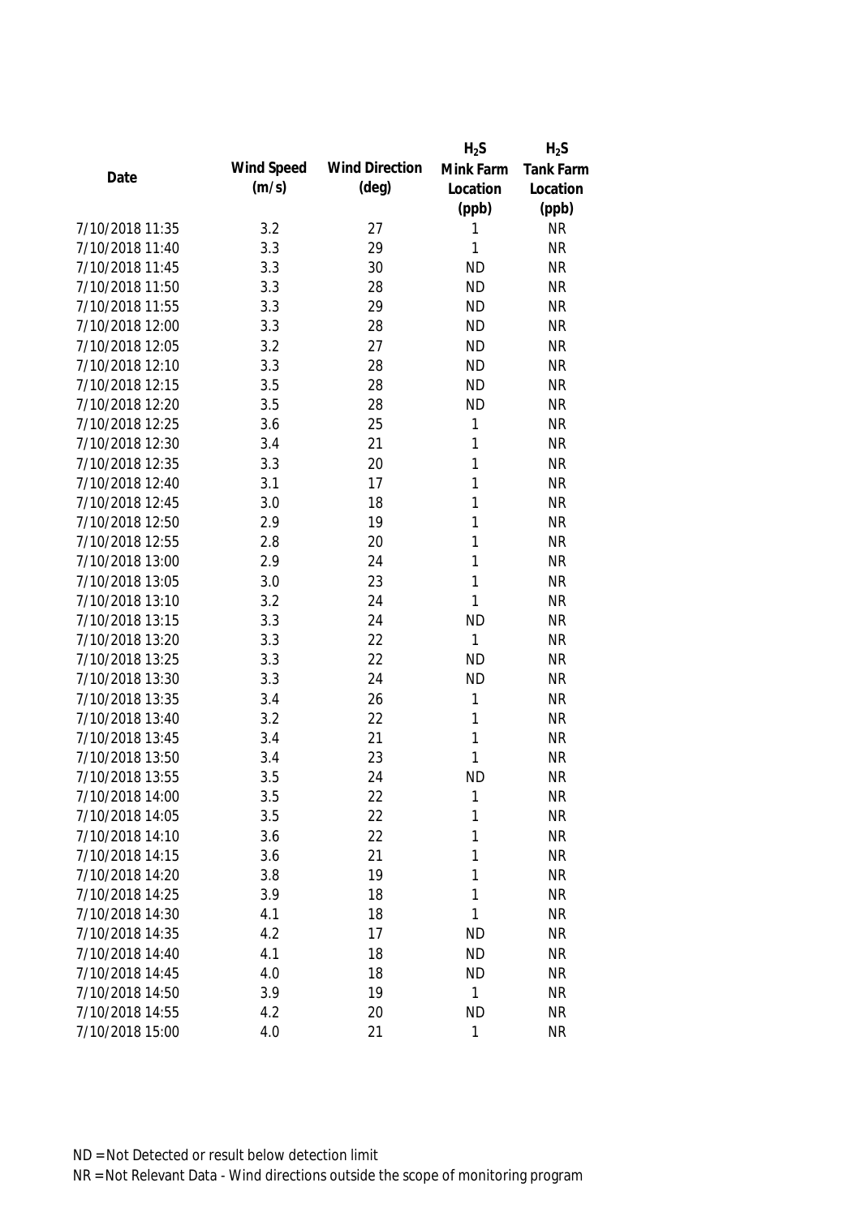| Date | Wind Speed (m/s) | Wind Direction (deg) | $H_2S$ Mink Farm Location (ppb) | $H_2S$ Tank Farm Location (ppb) |
|---|---|---|---|---|
| 7/10/2018 11:35 | 3.2 | 27 | 1 | NR |
| 7/10/2018 11:40 | 3.3 | 29 | 1 | NR |
| 7/10/2018 11:45 | 3.3 | 30 | ND | NR |
| 7/10/2018 11:50 | 3.3 | 28 | ND | NR |
| 7/10/2018 11:55 | 3.3 | 29 | ND | NR |
| 7/10/2018 12:00 | 3.3 | 28 | ND | NR |
| 7/10/2018 12:05 | 3.2 | 27 | ND | NR |
| 7/10/2018 12:10 | 3.3 | 28 | ND | NR |
| 7/10/2018 12:15 | 3.5 | 28 | ND | NR |
| 7/10/2018 12:20 | 3.5 | 28 | ND | NR |
| 7/10/2018 12:25 | 3.6 | 25 | 1 | NR |
| 7/10/2018 12:30 | 3.4 | 21 | 1 | NR |
| 7/10/2018 12:35 | 3.3 | 20 | 1 | NR |
| 7/10/2018 12:40 | 3.1 | 17 | 1 | NR |
| 7/10/2018 12:45 | 3.0 | 18 | 1 | NR |
| 7/10/2018 12:50 | 2.9 | 19 | 1 | NR |
| 7/10/2018 12:55 | 2.8 | 20 | 1 | NR |
| 7/10/2018 13:00 | 2.9 | 24 | 1 | NR |
| 7/10/2018 13:05 | 3.0 | 23 | 1 | NR |
| 7/10/2018 13:10 | 3.2 | 24 | 1 | NR |
| 7/10/2018 13:15 | 3.3 | 24 | ND | NR |
| 7/10/2018 13:20 | 3.3 | 22 | 1 | NR |
| 7/10/2018 13:25 | 3.3 | 22 | ND | NR |
| 7/10/2018 13:30 | 3.3 | 24 | ND | NR |
| 7/10/2018 13:35 | 3.4 | 26 | 1 | NR |
| 7/10/2018 13:40 | 3.2 | 22 | 1 | NR |
| 7/10/2018 13:45 | 3.4 | 21 | 1 | NR |
| 7/10/2018 13:50 | 3.4 | 23 | 1 | NR |
| 7/10/2018 13:55 | 3.5 | 24 | ND | NR |
| 7/10/2018 14:00 | 3.5 | 22 | 1 | NR |
| 7/10/2018 14:05 | 3.5 | 22 | 1 | NR |
| 7/10/2018 14:10 | 3.6 | 22 | 1 | NR |
| 7/10/2018 14:15 | 3.6 | 21 | 1 | NR |
| 7/10/2018 14:20 | 3.8 | 19 | 1 | NR |
| 7/10/2018 14:25 | 3.9 | 18 | 1 | NR |
| 7/10/2018 14:30 | 4.1 | 18 | 1 | NR |
| 7/10/2018 14:35 | 4.2 | 17 | ND | NR |
| 7/10/2018 14:40 | 4.1 | 18 | ND | NR |
| 7/10/2018 14:45 | 4.0 | 18 | ND | NR |
| 7/10/2018 14:50 | 3.9 | 19 | 1 | NR |
| 7/10/2018 14:55 | 4.2 | 20 | ND | NR |
| 7/10/2018 15:00 | 4.0 | 21 | 1 | NR |

ND = Not Detected or result below detection limit

NR = Not Relevant Data - Wind directions outside the scope of monitoring program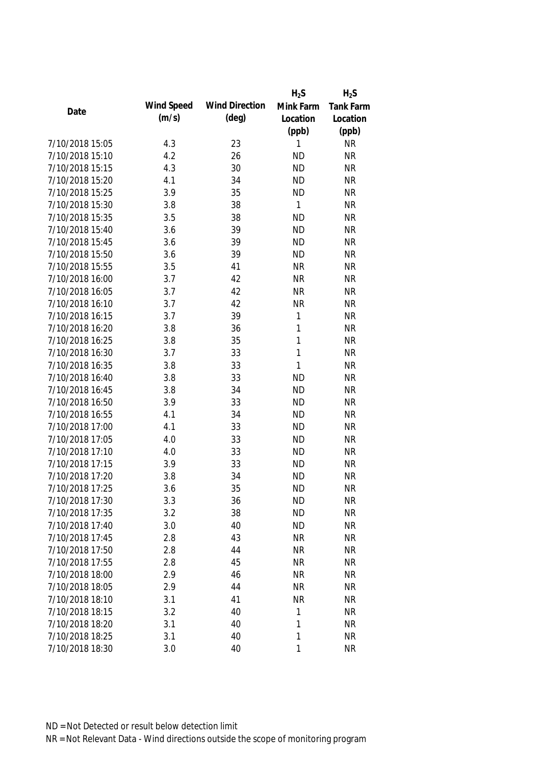| Date | Wind Speed (m/s) | Wind Direction (deg) | $H_2S$ Mink Farm Location (ppb) | $H_2S$ Tank Farm Location (ppb) |
|---|---|---|---|---|
| 7/10/2018 15:05 | 4.3 | 23 | 1 | NR |
| 7/10/2018 15:10 | 4.2 | 26 | ND | NR |
| 7/10/2018 15:15 | 4.3 | 30 | ND | NR |
| 7/10/2018 15:20 | 4.1 | 34 | ND | NR |
| 7/10/2018 15:25 | 3.9 | 35 | ND | NR |
| 7/10/2018 15:30 | 3.8 | 38 | 1 | NR |
| 7/10/2018 15:35 | 3.5 | 38 | ND | NR |
| 7/10/2018 15:40 | 3.6 | 39 | ND | NR |
| 7/10/2018 15:45 | 3.6 | 39 | ND | NR |
| 7/10/2018 15:50 | 3.6 | 39 | ND | NR |
| 7/10/2018 15:55 | 3.5 | 41 | NR | NR |
| 7/10/2018 16:00 | 3.7 | 42 | NR | NR |
| 7/10/2018 16:05 | 3.7 | 42 | NR | NR |
| 7/10/2018 16:10 | 3.7 | 42 | NR | NR |
| 7/10/2018 16:15 | 3.7 | 39 | 1 | NR |
| 7/10/2018 16:20 | 3.8 | 36 | 1 | NR |
| 7/10/2018 16:25 | 3.8 | 35 | 1 | NR |
| 7/10/2018 16:30 | 3.7 | 33 | 1 | NR |
| 7/10/2018 16:35 | 3.8 | 33 | 1 | NR |
| 7/10/2018 16:40 | 3.8 | 33 | ND | NR |
| 7/10/2018 16:45 | 3.8 | 34 | ND | NR |
| 7/10/2018 16:50 | 3.9 | 33 | ND | NR |
| 7/10/2018 16:55 | 4.1 | 34 | ND | NR |
| 7/10/2018 17:00 | 4.1 | 33 | ND | NR |
| 7/10/2018 17:05 | 4.0 | 33 | ND | NR |
| 7/10/2018 17:10 | 4.0 | 33 | ND | NR |
| 7/10/2018 17:15 | 3.9 | 33 | ND | NR |
| 7/10/2018 17:20 | 3.8 | 34 | ND | NR |
| 7/10/2018 17:25 | 3.6 | 35 | ND | NR |
| 7/10/2018 17:30 | 3.3 | 36 | ND | NR |
| 7/10/2018 17:35 | 3.2 | 38 | ND | NR |
| 7/10/2018 17:40 | 3.0 | 40 | ND | NR |
| 7/10/2018 17:45 | 2.8 | 43 | NR | NR |
| 7/10/2018 17:50 | 2.8 | 44 | NR | NR |
| 7/10/2018 17:55 | 2.8 | 45 | NR | NR |
| 7/10/2018 18:00 | 2.9 | 46 | NR | NR |
| 7/10/2018 18:05 | 2.9 | 44 | NR | NR |
| 7/10/2018 18:10 | 3.1 | 41 | NR | NR |
| 7/10/2018 18:15 | 3.2 | 40 | 1 | NR |
| 7/10/2018 18:20 | 3.1 | 40 | 1 | NR |
| 7/10/2018 18:25 | 3.1 | 40 | 1 | NR |
| 7/10/2018 18:30 | 3.0 | 40 | 1 | NR |

ND = Not Detected or result below detection limit

NR = Not Relevant Data - Wind directions outside the scope of monitoring program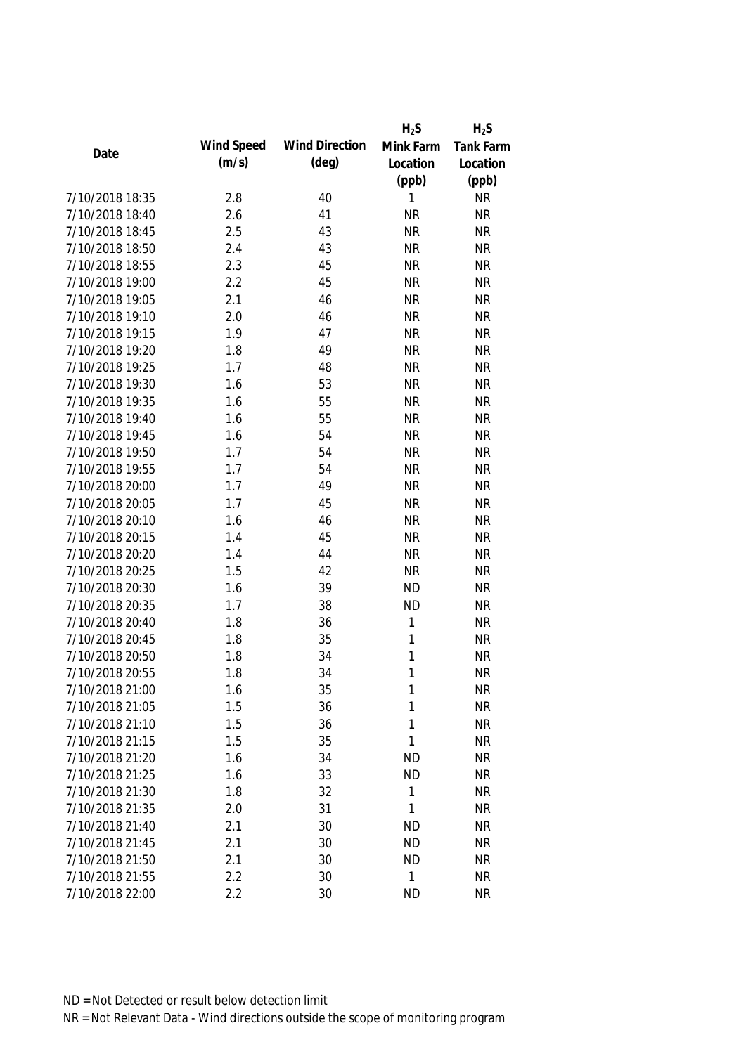| Date | Wind Speed (m/s) | Wind Direction (deg) | $H_2S$ Mink Farm Location (ppb) | $H_2S$ Tank Farm Location (ppb) |
|---|---|---|---|---|
| 7/10/2018 18:35 | 2.8 | 40 | 1 | NR |
| 7/10/2018 18:40 | 2.6 | 41 | NR | NR |
| 7/10/2018 18:45 | 2.5 | 43 | NR | NR |
| 7/10/2018 18:50 | 2.4 | 43 | NR | NR |
| 7/10/2018 18:55 | 2.3 | 45 | NR | NR |
| 7/10/2018 19:00 | 2.2 | 45 | NR | NR |
| 7/10/2018 19:05 | 2.1 | 46 | NR | NR |
| 7/10/2018 19:10 | 2.0 | 46 | NR | NR |
| 7/10/2018 19:15 | 1.9 | 47 | NR | NR |
| 7/10/2018 19:20 | 1.8 | 49 | NR | NR |
| 7/10/2018 19:25 | 1.7 | 48 | NR | NR |
| 7/10/2018 19:30 | 1.6 | 53 | NR | NR |
| 7/10/2018 19:35 | 1.6 | 55 | NR | NR |
| 7/10/2018 19:40 | 1.6 | 55 | NR | NR |
| 7/10/2018 19:45 | 1.6 | 54 | NR | NR |
| 7/10/2018 19:50 | 1.7 | 54 | NR | NR |
| 7/10/2018 19:55 | 1.7 | 54 | NR | NR |
| 7/10/2018 20:00 | 1.7 | 49 | NR | NR |
| 7/10/2018 20:05 | 1.7 | 45 | NR | NR |
| 7/10/2018 20:10 | 1.6 | 46 | NR | NR |
| 7/10/2018 20:15 | 1.4 | 45 | NR | NR |
| 7/10/2018 20:20 | 1.4 | 44 | NR | NR |
| 7/10/2018 20:25 | 1.5 | 42 | NR | NR |
| 7/10/2018 20:30 | 1.6 | 39 | ND | NR |
| 7/10/2018 20:35 | 1.7 | 38 | ND | NR |
| 7/10/2018 20:40 | 1.8 | 36 | 1 | NR |
| 7/10/2018 20:45 | 1.8 | 35 | 1 | NR |
| 7/10/2018 20:50 | 1.8 | 34 | 1 | NR |
| 7/10/2018 20:55 | 1.8 | 34 | 1 | NR |
| 7/10/2018 21:00 | 1.6 | 35 | 1 | NR |
| 7/10/2018 21:05 | 1.5 | 36 | 1 | NR |
| 7/10/2018 21:10 | 1.5 | 36 | 1 | NR |
| 7/10/2018 21:15 | 1.5 | 35 | 1 | NR |
| 7/10/2018 21:20 | 1.6 | 34 | ND | NR |
| 7/10/2018 21:25 | 1.6 | 33 | ND | NR |
| 7/10/2018 21:30 | 1.8 | 32 | 1 | NR |
| 7/10/2018 21:35 | 2.0 | 31 | 1 | NR |
| 7/10/2018 21:40 | 2.1 | 30 | ND | NR |
| 7/10/2018 21:45 | 2.1 | 30 | ND | NR |
| 7/10/2018 21:50 | 2.1 | 30 | ND | NR |
| 7/10/2018 21:55 | 2.2 | 30 | 1 | NR |
| 7/10/2018 22:00 | 2.2 | 30 | ND | NR |

ND = Not Detected or result below detection limit

NR = Not Relevant Data - Wind directions outside the scope of monitoring program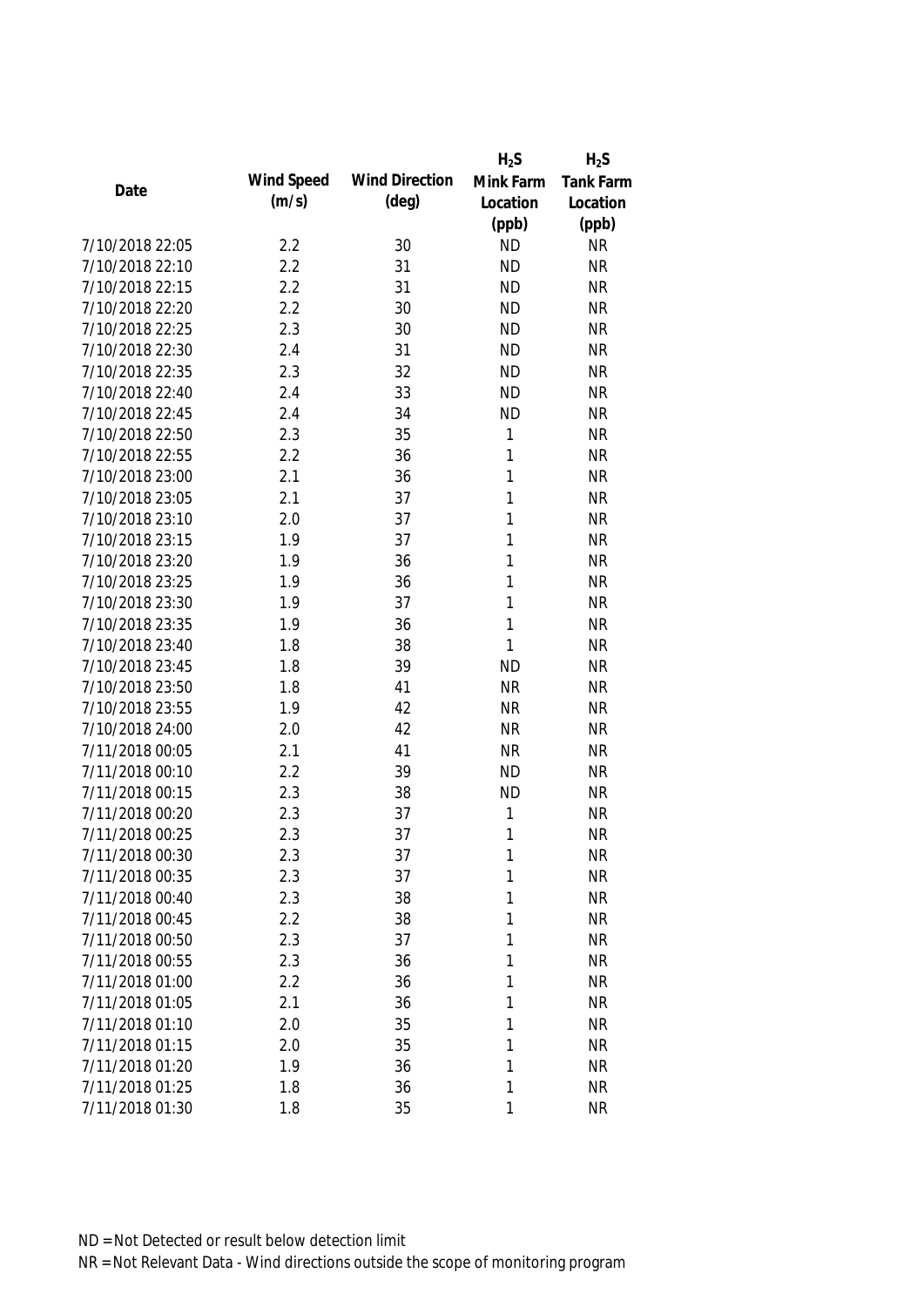| Date | Wind Speed (m/s) | Wind Direction (deg) | $H_2S$ Mink Farm Location (ppb) | $H_2S$ Tank Farm Location (ppb) |
|---|---|---|---|---|
| 7/10/2018 22:05 | 2.2 | 30 | ND | NR |
| 7/10/2018 22:10 | 2.2 | 31 | ND | NR |
| 7/10/2018 22:15 | 2.2 | 31 | ND | NR |
| 7/10/2018 22:20 | 2.2 | 30 | ND | NR |
| 7/10/2018 22:25 | 2.3 | 30 | ND | NR |
| 7/10/2018 22:30 | 2.4 | 31 | ND | NR |
| 7/10/2018 22:35 | 2.3 | 32 | ND | NR |
| 7/10/2018 22:40 | 2.4 | 33 | ND | NR |
| 7/10/2018 22:45 | 2.4 | 34 | ND | NR |
| 7/10/2018 22:50 | 2.3 | 35 | 1 | NR |
| 7/10/2018 22:55 | 2.2 | 36 | 1 | NR |
| 7/10/2018 23:00 | 2.1 | 36 | 1 | NR |
| 7/10/2018 23:05 | 2.1 | 37 | 1 | NR |
| 7/10/2018 23:10 | 2.0 | 37 | 1 | NR |
| 7/10/2018 23:15 | 1.9 | 37 | 1 | NR |
| 7/10/2018 23:20 | 1.9 | 36 | 1 | NR |
| 7/10/2018 23:25 | 1.9 | 36 | 1 | NR |
| 7/10/2018 23:30 | 1.9 | 37 | 1 | NR |
| 7/10/2018 23:35 | 1.9 | 36 | 1 | NR |
| 7/10/2018 23:40 | 1.8 | 38 | 1 | NR |
| 7/10/2018 23:45 | 1.8 | 39 | ND | NR |
| 7/10/2018 23:50 | 1.8 | 41 | NR | NR |
| 7/10/2018 23:55 | 1.9 | 42 | NR | NR |
| 7/10/2018 24:00 | 2.0 | 42 | NR | NR |
| 7/11/2018 00:05 | 2.1 | 41 | NR | NR |
| 7/11/2018 00:10 | 2.2 | 39 | ND | NR |
| 7/11/2018 00:15 | 2.3 | 38 | ND | NR |
| 7/11/2018 00:20 | 2.3 | 37 | 1 | NR |
| 7/11/2018 00:25 | 2.3 | 37 | 1 | NR |
| 7/11/2018 00:30 | 2.3 | 37 | 1 | NR |
| 7/11/2018 00:35 | 2.3 | 37 | 1 | NR |
| 7/11/2018 00:40 | 2.3 | 38 | 1 | NR |
| 7/11/2018 00:45 | 2.2 | 38 | 1 | NR |
| 7/11/2018 00:50 | 2.3 | 37 | 1 | NR |
| 7/11/2018 00:55 | 2.3 | 36 | 1 | NR |
| 7/11/2018 01:00 | 2.2 | 36 | 1 | NR |
| 7/11/2018 01:05 | 2.1 | 36 | 1 | NR |
| 7/11/2018 01:10 | 2.0 | 35 | 1 | NR |
| 7/11/2018 01:15 | 2.0 | 35 | 1 | NR |
| 7/11/2018 01:20 | 1.9 | 36 | 1 | NR |
| 7/11/2018 01:25 | 1.8 | 36 | 1 | NR |
| 7/11/2018 01:30 | 1.8 | 35 | 1 | NR |

ND = Not Detected or result below detection limit

NR = Not Relevant Data - Wind directions outside the scope of monitoring program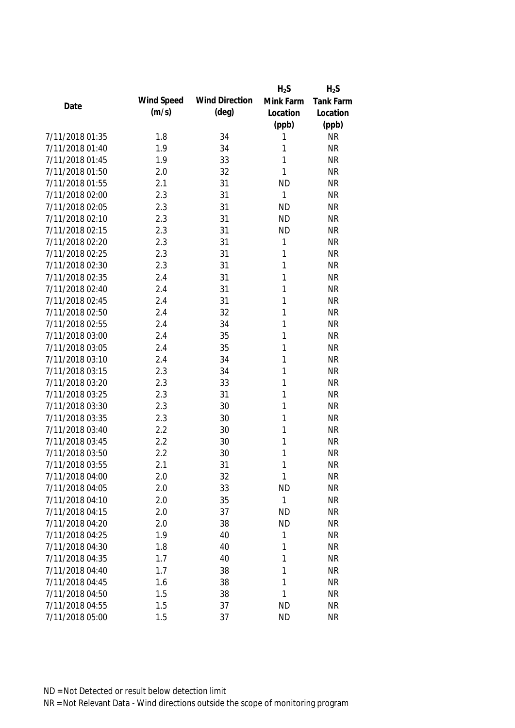| Date | Wind Speed (m/s) | Wind Direction (deg) | $H_2S$ Mink Farm Location (ppb) | $H_2S$ Tank Farm Location (ppb) |
|---|---|---|---|---|
| 7/11/2018 01:35 | 1.8 | 34 | 1 | NR |
| 7/11/2018 01:40 | 1.9 | 34 | 1 | NR |
| 7/11/2018 01:45 | 1.9 | 33 | 1 | NR |
| 7/11/2018 01:50 | 2.0 | 32 | 1 | NR |
| 7/11/2018 01:55 | 2.1 | 31 | ND | NR |
| 7/11/2018 02:00 | 2.3 | 31 | 1 | NR |
| 7/11/2018 02:05 | 2.3 | 31 | ND | NR |
| 7/11/2018 02:10 | 2.3 | 31 | ND | NR |
| 7/11/2018 02:15 | 2.3 | 31 | ND | NR |
| 7/11/2018 02:20 | 2.3 | 31 | 1 | NR |
| 7/11/2018 02:25 | 2.3 | 31 | 1 | NR |
| 7/11/2018 02:30 | 2.3 | 31 | 1 | NR |
| 7/11/2018 02:35 | 2.4 | 31 | 1 | NR |
| 7/11/2018 02:40 | 2.4 | 31 | 1 | NR |
| 7/11/2018 02:45 | 2.4 | 31 | 1 | NR |
| 7/11/2018 02:50 | 2.4 | 32 | 1 | NR |
| 7/11/2018 02:55 | 2.4 | 34 | 1 | NR |
| 7/11/2018 03:00 | 2.4 | 35 | 1 | NR |
| 7/11/2018 03:05 | 2.4 | 35 | 1 | NR |
| 7/11/2018 03:10 | 2.4 | 34 | 1 | NR |
| 7/11/2018 03:15 | 2.3 | 34 | 1 | NR |
| 7/11/2018 03:20 | 2.3 | 33 | 1 | NR |
| 7/11/2018 03:25 | 2.3 | 31 | 1 | NR |
| 7/11/2018 03:30 | 2.3 | 30 | 1 | NR |
| 7/11/2018 03:35 | 2.3 | 30 | 1 | NR |
| 7/11/2018 03:40 | 2.2 | 30 | 1 | NR |
| 7/11/2018 03:45 | 2.2 | 30 | 1 | NR |
| 7/11/2018 03:50 | 2.2 | 30 | 1 | NR |
| 7/11/2018 03:55 | 2.1 | 31 | 1 | NR |
| 7/11/2018 04:00 | 2.0 | 32 | 1 | NR |
| 7/11/2018 04:05 | 2.0 | 33 | ND | NR |
| 7/11/2018 04:10 | 2.0 | 35 | 1 | NR |
| 7/11/2018 04:15 | 2.0 | 37 | ND | NR |
| 7/11/2018 04:20 | 2.0 | 38 | ND | NR |
| 7/11/2018 04:25 | 1.9 | 40 | 1 | NR |
| 7/11/2018 04:30 | 1.8 | 40 | 1 | NR |
| 7/11/2018 04:35 | 1.7 | 40 | 1 | NR |
| 7/11/2018 04:40 | 1.7 | 38 | 1 | NR |
| 7/11/2018 04:45 | 1.6 | 38 | 1 | NR |
| 7/11/2018 04:50 | 1.5 | 38 | 1 | NR |
| 7/11/2018 04:55 | 1.5 | 37 | ND | NR |
| 7/11/2018 05:00 | 1.5 | 37 | ND | NR |

ND = Not Detected or result below detection limit

NR = Not Relevant Data - Wind directions outside the scope of monitoring program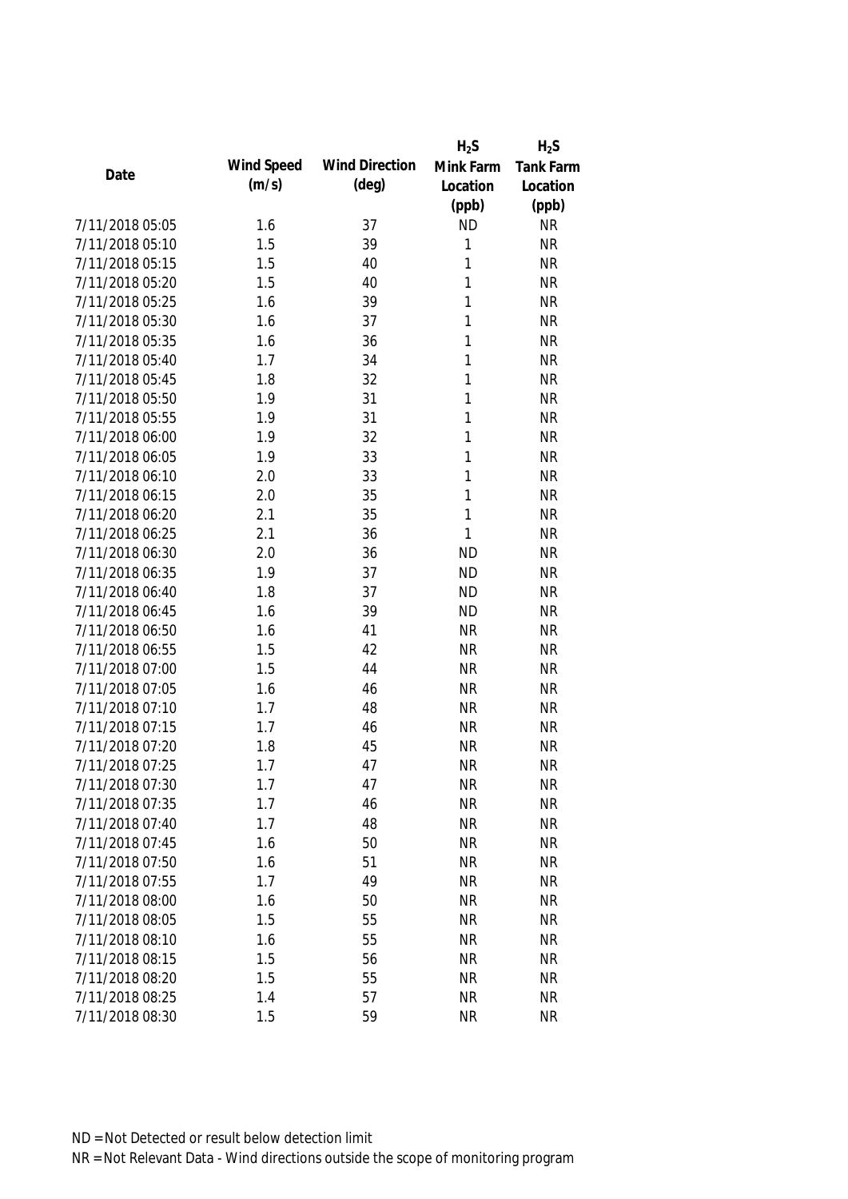| Date | Wind Speed (m/s) | Wind Direction (deg) | $H_2S$ Mink Farm Location (ppb) | $H_2S$ Tank Farm Location (ppb) |
|---|---|---|---|---|
| 7/11/2018 05:05 | 1.6 | 37 | ND | NR |
| 7/11/2018 05:10 | 1.5 | 39 | 1 | NR |
| 7/11/2018 05:15 | 1.5 | 40 | 1 | NR |
| 7/11/2018 05:20 | 1.5 | 40 | 1 | NR |
| 7/11/2018 05:25 | 1.6 | 39 | 1 | NR |
| 7/11/2018 05:30 | 1.6 | 37 | 1 | NR |
| 7/11/2018 05:35 | 1.6 | 36 | 1 | NR |
| 7/11/2018 05:40 | 1.7 | 34 | 1 | NR |
| 7/11/2018 05:45 | 1.8 | 32 | 1 | NR |
| 7/11/2018 05:50 | 1.9 | 31 | 1 | NR |
| 7/11/2018 05:55 | 1.9 | 31 | 1 | NR |
| 7/11/2018 06:00 | 1.9 | 32 | 1 | NR |
| 7/11/2018 06:05 | 1.9 | 33 | 1 | NR |
| 7/11/2018 06:10 | 2.0 | 33 | 1 | NR |
| 7/11/2018 06:15 | 2.0 | 35 | 1 | NR |
| 7/11/2018 06:20 | 2.1 | 35 | 1 | NR |
| 7/11/2018 06:25 | 2.1 | 36 | 1 | NR |
| 7/11/2018 06:30 | 2.0 | 36 | ND | NR |
| 7/11/2018 06:35 | 1.9 | 37 | ND | NR |
| 7/11/2018 06:40 | 1.8 | 37 | ND | NR |
| 7/11/2018 06:45 | 1.6 | 39 | ND | NR |
| 7/11/2018 06:50 | 1.6 | 41 | NR | NR |
| 7/11/2018 06:55 | 1.5 | 42 | NR | NR |
| 7/11/2018 07:00 | 1.5 | 44 | NR | NR |
| 7/11/2018 07:05 | 1.6 | 46 | NR | NR |
| 7/11/2018 07:10 | 1.7 | 48 | NR | NR |
| 7/11/2018 07:15 | 1.7 | 46 | NR | NR |
| 7/11/2018 07:20 | 1.8 | 45 | NR | NR |
| 7/11/2018 07:25 | 1.7 | 47 | NR | NR |
| 7/11/2018 07:30 | 1.7 | 47 | NR | NR |
| 7/11/2018 07:35 | 1.7 | 46 | NR | NR |
| 7/11/2018 07:40 | 1.7 | 48 | NR | NR |
| 7/11/2018 07:45 | 1.6 | 50 | NR | NR |
| 7/11/2018 07:50 | 1.6 | 51 | NR | NR |
| 7/11/2018 07:55 | 1.7 | 49 | NR | NR |
| 7/11/2018 08:00 | 1.6 | 50 | NR | NR |
| 7/11/2018 08:05 | 1.5 | 55 | NR | NR |
| 7/11/2018 08:10 | 1.6 | 55 | NR | NR |
| 7/11/2018 08:15 | 1.5 | 56 | NR | NR |
| 7/11/2018 08:20 | 1.5 | 55 | NR | NR |
| 7/11/2018 08:25 | 1.4 | 57 | NR | NR |
| 7/11/2018 08:30 | 1.5 | 59 | NR | NR |

ND = Not Detected or result below detection limit

NR = Not Relevant Data - Wind directions outside the scope of monitoring program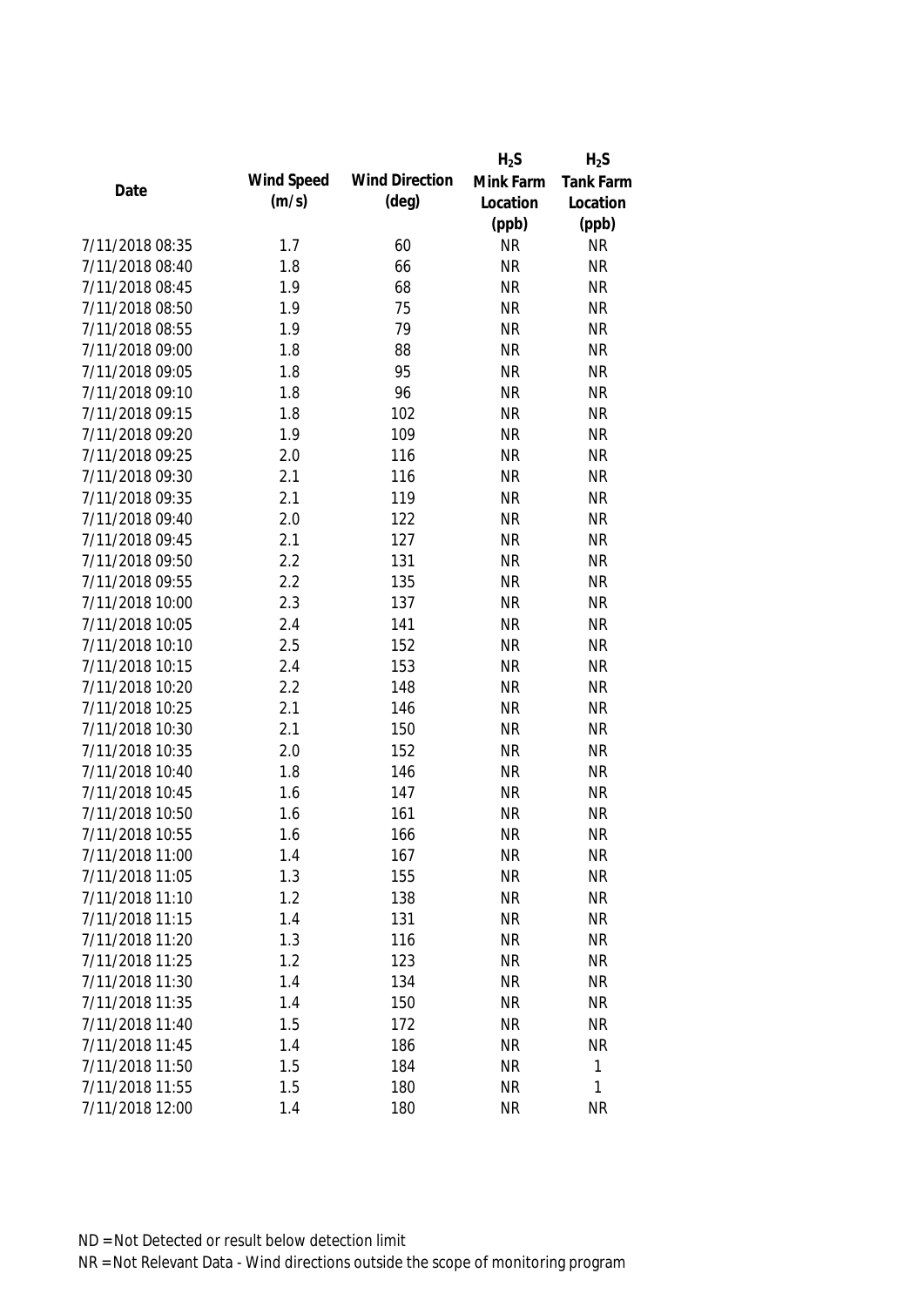| Date | Wind Speed (m/s) | Wind Direction (deg) | $H_2S$ Mink Farm Location (ppb) | $H_2S$ Tank Farm Location (ppb) |
|---|---|---|---|---|
| 7/11/2018 08:35 | 1.7 | 60 | NR | NR |
| 7/11/2018 08:40 | 1.8 | 66 | NR | NR |
| 7/11/2018 08:45 | 1.9 | 68 | NR | NR |
| 7/11/2018 08:50 | 1.9 | 75 | NR | NR |
| 7/11/2018 08:55 | 1.9 | 79 | NR | NR |
| 7/11/2018 09:00 | 1.8 | 88 | NR | NR |
| 7/11/2018 09:05 | 1.8 | 95 | NR | NR |
| 7/11/2018 09:10 | 1.8 | 96 | NR | NR |
| 7/11/2018 09:15 | 1.8 | 102 | NR | NR |
| 7/11/2018 09:20 | 1.9 | 109 | NR | NR |
| 7/11/2018 09:25 | 2.0 | 116 | NR | NR |
| 7/11/2018 09:30 | 2.1 | 116 | NR | NR |
| 7/11/2018 09:35 | 2.1 | 119 | NR | NR |
| 7/11/2018 09:40 | 2.0 | 122 | NR | NR |
| 7/11/2018 09:45 | 2.1 | 127 | NR | NR |
| 7/11/2018 09:50 | 2.2 | 131 | NR | NR |
| 7/11/2018 09:55 | 2.2 | 135 | NR | NR |
| 7/11/2018 10:00 | 2.3 | 137 | NR | NR |
| 7/11/2018 10:05 | 2.4 | 141 | NR | NR |
| 7/11/2018 10:10 | 2.5 | 152 | NR | NR |
| 7/11/2018 10:15 | 2.4 | 153 | NR | NR |
| 7/11/2018 10:20 | 2.2 | 148 | NR | NR |
| 7/11/2018 10:25 | 2.1 | 146 | NR | NR |
| 7/11/2018 10:30 | 2.1 | 150 | NR | NR |
| 7/11/2018 10:35 | 2.0 | 152 | NR | NR |
| 7/11/2018 10:40 | 1.8 | 146 | NR | NR |
| 7/11/2018 10:45 | 1.6 | 147 | NR | NR |
| 7/11/2018 10:50 | 1.6 | 161 | NR | NR |
| 7/11/2018 10:55 | 1.6 | 166 | NR | NR |
| 7/11/2018 11:00 | 1.4 | 167 | NR | NR |
| 7/11/2018 11:05 | 1.3 | 155 | NR | NR |
| 7/11/2018 11:10 | 1.2 | 138 | NR | NR |
| 7/11/2018 11:15 | 1.4 | 131 | NR | NR |
| 7/11/2018 11:20 | 1.3 | 116 | NR | NR |
| 7/11/2018 11:25 | 1.2 | 123 | NR | NR |
| 7/11/2018 11:30 | 1.4 | 134 | NR | NR |
| 7/11/2018 11:35 | 1.4 | 150 | NR | NR |
| 7/11/2018 11:40 | 1.5 | 172 | NR | NR |
| 7/11/2018 11:45 | 1.4 | 186 | NR | NR |
| 7/11/2018 11:50 | 1.5 | 184 | NR | 1 |
| 7/11/2018 11:55 | 1.5 | 180 | NR | 1 |
| 7/11/2018 12:00 | 1.4 | 180 | NR | NR |

ND = Not Detected or result below detection limit

NR = Not Relevant Data - Wind directions outside the scope of monitoring program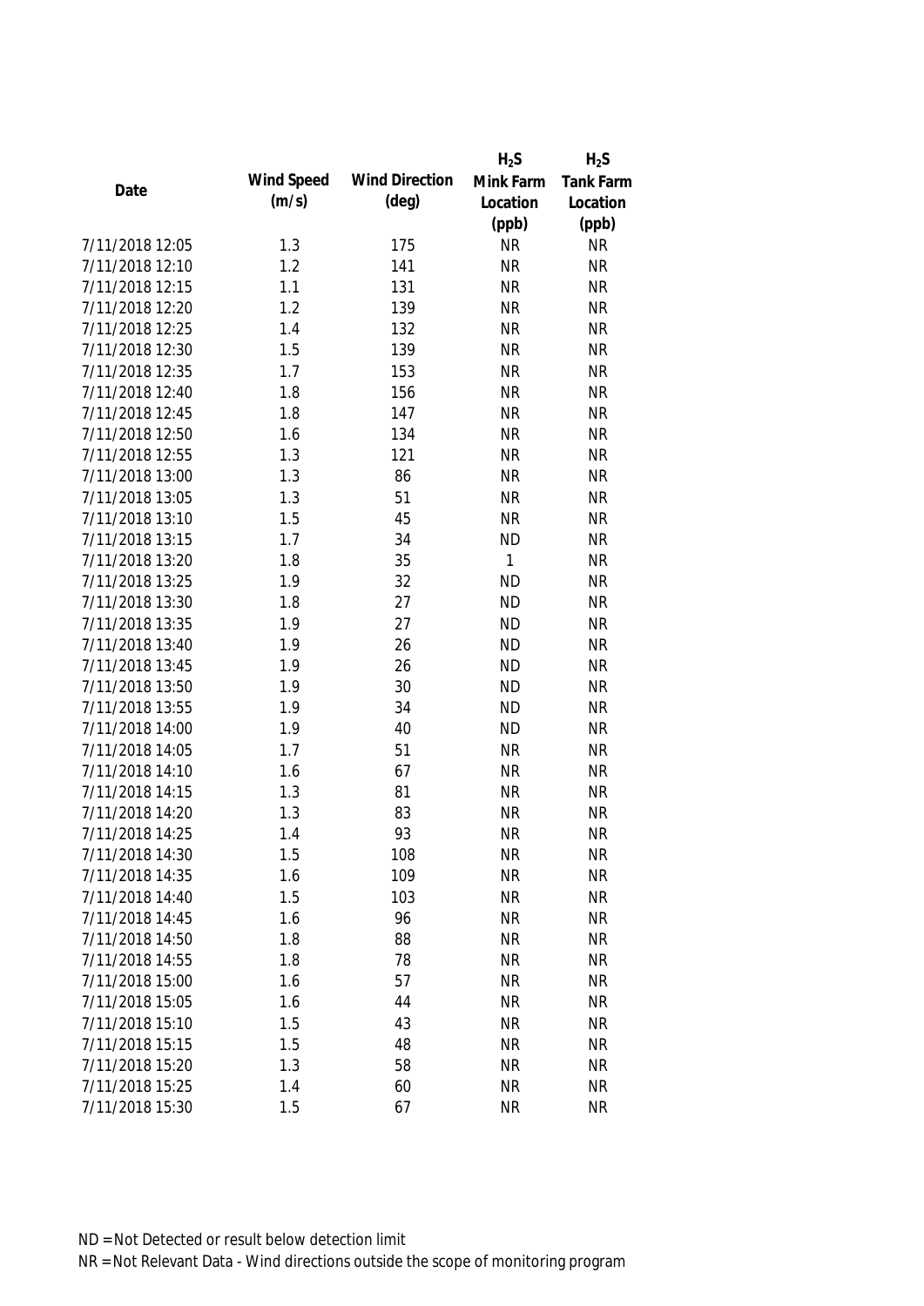| Date | Wind Speed (m/s) | Wind Direction (deg) | $H_2S$ Mink Farm Location (ppb) | $H_2S$ Tank Farm Location (ppb) |
|---|---|---|---|---|
| 7/11/2018 12:05 | 1.3 | 175 | NR | NR |
| 7/11/2018 12:10 | 1.2 | 141 | NR | NR |
| 7/11/2018 12:15 | 1.1 | 131 | NR | NR |
| 7/11/2018 12:20 | 1.2 | 139 | NR | NR |
| 7/11/2018 12:25 | 1.4 | 132 | NR | NR |
| 7/11/2018 12:30 | 1.5 | 139 | NR | NR |
| 7/11/2018 12:35 | 1.7 | 153 | NR | NR |
| 7/11/2018 12:40 | 1.8 | 156 | NR | NR |
| 7/11/2018 12:45 | 1.8 | 147 | NR | NR |
| 7/11/2018 12:50 | 1.6 | 134 | NR | NR |
| 7/11/2018 12:55 | 1.3 | 121 | NR | NR |
| 7/11/2018 13:00 | 1.3 | 86 | NR | NR |
| 7/11/2018 13:05 | 1.3 | 51 | NR | NR |
| 7/11/2018 13:10 | 1.5 | 45 | NR | NR |
| 7/11/2018 13:15 | 1.7 | 34 | ND | NR |
| 7/11/2018 13:20 | 1.8 | 35 | 1 | NR |
| 7/11/2018 13:25 | 1.9 | 32 | ND | NR |
| 7/11/2018 13:30 | 1.8 | 27 | ND | NR |
| 7/11/2018 13:35 | 1.9 | 27 | ND | NR |
| 7/11/2018 13:40 | 1.9 | 26 | ND | NR |
| 7/11/2018 13:45 | 1.9 | 26 | ND | NR |
| 7/11/2018 13:50 | 1.9 | 30 | ND | NR |
| 7/11/2018 13:55 | 1.9 | 34 | ND | NR |
| 7/11/2018 14:00 | 1.9 | 40 | ND | NR |
| 7/11/2018 14:05 | 1.7 | 51 | NR | NR |
| 7/11/2018 14:10 | 1.6 | 67 | NR | NR |
| 7/11/2018 14:15 | 1.3 | 81 | NR | NR |
| 7/11/2018 14:20 | 1.3 | 83 | NR | NR |
| 7/11/2018 14:25 | 1.4 | 93 | NR | NR |
| 7/11/2018 14:30 | 1.5 | 108 | NR | NR |
| 7/11/2018 14:35 | 1.6 | 109 | NR | NR |
| 7/11/2018 14:40 | 1.5 | 103 | NR | NR |
| 7/11/2018 14:45 | 1.6 | 96 | NR | NR |
| 7/11/2018 14:50 | 1.8 | 88 | NR | NR |
| 7/11/2018 14:55 | 1.8 | 78 | NR | NR |
| 7/11/2018 15:00 | 1.6 | 57 | NR | NR |
| 7/11/2018 15:05 | 1.6 | 44 | NR | NR |
| 7/11/2018 15:10 | 1.5 | 43 | NR | NR |
| 7/11/2018 15:15 | 1.5 | 48 | NR | NR |
| 7/11/2018 15:20 | 1.3 | 58 | NR | NR |
| 7/11/2018 15:25 | 1.4 | 60 | NR | NR |
| 7/11/2018 15:30 | 1.5 | 67 | NR | NR |

ND = Not Detected or result below detection limit

NR = Not Relevant Data - Wind directions outside the scope of monitoring program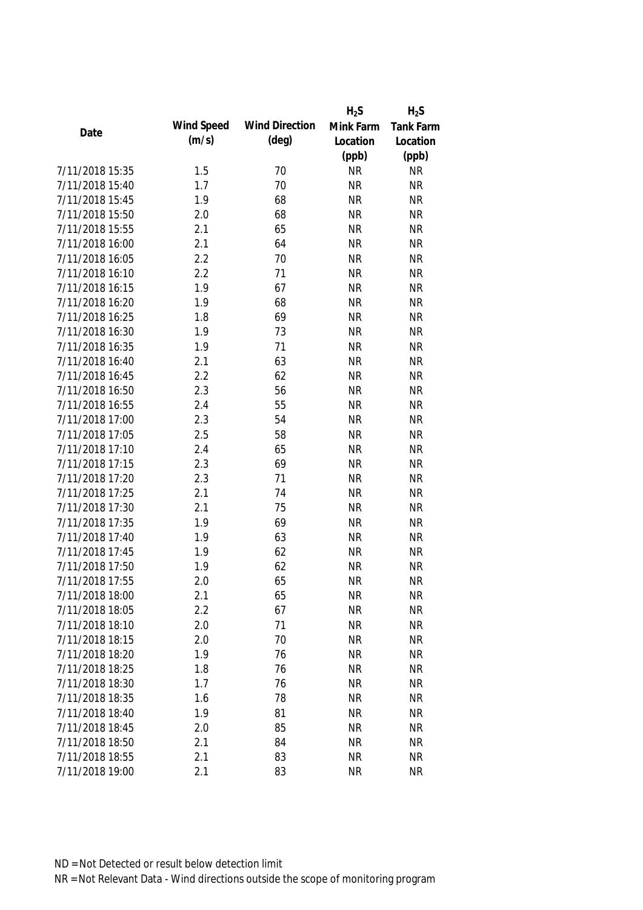| Date | Wind Speed (m/s) | Wind Direction (deg) | $H_2S$ Mink Farm Location (ppb) | $H_2S$ Tank Farm Location (ppb) |
|---|---|---|---|---|
| 7/11/2018 15:35 | 1.5 | 70 | NR | NR |
| 7/11/2018 15:40 | 1.7 | 70 | NR | NR |
| 7/11/2018 15:45 | 1.9 | 68 | NR | NR |
| 7/11/2018 15:50 | 2.0 | 68 | NR | NR |
| 7/11/2018 15:55 | 2.1 | 65 | NR | NR |
| 7/11/2018 16:00 | 2.1 | 64 | NR | NR |
| 7/11/2018 16:05 | 2.2 | 70 | NR | NR |
| 7/11/2018 16:10 | 2.2 | 71 | NR | NR |
| 7/11/2018 16:15 | 1.9 | 67 | NR | NR |
| 7/11/2018 16:20 | 1.9 | 68 | NR | NR |
| 7/11/2018 16:25 | 1.8 | 69 | NR | NR |
| 7/11/2018 16:30 | 1.9 | 73 | NR | NR |
| 7/11/2018 16:35 | 1.9 | 71 | NR | NR |
| 7/11/2018 16:40 | 2.1 | 63 | NR | NR |
| 7/11/2018 16:45 | 2.2 | 62 | NR | NR |
| 7/11/2018 16:50 | 2.3 | 56 | NR | NR |
| 7/11/2018 16:55 | 2.4 | 55 | NR | NR |
| 7/11/2018 17:00 | 2.3 | 54 | NR | NR |
| 7/11/2018 17:05 | 2.5 | 58 | NR | NR |
| 7/11/2018 17:10 | 2.4 | 65 | NR | NR |
| 7/11/2018 17:15 | 2.3 | 69 | NR | NR |
| 7/11/2018 17:20 | 2.3 | 71 | NR | NR |
| 7/11/2018 17:25 | 2.1 | 74 | NR | NR |
| 7/11/2018 17:30 | 2.1 | 75 | NR | NR |
| 7/11/2018 17:35 | 1.9 | 69 | NR | NR |
| 7/11/2018 17:40 | 1.9 | 63 | NR | NR |
| 7/11/2018 17:45 | 1.9 | 62 | NR | NR |
| 7/11/2018 17:50 | 1.9 | 62 | NR | NR |
| 7/11/2018 17:55 | 2.0 | 65 | NR | NR |
| 7/11/2018 18:00 | 2.1 | 65 | NR | NR |
| 7/11/2018 18:05 | 2.2 | 67 | NR | NR |
| 7/11/2018 18:10 | 2.0 | 71 | NR | NR |
| 7/11/2018 18:15 | 2.0 | 70 | NR | NR |
| 7/11/2018 18:20 | 1.9 | 76 | NR | NR |
| 7/11/2018 18:25 | 1.8 | 76 | NR | NR |
| 7/11/2018 18:30 | 1.7 | 76 | NR | NR |
| 7/11/2018 18:35 | 1.6 | 78 | NR | NR |
| 7/11/2018 18:40 | 1.9 | 81 | NR | NR |
| 7/11/2018 18:45 | 2.0 | 85 | NR | NR |
| 7/11/2018 18:50 | 2.1 | 84 | NR | NR |
| 7/11/2018 18:55 | 2.1 | 83 | NR | NR |
| 7/11/2018 19:00 | 2.1 | 83 | NR | NR |

ND = Not Detected or result below detection limit

NR = Not Relevant Data - Wind directions outside the scope of monitoring program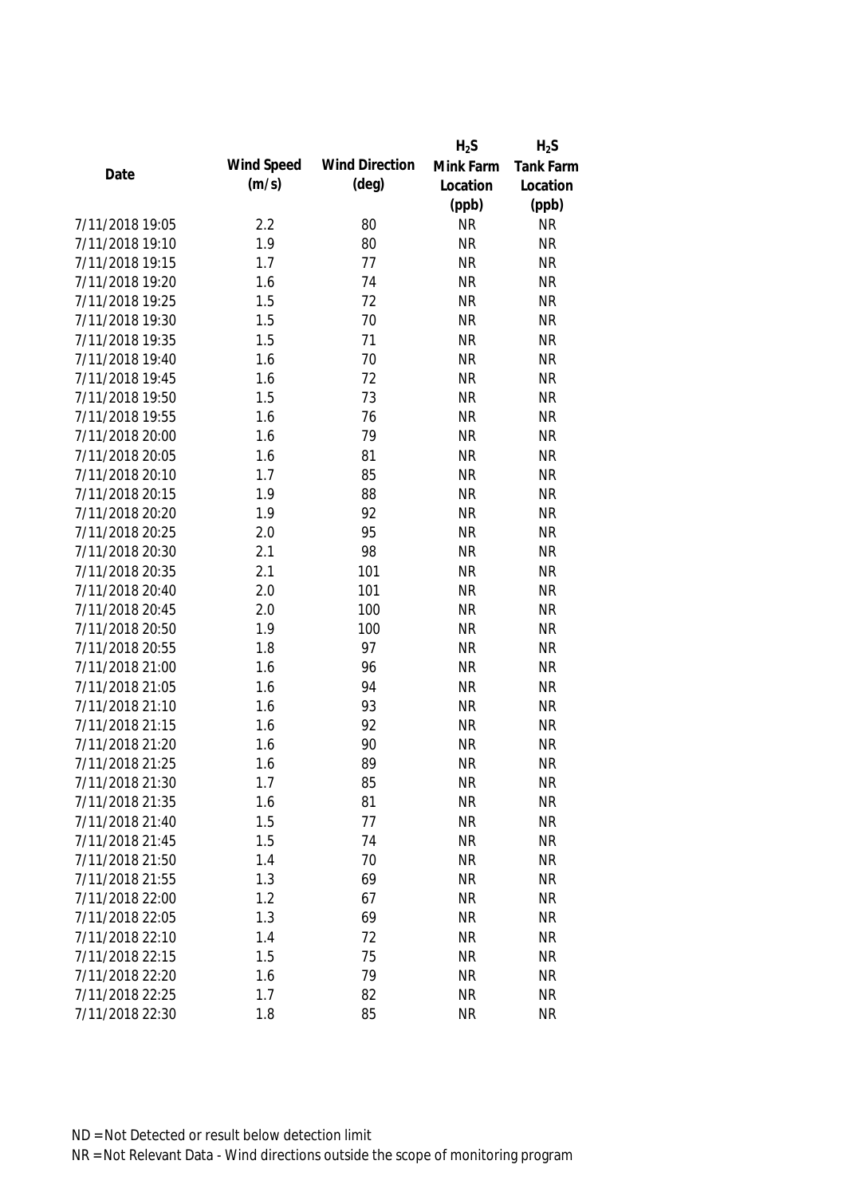| Date | Wind Speed (m/s) | Wind Direction (deg) | $H_2S$ Mink Farm Location (ppb) | $H_2S$ Tank Farm Location (ppb) |
|---|---|---|---|---|
| 7/11/2018 19:05 | 2.2 | 80 | NR | NR |
| 7/11/2018 19:10 | 1.9 | 80 | NR | NR |
| 7/11/2018 19:15 | 1.7 | 77 | NR | NR |
| 7/11/2018 19:20 | 1.6 | 74 | NR | NR |
| 7/11/2018 19:25 | 1.5 | 72 | NR | NR |
| 7/11/2018 19:30 | 1.5 | 70 | NR | NR |
| 7/11/2018 19:35 | 1.5 | 71 | NR | NR |
| 7/11/2018 19:40 | 1.6 | 70 | NR | NR |
| 7/11/2018 19:45 | 1.6 | 72 | NR | NR |
| 7/11/2018 19:50 | 1.5 | 73 | NR | NR |
| 7/11/2018 19:55 | 1.6 | 76 | NR | NR |
| 7/11/2018 20:00 | 1.6 | 79 | NR | NR |
| 7/11/2018 20:05 | 1.6 | 81 | NR | NR |
| 7/11/2018 20:10 | 1.7 | 85 | NR | NR |
| 7/11/2018 20:15 | 1.9 | 88 | NR | NR |
| 7/11/2018 20:20 | 1.9 | 92 | NR | NR |
| 7/11/2018 20:25 | 2.0 | 95 | NR | NR |
| 7/11/2018 20:30 | 2.1 | 98 | NR | NR |
| 7/11/2018 20:35 | 2.1 | 101 | NR | NR |
| 7/11/2018 20:40 | 2.0 | 101 | NR | NR |
| 7/11/2018 20:45 | 2.0 | 100 | NR | NR |
| 7/11/2018 20:50 | 1.9 | 100 | NR | NR |
| 7/11/2018 20:55 | 1.8 | 97 | NR | NR |
| 7/11/2018 21:00 | 1.6 | 96 | NR | NR |
| 7/11/2018 21:05 | 1.6 | 94 | NR | NR |
| 7/11/2018 21:10 | 1.6 | 93 | NR | NR |
| 7/11/2018 21:15 | 1.6 | 92 | NR | NR |
| 7/11/2018 21:20 | 1.6 | 90 | NR | NR |
| 7/11/2018 21:25 | 1.6 | 89 | NR | NR |
| 7/11/2018 21:30 | 1.7 | 85 | NR | NR |
| 7/11/2018 21:35 | 1.6 | 81 | NR | NR |
| 7/11/2018 21:40 | 1.5 | 77 | NR | NR |
| 7/11/2018 21:45 | 1.5 | 74 | NR | NR |
| 7/11/2018 21:50 | 1.4 | 70 | NR | NR |
| 7/11/2018 21:55 | 1.3 | 69 | NR | NR |
| 7/11/2018 22:00 | 1.2 | 67 | NR | NR |
| 7/11/2018 22:05 | 1.3 | 69 | NR | NR |
| 7/11/2018 22:10 | 1.4 | 72 | NR | NR |
| 7/11/2018 22:15 | 1.5 | 75 | NR | NR |
| 7/11/2018 22:20 | 1.6 | 79 | NR | NR |
| 7/11/2018 22:25 | 1.7 | 82 | NR | NR |
| 7/11/2018 22:30 | 1.8 | 85 | NR | NR |

ND = Not Detected or result below detection limit

NR = Not Relevant Data - Wind directions outside the scope of monitoring program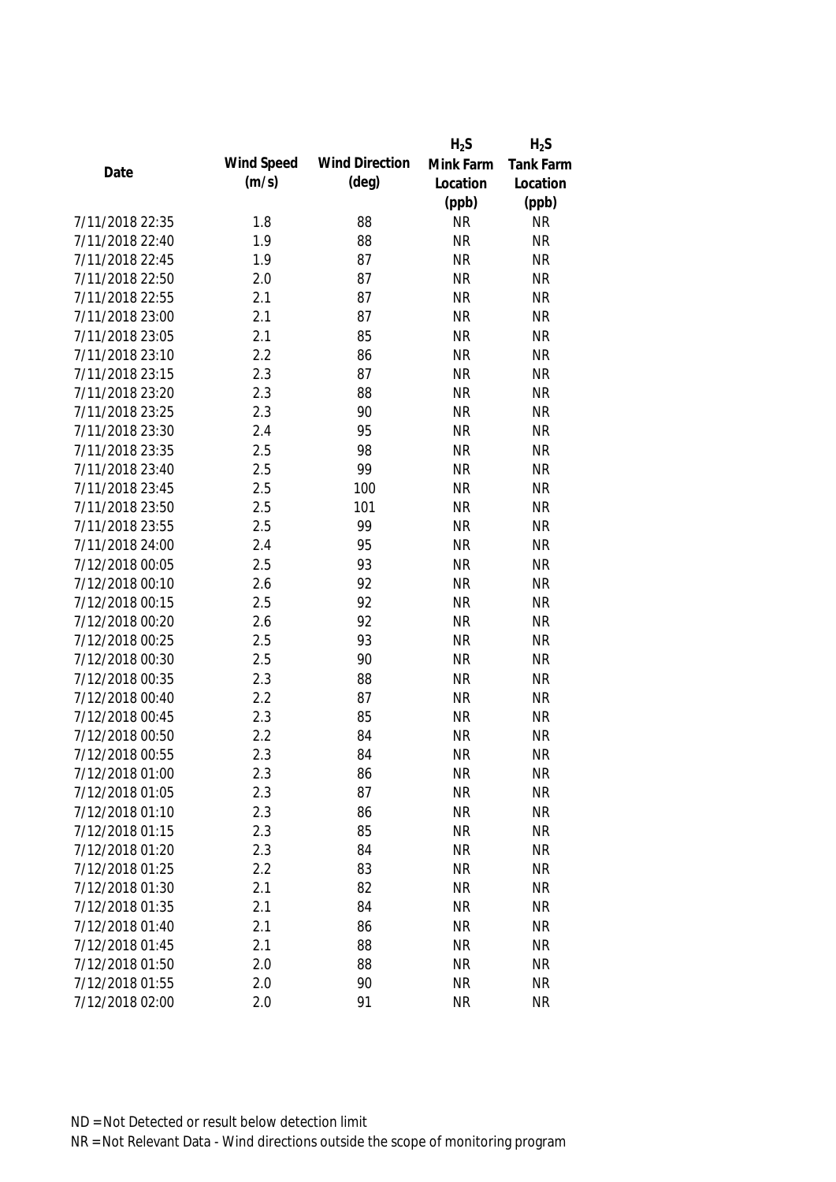| Date | Wind Speed (m/s) | Wind Direction (deg) | $H_2S$ Mink Farm Location (ppb) | $H_2S$ Tank Farm Location (ppb) |
|---|---|---|---|---|
| 7/11/2018 22:35 | 1.8 | 88 | NR | NR |
| 7/11/2018 22:40 | 1.9 | 88 | NR | NR |
| 7/11/2018 22:45 | 1.9 | 87 | NR | NR |
| 7/11/2018 22:50 | 2.0 | 87 | NR | NR |
| 7/11/2018 22:55 | 2.1 | 87 | NR | NR |
| 7/11/2018 23:00 | 2.1 | 87 | NR | NR |
| 7/11/2018 23:05 | 2.1 | 85 | NR | NR |
| 7/11/2018 23:10 | 2.2 | 86 | NR | NR |
| 7/11/2018 23:15 | 2.3 | 87 | NR | NR |
| 7/11/2018 23:20 | 2.3 | 88 | NR | NR |
| 7/11/2018 23:25 | 2.3 | 90 | NR | NR |
| 7/11/2018 23:30 | 2.4 | 95 | NR | NR |
| 7/11/2018 23:35 | 2.5 | 98 | NR | NR |
| 7/11/2018 23:40 | 2.5 | 99 | NR | NR |
| 7/11/2018 23:45 | 2.5 | 100 | NR | NR |
| 7/11/2018 23:50 | 2.5 | 101 | NR | NR |
| 7/11/2018 23:55 | 2.5 | 99 | NR | NR |
| 7/11/2018 24:00 | 2.4 | 95 | NR | NR |
| 7/12/2018 00:05 | 2.5 | 93 | NR | NR |
| 7/12/2018 00:10 | 2.6 | 92 | NR | NR |
| 7/12/2018 00:15 | 2.5 | 92 | NR | NR |
| 7/12/2018 00:20 | 2.6 | 92 | NR | NR |
| 7/12/2018 00:25 | 2.5 | 93 | NR | NR |
| 7/12/2018 00:30 | 2.5 | 90 | NR | NR |
| 7/12/2018 00:35 | 2.3 | 88 | NR | NR |
| 7/12/2018 00:40 | 2.2 | 87 | NR | NR |
| 7/12/2018 00:45 | 2.3 | 85 | NR | NR |
| 7/12/2018 00:50 | 2.2 | 84 | NR | NR |
| 7/12/2018 00:55 | 2.3 | 84 | NR | NR |
| 7/12/2018 01:00 | 2.3 | 86 | NR | NR |
| 7/12/2018 01:05 | 2.3 | 87 | NR | NR |
| 7/12/2018 01:10 | 2.3 | 86 | NR | NR |
| 7/12/2018 01:15 | 2.3 | 85 | NR | NR |
| 7/12/2018 01:20 | 2.3 | 84 | NR | NR |
| 7/12/2018 01:25 | 2.2 | 83 | NR | NR |
| 7/12/2018 01:30 | 2.1 | 82 | NR | NR |
| 7/12/2018 01:35 | 2.1 | 84 | NR | NR |
| 7/12/2018 01:40 | 2.1 | 86 | NR | NR |
| 7/12/2018 01:45 | 2.1 | 88 | NR | NR |
| 7/12/2018 01:50 | 2.0 | 88 | NR | NR |
| 7/12/2018 01:55 | 2.0 | 90 | NR | NR |
| 7/12/2018 02:00 | 2.0 | 91 | NR | NR |

ND = Not Detected or result below detection limit

NR = Not Relevant Data - Wind directions outside the scope of monitoring program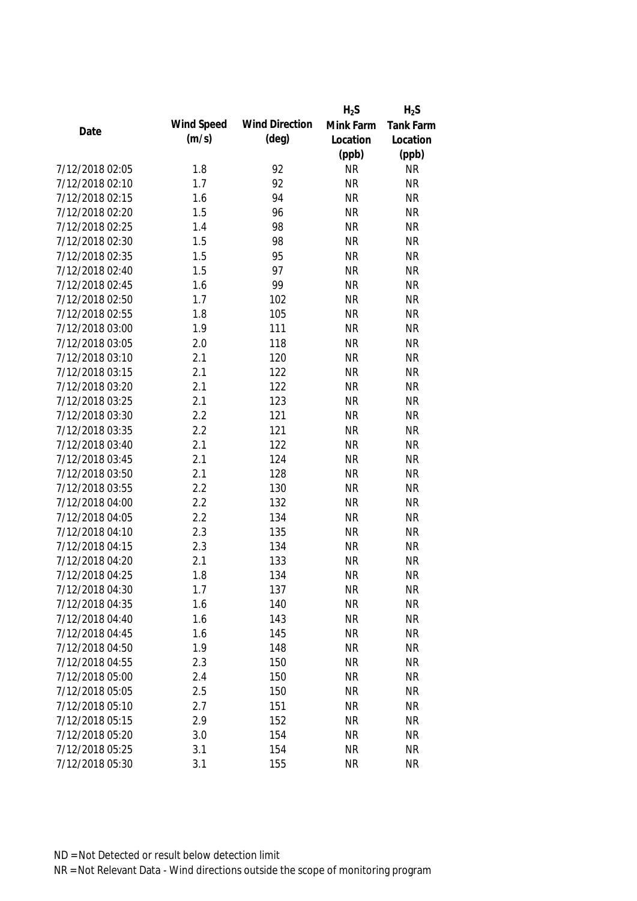| Date | Wind Speed (m/s) | Wind Direction (deg) | $H_2S$ Mink Farm Location (ppb) | $H_2S$ Tank Farm Location (ppb) |
|---|---|---|---|---|
| 7/12/2018 02:05 | 1.8 | 92 | NR | NR |
| 7/12/2018 02:10 | 1.7 | 92 | NR | NR |
| 7/12/2018 02:15 | 1.6 | 94 | NR | NR |
| 7/12/2018 02:20 | 1.5 | 96 | NR | NR |
| 7/12/2018 02:25 | 1.4 | 98 | NR | NR |
| 7/12/2018 02:30 | 1.5 | 98 | NR | NR |
| 7/12/2018 02:35 | 1.5 | 95 | NR | NR |
| 7/12/2018 02:40 | 1.5 | 97 | NR | NR |
| 7/12/2018 02:45 | 1.6 | 99 | NR | NR |
| 7/12/2018 02:50 | 1.7 | 102 | NR | NR |
| 7/12/2018 02:55 | 1.8 | 105 | NR | NR |
| 7/12/2018 03:00 | 1.9 | 111 | NR | NR |
| 7/12/2018 03:05 | 2.0 | 118 | NR | NR |
| 7/12/2018 03:10 | 2.1 | 120 | NR | NR |
| 7/12/2018 03:15 | 2.1 | 122 | NR | NR |
| 7/12/2018 03:20 | 2.1 | 122 | NR | NR |
| 7/12/2018 03:25 | 2.1 | 123 | NR | NR |
| 7/12/2018 03:30 | 2.2 | 121 | NR | NR |
| 7/12/2018 03:35 | 2.2 | 121 | NR | NR |
| 7/12/2018 03:40 | 2.1 | 122 | NR | NR |
| 7/12/2018 03:45 | 2.1 | 124 | NR | NR |
| 7/12/2018 03:50 | 2.1 | 128 | NR | NR |
| 7/12/2018 03:55 | 2.2 | 130 | NR | NR |
| 7/12/2018 04:00 | 2.2 | 132 | NR | NR |
| 7/12/2018 04:05 | 2.2 | 134 | NR | NR |
| 7/12/2018 04:10 | 2.3 | 135 | NR | NR |
| 7/12/2018 04:15 | 2.3 | 134 | NR | NR |
| 7/12/2018 04:20 | 2.1 | 133 | NR | NR |
| 7/12/2018 04:25 | 1.8 | 134 | NR | NR |
| 7/12/2018 04:30 | 1.7 | 137 | NR | NR |
| 7/12/2018 04:35 | 1.6 | 140 | NR | NR |
| 7/12/2018 04:40 | 1.6 | 143 | NR | NR |
| 7/12/2018 04:45 | 1.6 | 145 | NR | NR |
| 7/12/2018 04:50 | 1.9 | 148 | NR | NR |
| 7/12/2018 04:55 | 2.3 | 150 | NR | NR |
| 7/12/2018 05:00 | 2.4 | 150 | NR | NR |
| 7/12/2018 05:05 | 2.5 | 150 | NR | NR |
| 7/12/2018 05:10 | 2.7 | 151 | NR | NR |
| 7/12/2018 05:15 | 2.9 | 152 | NR | NR |
| 7/12/2018 05:20 | 3.0 | 154 | NR | NR |
| 7/12/2018 05:25 | 3.1 | 154 | NR | NR |
| 7/12/2018 05:30 | 3.1 | 155 | NR | NR |

ND = Not Detected or result below detection limit

NR = Not Relevant Data - Wind directions outside the scope of monitoring program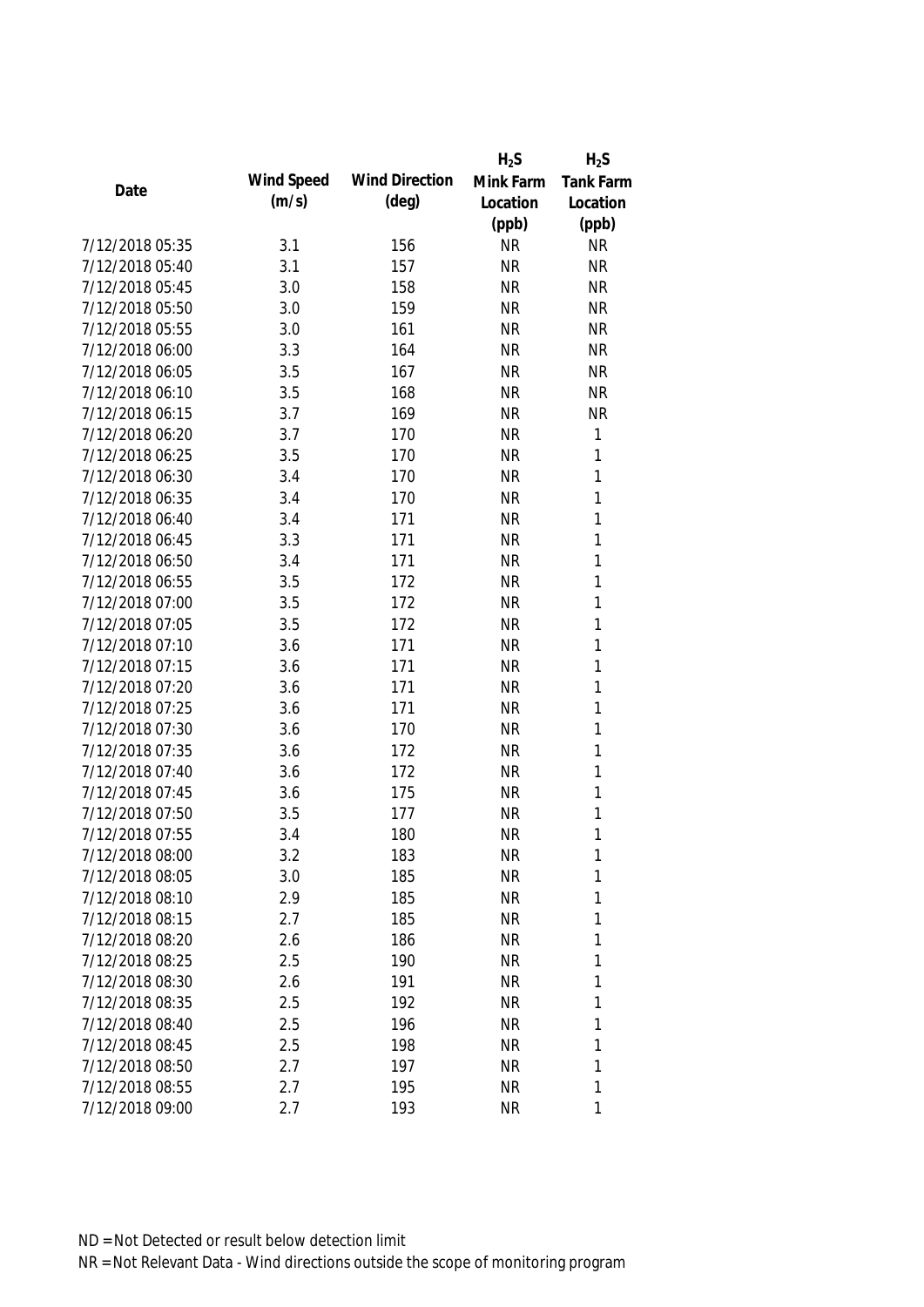| Date | Wind Speed (m/s) | Wind Direction (deg) | $H_2S$ Mink Farm Location (ppb) | $H_2S$ Tank Farm Location (ppb) |
|---|---|---|---|---|
| 7/12/2018 05:35 | 3.1 | 156 | NR | NR |
| 7/12/2018 05:40 | 3.1 | 157 | NR | NR |
| 7/12/2018 05:45 | 3.0 | 158 | NR | NR |
| 7/12/2018 05:50 | 3.0 | 159 | NR | NR |
| 7/12/2018 05:55 | 3.0 | 161 | NR | NR |
| 7/12/2018 06:00 | 3.3 | 164 | NR | NR |
| 7/12/2018 06:05 | 3.5 | 167 | NR | NR |
| 7/12/2018 06:10 | 3.5 | 168 | NR | NR |
| 7/12/2018 06:15 | 3.7 | 169 | NR | NR |
| 7/12/2018 06:20 | 3.7 | 170 | NR | 1 |
| 7/12/2018 06:25 | 3.5 | 170 | NR | 1 |
| 7/12/2018 06:30 | 3.4 | 170 | NR | 1 |
| 7/12/2018 06:35 | 3.4 | 170 | NR | 1 |
| 7/12/2018 06:40 | 3.4 | 171 | NR | 1 |
| 7/12/2018 06:45 | 3.3 | 171 | NR | 1 |
| 7/12/2018 06:50 | 3.4 | 171 | NR | 1 |
| 7/12/2018 06:55 | 3.5 | 172 | NR | 1 |
| 7/12/2018 07:00 | 3.5 | 172 | NR | 1 |
| 7/12/2018 07:05 | 3.5 | 172 | NR | 1 |
| 7/12/2018 07:10 | 3.6 | 171 | NR | 1 |
| 7/12/2018 07:15 | 3.6 | 171 | NR | 1 |
| 7/12/2018 07:20 | 3.6 | 171 | NR | 1 |
| 7/12/2018 07:25 | 3.6 | 171 | NR | 1 |
| 7/12/2018 07:30 | 3.6 | 170 | NR | 1 |
| 7/12/2018 07:35 | 3.6 | 172 | NR | 1 |
| 7/12/2018 07:40 | 3.6 | 172 | NR | 1 |
| 7/12/2018 07:45 | 3.6 | 175 | NR | 1 |
| 7/12/2018 07:50 | 3.5 | 177 | NR | 1 |
| 7/12/2018 07:55 | 3.4 | 180 | NR | 1 |
| 7/12/2018 08:00 | 3.2 | 183 | NR | 1 |
| 7/12/2018 08:05 | 3.0 | 185 | NR | 1 |
| 7/12/2018 08:10 | 2.9 | 185 | NR | 1 |
| 7/12/2018 08:15 | 2.7 | 185 | NR | 1 |
| 7/12/2018 08:20 | 2.6 | 186 | NR | 1 |
| 7/12/2018 08:25 | 2.5 | 190 | NR | 1 |
| 7/12/2018 08:30 | 2.6 | 191 | NR | 1 |
| 7/12/2018 08:35 | 2.5 | 192 | NR | 1 |
| 7/12/2018 08:40 | 2.5 | 196 | NR | 1 |
| 7/12/2018 08:45 | 2.5 | 198 | NR | 1 |
| 7/12/2018 08:50 | 2.7 | 197 | NR | 1 |
| 7/12/2018 08:55 | 2.7 | 195 | NR | 1 |
| 7/12/2018 09:00 | 2.7 | 193 | NR | 1 |

ND = Not Detected or result below detection limit

NR = Not Relevant Data - Wind directions outside the scope of monitoring program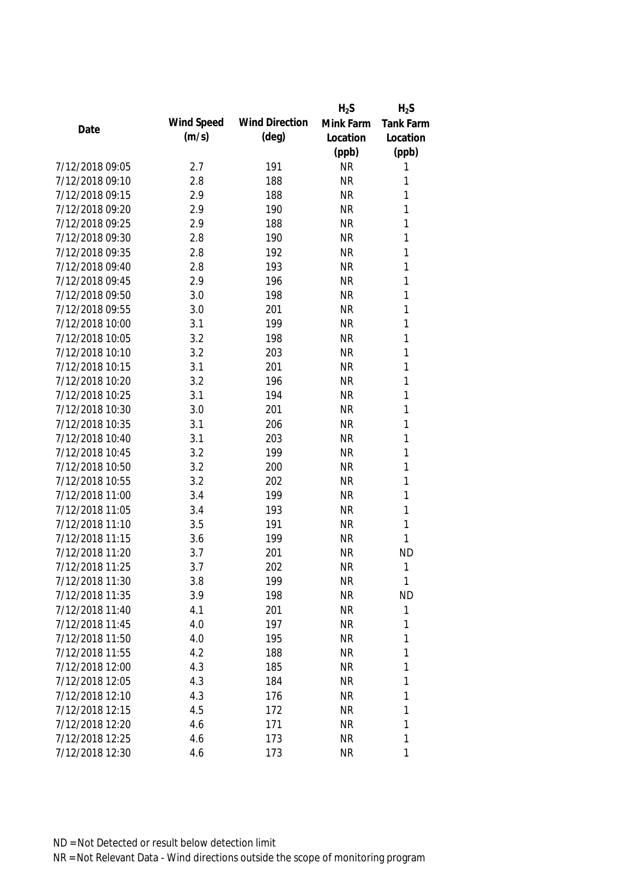| Date | Wind Speed (m/s) | Wind Direction (deg) | $H_2S$ Mink Farm Location (ppb) | $H_2S$ Tank Farm Location (ppb) |
|---|---|---|---|---|
| 7/12/2018 09:05 | 2.7 | 191 | NR | 1 |
| 7/12/2018 09:10 | 2.8 | 188 | NR | 1 |
| 7/12/2018 09:15 | 2.9 | 188 | NR | 1 |
| 7/12/2018 09:20 | 2.9 | 190 | NR | 1 |
| 7/12/2018 09:25 | 2.9 | 188 | NR | 1 |
| 7/12/2018 09:30 | 2.8 | 190 | NR | 1 |
| 7/12/2018 09:35 | 2.8 | 192 | NR | 1 |
| 7/12/2018 09:40 | 2.8 | 193 | NR | 1 |
| 7/12/2018 09:45 | 2.9 | 196 | NR | 1 |
| 7/12/2018 09:50 | 3.0 | 198 | NR | 1 |
| 7/12/2018 09:55 | 3.0 | 201 | NR | 1 |
| 7/12/2018 10:00 | 3.1 | 199 | NR | 1 |
| 7/12/2018 10:05 | 3.2 | 198 | NR | 1 |
| 7/12/2018 10:10 | 3.2 | 203 | NR | 1 |
| 7/12/2018 10:15 | 3.1 | 201 | NR | 1 |
| 7/12/2018 10:20 | 3.2 | 196 | NR | 1 |
| 7/12/2018 10:25 | 3.1 | 194 | NR | 1 |
| 7/12/2018 10:30 | 3.0 | 201 | NR | 1 |
| 7/12/2018 10:35 | 3.1 | 206 | NR | 1 |
| 7/12/2018 10:40 | 3.1 | 203 | NR | 1 |
| 7/12/2018 10:45 | 3.2 | 199 | NR | 1 |
| 7/12/2018 10:50 | 3.2 | 200 | NR | 1 |
| 7/12/2018 10:55 | 3.2 | 202 | NR | 1 |
| 7/12/2018 11:00 | 3.4 | 199 | NR | 1 |
| 7/12/2018 11:05 | 3.4 | 193 | NR | 1 |
| 7/12/2018 11:10 | 3.5 | 191 | NR | 1 |
| 7/12/2018 11:15 | 3.6 | 199 | NR | 1 |
| 7/12/2018 11:20 | 3.7 | 201 | NR | ND |
| 7/12/2018 11:25 | 3.7 | 202 | NR | 1 |
| 7/12/2018 11:30 | 3.8 | 199 | NR | 1 |
| 7/12/2018 11:35 | 3.9 | 198 | NR | ND |
| 7/12/2018 11:40 | 4.1 | 201 | NR | 1 |
| 7/12/2018 11:45 | 4.0 | 197 | NR | 1 |
| 7/12/2018 11:50 | 4.0 | 195 | NR | 1 |
| 7/12/2018 11:55 | 4.2 | 188 | NR | 1 |
| 7/12/2018 12:00 | 4.3 | 185 | NR | 1 |
| 7/12/2018 12:05 | 4.3 | 184 | NR | 1 |
| 7/12/2018 12:10 | 4.3 | 176 | NR | 1 |
| 7/12/2018 12:15 | 4.5 | 172 | NR | 1 |
| 7/12/2018 12:20 | 4.6 | 171 | NR | 1 |
| 7/12/2018 12:25 | 4.6 | 173 | NR | 1 |
| 7/12/2018 12:30 | 4.6 | 173 | NR | 1 |

ND = Not Detected or result below detection limit

NR = Not Relevant Data - Wind directions outside the scope of monitoring program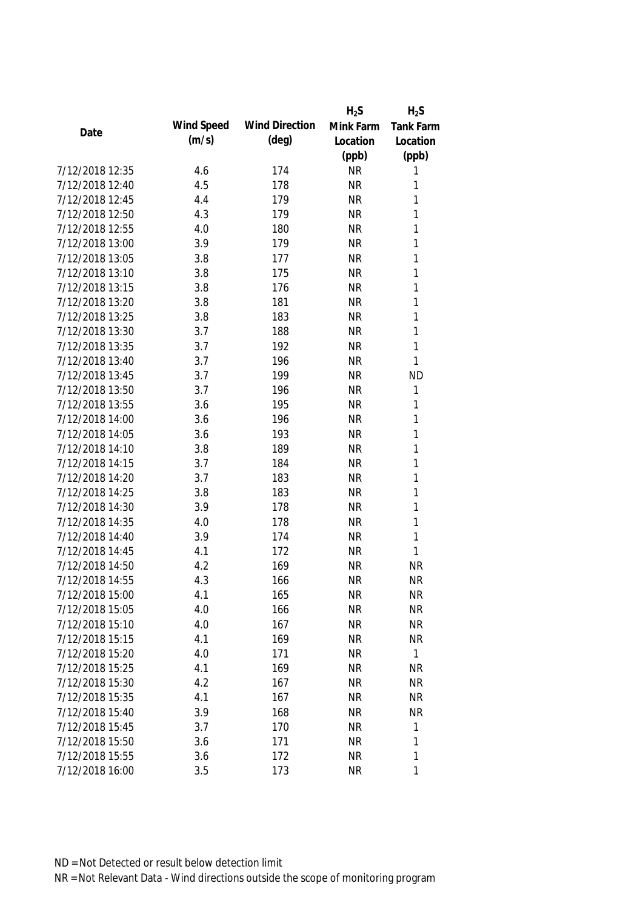| Date | Wind Speed (m/s) | Wind Direction (deg) | $H_2S$ Mink Farm Location (ppb) | $H_2S$ Tank Farm Location (ppb) |
|---|---|---|---|---|
| 7/12/2018 12:35 | 4.6 | 174 | NR | 1 |
| 7/12/2018 12:40 | 4.5 | 178 | NR | 1 |
| 7/12/2018 12:45 | 4.4 | 179 | NR | 1 |
| 7/12/2018 12:50 | 4.3 | 179 | NR | 1 |
| 7/12/2018 12:55 | 4.0 | 180 | NR | 1 |
| 7/12/2018 13:00 | 3.9 | 179 | NR | 1 |
| 7/12/2018 13:05 | 3.8 | 177 | NR | 1 |
| 7/12/2018 13:10 | 3.8 | 175 | NR | 1 |
| 7/12/2018 13:15 | 3.8 | 176 | NR | 1 |
| 7/12/2018 13:20 | 3.8 | 181 | NR | 1 |
| 7/12/2018 13:25 | 3.8 | 183 | NR | 1 |
| 7/12/2018 13:30 | 3.7 | 188 | NR | 1 |
| 7/12/2018 13:35 | 3.7 | 192 | NR | 1 |
| 7/12/2018 13:40 | 3.7 | 196 | NR | 1 |
| 7/12/2018 13:45 | 3.7 | 199 | NR | ND |
| 7/12/2018 13:50 | 3.7 | 196 | NR | 1 |
| 7/12/2018 13:55 | 3.6 | 195 | NR | 1 |
| 7/12/2018 14:00 | 3.6 | 196 | NR | 1 |
| 7/12/2018 14:05 | 3.6 | 193 | NR | 1 |
| 7/12/2018 14:10 | 3.8 | 189 | NR | 1 |
| 7/12/2018 14:15 | 3.7 | 184 | NR | 1 |
| 7/12/2018 14:20 | 3.7 | 183 | NR | 1 |
| 7/12/2018 14:25 | 3.8 | 183 | NR | 1 |
| 7/12/2018 14:30 | 3.9 | 178 | NR | 1 |
| 7/12/2018 14:35 | 4.0 | 178 | NR | 1 |
| 7/12/2018 14:40 | 3.9 | 174 | NR | 1 |
| 7/12/2018 14:45 | 4.1 | 172 | NR | 1 |
| 7/12/2018 14:50 | 4.2 | 169 | NR | NR |
| 7/12/2018 14:55 | 4.3 | 166 | NR | NR |
| 7/12/2018 15:00 | 4.1 | 165 | NR | NR |
| 7/12/2018 15:05 | 4.0 | 166 | NR | NR |
| 7/12/2018 15:10 | 4.0 | 167 | NR | NR |
| 7/12/2018 15:15 | 4.1 | 169 | NR | NR |
| 7/12/2018 15:20 | 4.0 | 171 | NR | 1 |
| 7/12/2018 15:25 | 4.1 | 169 | NR | NR |
| 7/12/2018 15:30 | 4.2 | 167 | NR | NR |
| 7/12/2018 15:35 | 4.1 | 167 | NR | NR |
| 7/12/2018 15:40 | 3.9 | 168 | NR | NR |
| 7/12/2018 15:45 | 3.7 | 170 | NR | 1 |
| 7/12/2018 15:50 | 3.6 | 171 | NR | 1 |
| 7/12/2018 15:55 | 3.6 | 172 | NR | 1 |
| 7/12/2018 16:00 | 3.5 | 173 | NR | 1 |

ND = Not Detected or result below detection limit

NR = Not Relevant Data - Wind directions outside the scope of monitoring program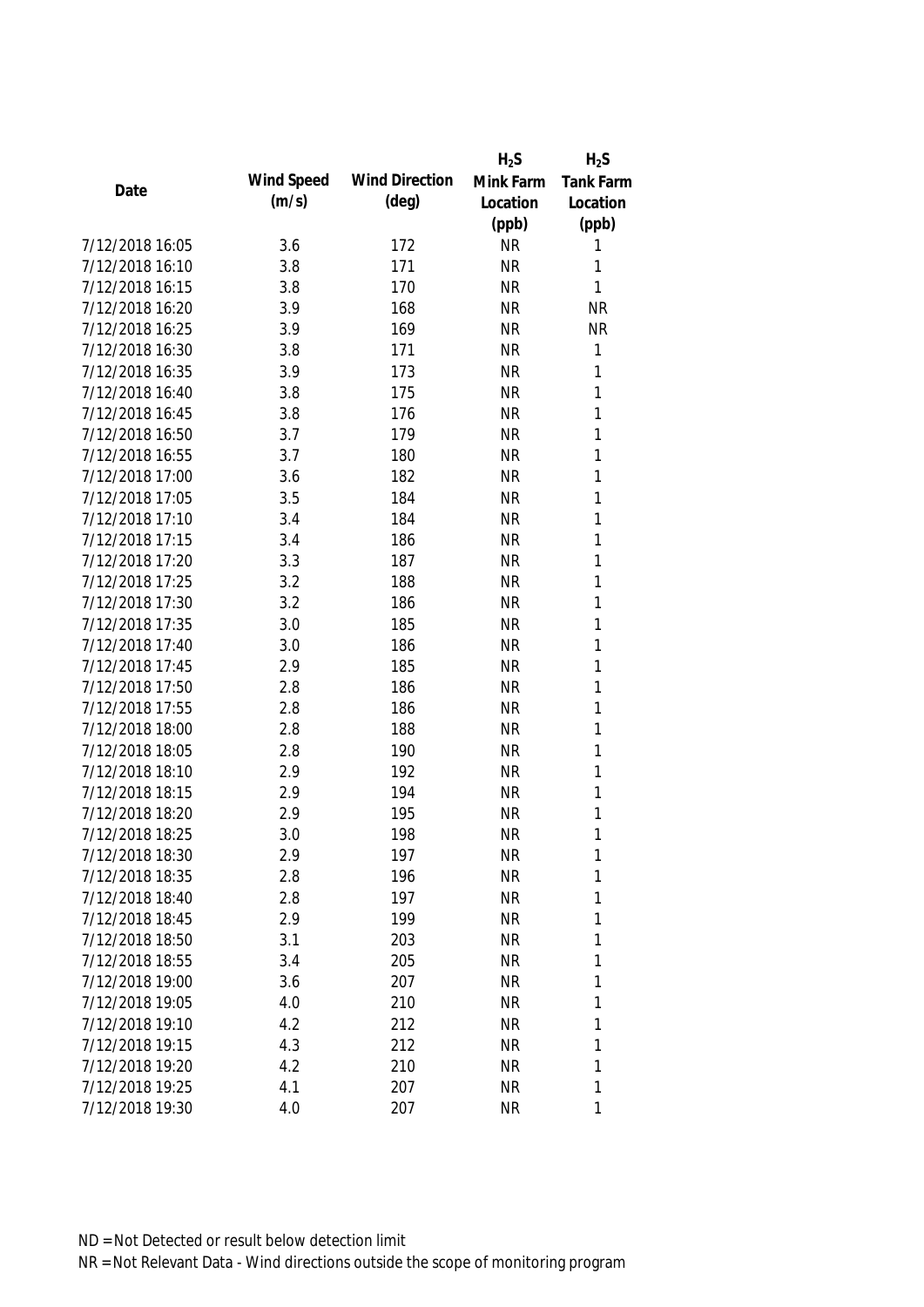| Date | Wind Speed (m/s) | Wind Direction (deg) | $H_2S$ Mink Farm Location (ppb) | $H_2S$ Tank Farm Location (ppb) |
|---|---|---|---|---|
| 7/12/2018 16:05 | 3.6 | 172 | NR | 1 |
| 7/12/2018 16:10 | 3.8 | 171 | NR | 1 |
| 7/12/2018 16:15 | 3.8 | 170 | NR | 1 |
| 7/12/2018 16:20 | 3.9 | 168 | NR | NR |
| 7/12/2018 16:25 | 3.9 | 169 | NR | NR |
| 7/12/2018 16:30 | 3.8 | 171 | NR | 1 |
| 7/12/2018 16:35 | 3.9 | 173 | NR | 1 |
| 7/12/2018 16:40 | 3.8 | 175 | NR | 1 |
| 7/12/2018 16:45 | 3.8 | 176 | NR | 1 |
| 7/12/2018 16:50 | 3.7 | 179 | NR | 1 |
| 7/12/2018 16:55 | 3.7 | 180 | NR | 1 |
| 7/12/2018 17:00 | 3.6 | 182 | NR | 1 |
| 7/12/2018 17:05 | 3.5 | 184 | NR | 1 |
| 7/12/2018 17:10 | 3.4 | 184 | NR | 1 |
| 7/12/2018 17:15 | 3.4 | 186 | NR | 1 |
| 7/12/2018 17:20 | 3.3 | 187 | NR | 1 |
| 7/12/2018 17:25 | 3.2 | 188 | NR | 1 |
| 7/12/2018 17:30 | 3.2 | 186 | NR | 1 |
| 7/12/2018 17:35 | 3.0 | 185 | NR | 1 |
| 7/12/2018 17:40 | 3.0 | 186 | NR | 1 |
| 7/12/2018 17:45 | 2.9 | 185 | NR | 1 |
| 7/12/2018 17:50 | 2.8 | 186 | NR | 1 |
| 7/12/2018 17:55 | 2.8 | 186 | NR | 1 |
| 7/12/2018 18:00 | 2.8 | 188 | NR | 1 |
| 7/12/2018 18:05 | 2.8 | 190 | NR | 1 |
| 7/12/2018 18:10 | 2.9 | 192 | NR | 1 |
| 7/12/2018 18:15 | 2.9 | 194 | NR | 1 |
| 7/12/2018 18:20 | 2.9 | 195 | NR | 1 |
| 7/12/2018 18:25 | 3.0 | 198 | NR | 1 |
| 7/12/2018 18:30 | 2.9 | 197 | NR | 1 |
| 7/12/2018 18:35 | 2.8 | 196 | NR | 1 |
| 7/12/2018 18:40 | 2.8 | 197 | NR | 1 |
| 7/12/2018 18:45 | 2.9 | 199 | NR | 1 |
| 7/12/2018 18:50 | 3.1 | 203 | NR | 1 |
| 7/12/2018 18:55 | 3.4 | 205 | NR | 1 |
| 7/12/2018 19:00 | 3.6 | 207 | NR | 1 |
| 7/12/2018 19:05 | 4.0 | 210 | NR | 1 |
| 7/12/2018 19:10 | 4.2 | 212 | NR | 1 |
| 7/12/2018 19:15 | 4.3 | 212 | NR | 1 |
| 7/12/2018 19:20 | 4.2 | 210 | NR | 1 |
| 7/12/2018 19:25 | 4.1 | 207 | NR | 1 |
| 7/12/2018 19:30 | 4.0 | 207 | NR | 1 |

ND = Not Detected or result below detection limit

NR = Not Relevant Data - Wind directions outside the scope of monitoring program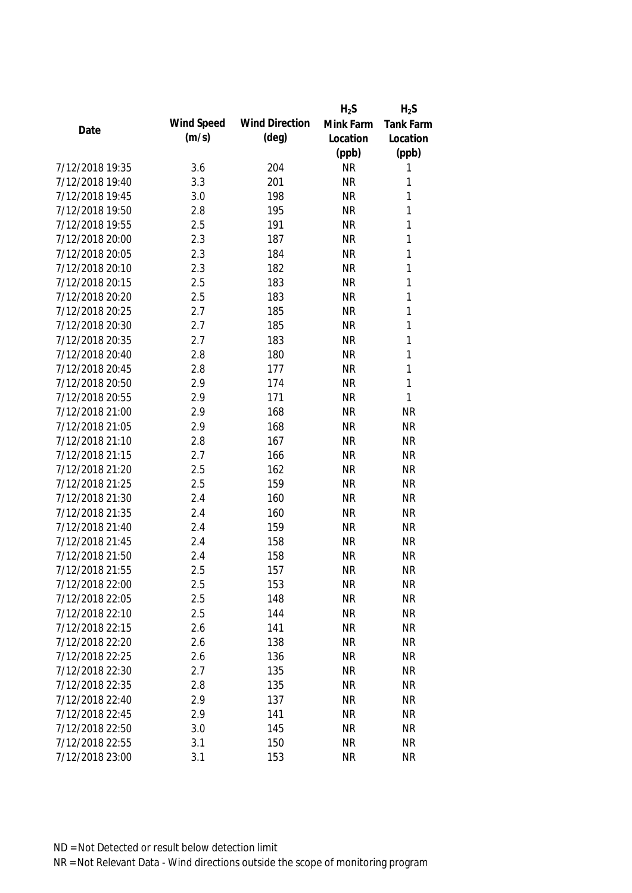| Date | Wind Speed (m/s) | Wind Direction (deg) | $H_2S$ Mink Farm Location (ppb) | $H_2S$ Tank Farm Location (ppb) |
|---|---|---|---|---|
| 7/12/2018 19:35 | 3.6 | 204 | NR | 1 |
| 7/12/2018 19:40 | 3.3 | 201 | NR | 1 |
| 7/12/2018 19:45 | 3.0 | 198 | NR | 1 |
| 7/12/2018 19:50 | 2.8 | 195 | NR | 1 |
| 7/12/2018 19:55 | 2.5 | 191 | NR | 1 |
| 7/12/2018 20:00 | 2.3 | 187 | NR | 1 |
| 7/12/2018 20:05 | 2.3 | 184 | NR | 1 |
| 7/12/2018 20:10 | 2.3 | 182 | NR | 1 |
| 7/12/2018 20:15 | 2.5 | 183 | NR | 1 |
| 7/12/2018 20:20 | 2.5 | 183 | NR | 1 |
| 7/12/2018 20:25 | 2.7 | 185 | NR | 1 |
| 7/12/2018 20:30 | 2.7 | 185 | NR | 1 |
| 7/12/2018 20:35 | 2.7 | 183 | NR | 1 |
| 7/12/2018 20:40 | 2.8 | 180 | NR | 1 |
| 7/12/2018 20:45 | 2.8 | 177 | NR | 1 |
| 7/12/2018 20:50 | 2.9 | 174 | NR | 1 |
| 7/12/2018 20:55 | 2.9 | 171 | NR | 1 |
| 7/12/2018 21:00 | 2.9 | 168 | NR | NR |
| 7/12/2018 21:05 | 2.9 | 168 | NR | NR |
| 7/12/2018 21:10 | 2.8 | 167 | NR | NR |
| 7/12/2018 21:15 | 2.7 | 166 | NR | NR |
| 7/12/2018 21:20 | 2.5 | 162 | NR | NR |
| 7/12/2018 21:25 | 2.5 | 159 | NR | NR |
| 7/12/2018 21:30 | 2.4 | 160 | NR | NR |
| 7/12/2018 21:35 | 2.4 | 160 | NR | NR |
| 7/12/2018 21:40 | 2.4 | 159 | NR | NR |
| 7/12/2018 21:45 | 2.4 | 158 | NR | NR |
| 7/12/2018 21:50 | 2.4 | 158 | NR | NR |
| 7/12/2018 21:55 | 2.5 | 157 | NR | NR |
| 7/12/2018 22:00 | 2.5 | 153 | NR | NR |
| 7/12/2018 22:05 | 2.5 | 148 | NR | NR |
| 7/12/2018 22:10 | 2.5 | 144 | NR | NR |
| 7/12/2018 22:15 | 2.6 | 141 | NR | NR |
| 7/12/2018 22:20 | 2.6 | 138 | NR | NR |
| 7/12/2018 22:25 | 2.6 | 136 | NR | NR |
| 7/12/2018 22:30 | 2.7 | 135 | NR | NR |
| 7/12/2018 22:35 | 2.8 | 135 | NR | NR |
| 7/12/2018 22:40 | 2.9 | 137 | NR | NR |
| 7/12/2018 22:45 | 2.9 | 141 | NR | NR |
| 7/12/2018 22:50 | 3.0 | 145 | NR | NR |
| 7/12/2018 22:55 | 3.1 | 150 | NR | NR |
| 7/12/2018 23:00 | 3.1 | 153 | NR | NR |

ND = Not Detected or result below detection limit

NR = Not Relevant Data - Wind directions outside the scope of monitoring program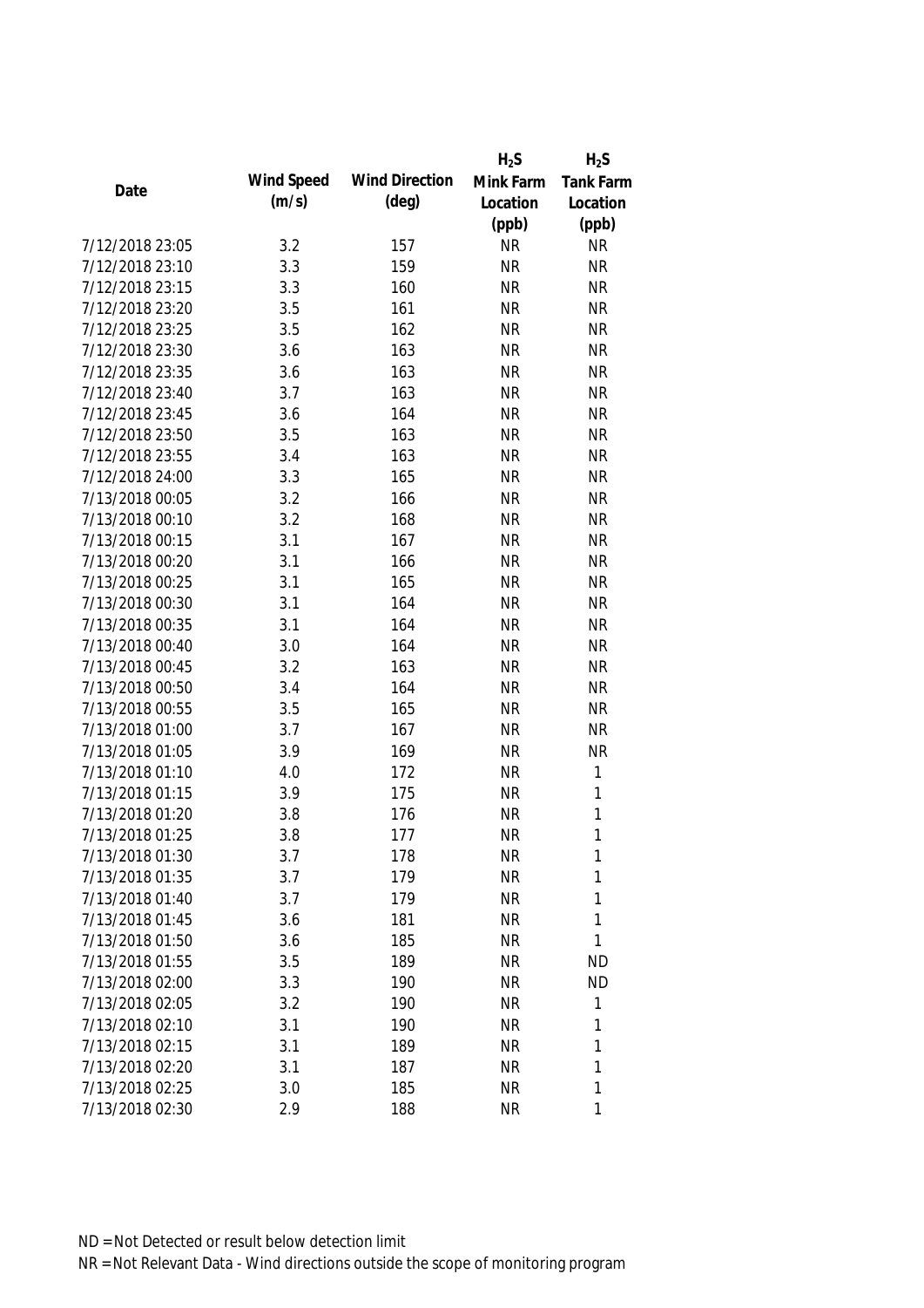| Date | Wind Speed (m/s) | Wind Direction (deg) | $H_2S$ Mink Farm Location (ppb) | $H_2S$ Tank Farm Location (ppb) |
|---|---|---|---|---|
| 7/12/2018 23:05 | 3.2 | 157 | NR | NR |
| 7/12/2018 23:10 | 3.3 | 159 | NR | NR |
| 7/12/2018 23:15 | 3.3 | 160 | NR | NR |
| 7/12/2018 23:20 | 3.5 | 161 | NR | NR |
| 7/12/2018 23:25 | 3.5 | 162 | NR | NR |
| 7/12/2018 23:30 | 3.6 | 163 | NR | NR |
| 7/12/2018 23:35 | 3.6 | 163 | NR | NR |
| 7/12/2018 23:40 | 3.7 | 163 | NR | NR |
| 7/12/2018 23:45 | 3.6 | 164 | NR | NR |
| 7/12/2018 23:50 | 3.5 | 163 | NR | NR |
| 7/12/2018 23:55 | 3.4 | 163 | NR | NR |
| 7/12/2018 24:00 | 3.3 | 165 | NR | NR |
| 7/13/2018 00:05 | 3.2 | 166 | NR | NR |
| 7/13/2018 00:10 | 3.2 | 168 | NR | NR |
| 7/13/2018 00:15 | 3.1 | 167 | NR | NR |
| 7/13/2018 00:20 | 3.1 | 166 | NR | NR |
| 7/13/2018 00:25 | 3.1 | 165 | NR | NR |
| 7/13/2018 00:30 | 3.1 | 164 | NR | NR |
| 7/13/2018 00:35 | 3.1 | 164 | NR | NR |
| 7/13/2018 00:40 | 3.0 | 164 | NR | NR |
| 7/13/2018 00:45 | 3.2 | 163 | NR | NR |
| 7/13/2018 00:50 | 3.4 | 164 | NR | NR |
| 7/13/2018 00:55 | 3.5 | 165 | NR | NR |
| 7/13/2018 01:00 | 3.7 | 167 | NR | NR |
| 7/13/2018 01:05 | 3.9 | 169 | NR | NR |
| 7/13/2018 01:10 | 4.0 | 172 | NR | 1 |
| 7/13/2018 01:15 | 3.9 | 175 | NR | 1 |
| 7/13/2018 01:20 | 3.8 | 176 | NR | 1 |
| 7/13/2018 01:25 | 3.8 | 177 | NR | 1 |
| 7/13/2018 01:30 | 3.7 | 178 | NR | 1 |
| 7/13/2018 01:35 | 3.7 | 179 | NR | 1 |
| 7/13/2018 01:40 | 3.7 | 179 | NR | 1 |
| 7/13/2018 01:45 | 3.6 | 181 | NR | 1 |
| 7/13/2018 01:50 | 3.6 | 185 | NR | 1 |
| 7/13/2018 01:55 | 3.5 | 189 | NR | ND |
| 7/13/2018 02:00 | 3.3 | 190 | NR | ND |
| 7/13/2018 02:05 | 3.2 | 190 | NR | 1 |
| 7/13/2018 02:10 | 3.1 | 190 | NR | 1 |
| 7/13/2018 02:15 | 3.1 | 189 | NR | 1 |
| 7/13/2018 02:20 | 3.1 | 187 | NR | 1 |
| 7/13/2018 02:25 | 3.0 | 185 | NR | 1 |
| 7/13/2018 02:30 | 2.9 | 188 | NR | 1 |

ND = Not Detected or result below detection limit

NR = Not Relevant Data - Wind directions outside the scope of monitoring program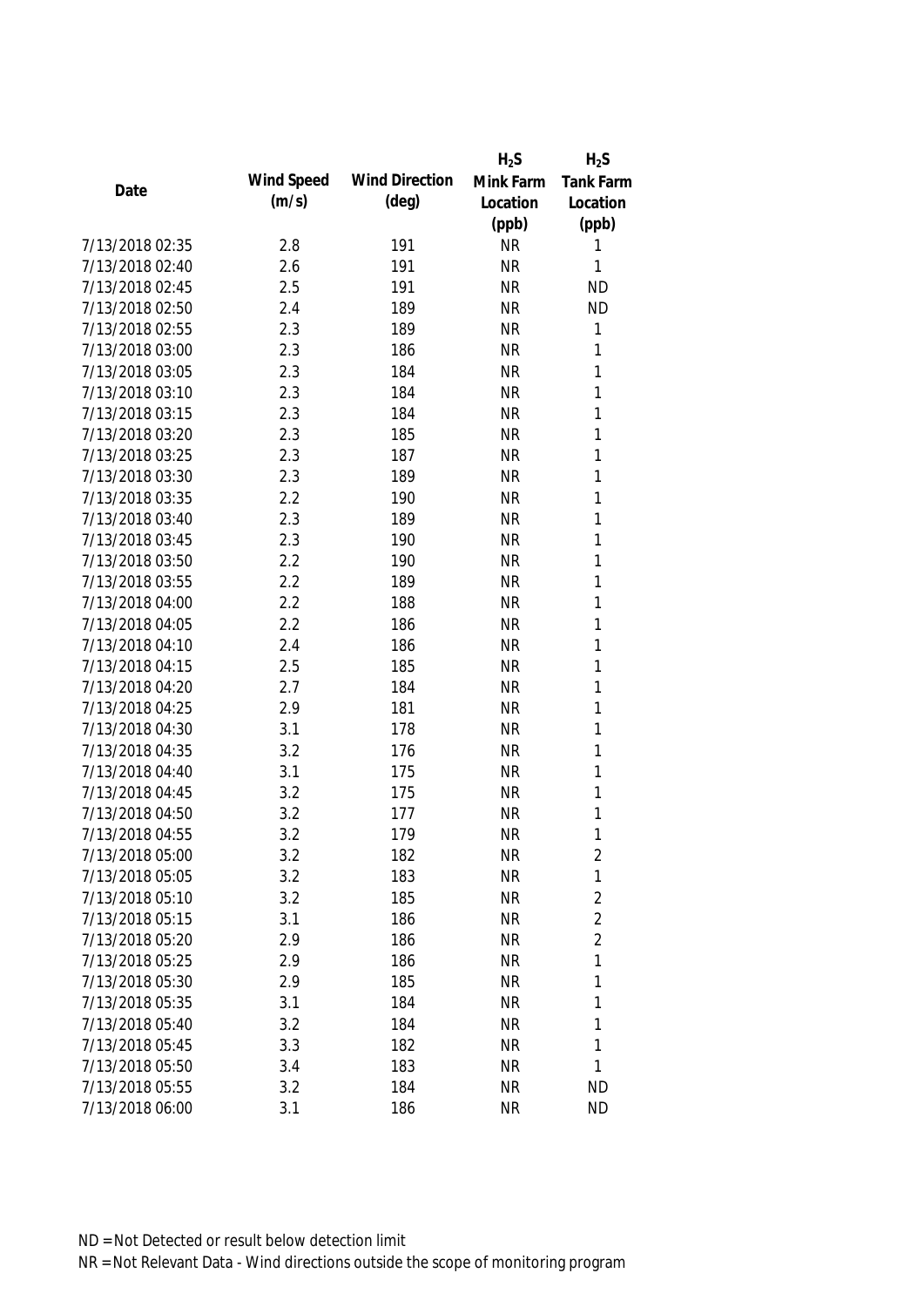| Date | Wind Speed (m/s) | Wind Direction (deg) | $H_2S$ Mink Farm Location (ppb) | $H_2S$ Tank Farm Location (ppb) |
|---|---|---|---|---|
| 7/13/2018 02:35 | 2.8 | 191 | NR | 1 |
| 7/13/2018 02:40 | 2.6 | 191 | NR | 1 |
| 7/13/2018 02:45 | 2.5 | 191 | NR | ND |
| 7/13/2018 02:50 | 2.4 | 189 | NR | ND |
| 7/13/2018 02:55 | 2.3 | 189 | NR | 1 |
| 7/13/2018 03:00 | 2.3 | 186 | NR | 1 |
| 7/13/2018 03:05 | 2.3 | 184 | NR | 1 |
| 7/13/2018 03:10 | 2.3 | 184 | NR | 1 |
| 7/13/2018 03:15 | 2.3 | 184 | NR | 1 |
| 7/13/2018 03:20 | 2.3 | 185 | NR | 1 |
| 7/13/2018 03:25 | 2.3 | 187 | NR | 1 |
| 7/13/2018 03:30 | 2.3 | 189 | NR | 1 |
| 7/13/2018 03:35 | 2.2 | 190 | NR | 1 |
| 7/13/2018 03:40 | 2.3 | 189 | NR | 1 |
| 7/13/2018 03:45 | 2.3 | 190 | NR | 1 |
| 7/13/2018 03:50 | 2.2 | 190 | NR | 1 |
| 7/13/2018 03:55 | 2.2 | 189 | NR | 1 |
| 7/13/2018 04:00 | 2.2 | 188 | NR | 1 |
| 7/13/2018 04:05 | 2.2 | 186 | NR | 1 |
| 7/13/2018 04:10 | 2.4 | 186 | NR | 1 |
| 7/13/2018 04:15 | 2.5 | 185 | NR | 1 |
| 7/13/2018 04:20 | 2.7 | 184 | NR | 1 |
| 7/13/2018 04:25 | 2.9 | 181 | NR | 1 |
| 7/13/2018 04:30 | 3.1 | 178 | NR | 1 |
| 7/13/2018 04:35 | 3.2 | 176 | NR | 1 |
| 7/13/2018 04:40 | 3.1 | 175 | NR | 1 |
| 7/13/2018 04:45 | 3.2 | 175 | NR | 1 |
| 7/13/2018 04:50 | 3.2 | 177 | NR | 1 |
| 7/13/2018 04:55 | 3.2 | 179 | NR | 1 |
| 7/13/2018 05:00 | 3.2 | 182 | NR | 2 |
| 7/13/2018 05:05 | 3.2 | 183 | NR | 1 |
| 7/13/2018 05:10 | 3.2 | 185 | NR | 2 |
| 7/13/2018 05:15 | 3.1 | 186 | NR | 2 |
| 7/13/2018 05:20 | 2.9 | 186 | NR | 2 |
| 7/13/2018 05:25 | 2.9 | 186 | NR | 1 |
| 7/13/2018 05:30 | 2.9 | 185 | NR | 1 |
| 7/13/2018 05:35 | 3.1 | 184 | NR | 1 |
| 7/13/2018 05:40 | 3.2 | 184 | NR | 1 |
| 7/13/2018 05:45 | 3.3 | 182 | NR | 1 |
| 7/13/2018 05:50 | 3.4 | 183 | NR | 1 |
| 7/13/2018 05:55 | 3.2 | 184 | NR | ND |
| 7/13/2018 06:00 | 3.1 | 186 | NR | ND |

ND = Not Detected or result below detection limit

NR = Not Relevant Data - Wind directions outside the scope of monitoring program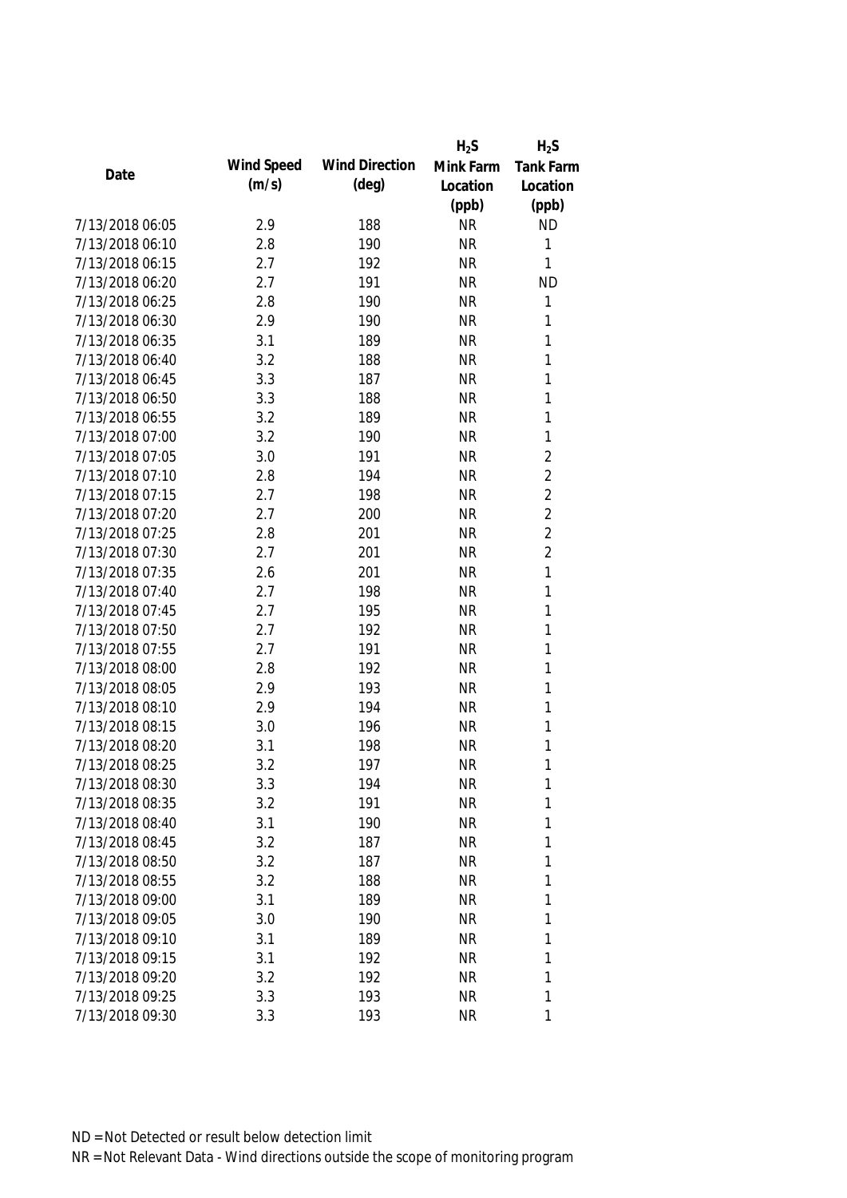| Date | Wind Speed (m/s) | Wind Direction (deg) | $H_2S$ Mink Farm Location (ppb) | $H_2S$ Tank Farm Location (ppb) |
|---|---|---|---|---|
| 7/13/2018 06:05 | 2.9 | 188 | NR | ND |
| 7/13/2018 06:10 | 2.8 | 190 | NR | 1 |
| 7/13/2018 06:15 | 2.7 | 192 | NR | 1 |
| 7/13/2018 06:20 | 2.7 | 191 | NR | ND |
| 7/13/2018 06:25 | 2.8 | 190 | NR | 1 |
| 7/13/2018 06:30 | 2.9 | 190 | NR | 1 |
| 7/13/2018 06:35 | 3.1 | 189 | NR | 1 |
| 7/13/2018 06:40 | 3.2 | 188 | NR | 1 |
| 7/13/2018 06:45 | 3.3 | 187 | NR | 1 |
| 7/13/2018 06:50 | 3.3 | 188 | NR | 1 |
| 7/13/2018 06:55 | 3.2 | 189 | NR | 1 |
| 7/13/2018 07:00 | 3.2 | 190 | NR | 1 |
| 7/13/2018 07:05 | 3.0 | 191 | NR | 2 |
| 7/13/2018 07:10 | 2.8 | 194 | NR | 2 |
| 7/13/2018 07:15 | 2.7 | 198 | NR | 2 |
| 7/13/2018 07:20 | 2.7 | 200 | NR | 2 |
| 7/13/2018 07:25 | 2.8 | 201 | NR | 2 |
| 7/13/2018 07:30 | 2.7 | 201 | NR | 2 |
| 7/13/2018 07:35 | 2.6 | 201 | NR | 1 |
| 7/13/2018 07:40 | 2.7 | 198 | NR | 1 |
| 7/13/2018 07:45 | 2.7 | 195 | NR | 1 |
| 7/13/2018 07:50 | 2.7 | 192 | NR | 1 |
| 7/13/2018 07:55 | 2.7 | 191 | NR | 1 |
| 7/13/2018 08:00 | 2.8 | 192 | NR | 1 |
| 7/13/2018 08:05 | 2.9 | 193 | NR | 1 |
| 7/13/2018 08:10 | 2.9 | 194 | NR | 1 |
| 7/13/2018 08:15 | 3.0 | 196 | NR | 1 |
| 7/13/2018 08:20 | 3.1 | 198 | NR | 1 |
| 7/13/2018 08:25 | 3.2 | 197 | NR | 1 |
| 7/13/2018 08:30 | 3.3 | 194 | NR | 1 |
| 7/13/2018 08:35 | 3.2 | 191 | NR | 1 |
| 7/13/2018 08:40 | 3.1 | 190 | NR | 1 |
| 7/13/2018 08:45 | 3.2 | 187 | NR | 1 |
| 7/13/2018 08:50 | 3.2 | 187 | NR | 1 |
| 7/13/2018 08:55 | 3.2 | 188 | NR | 1 |
| 7/13/2018 09:00 | 3.1 | 189 | NR | 1 |
| 7/13/2018 09:05 | 3.0 | 190 | NR | 1 |
| 7/13/2018 09:10 | 3.1 | 189 | NR | 1 |
| 7/13/2018 09:15 | 3.1 | 192 | NR | 1 |
| 7/13/2018 09:20 | 3.2 | 192 | NR | 1 |
| 7/13/2018 09:25 | 3.3 | 193 | NR | 1 |
| 7/13/2018 09:30 | 3.3 | 193 | NR | 1 |

ND = Not Detected or result below detection limit

NR = Not Relevant Data - Wind directions outside the scope of monitoring program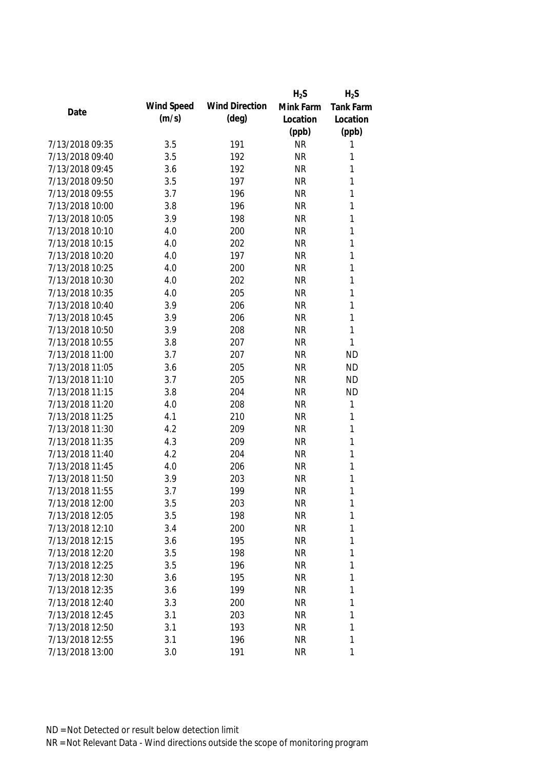| Date | Wind Speed (m/s) | Wind Direction (deg) | $H_2S$ Mink Farm Location (ppb) | $H_2S$ Tank Farm Location (ppb) |
|---|---|---|---|---|
| 7/13/2018 09:35 | 3.5 | 191 | NR | 1 |
| 7/13/2018 09:40 | 3.5 | 192 | NR | 1 |
| 7/13/2018 09:45 | 3.6 | 192 | NR | 1 |
| 7/13/2018 09:50 | 3.5 | 197 | NR | 1 |
| 7/13/2018 09:55 | 3.7 | 196 | NR | 1 |
| 7/13/2018 10:00 | 3.8 | 196 | NR | 1 |
| 7/13/2018 10:05 | 3.9 | 198 | NR | 1 |
| 7/13/2018 10:10 | 4.0 | 200 | NR | 1 |
| 7/13/2018 10:15 | 4.0 | 202 | NR | 1 |
| 7/13/2018 10:20 | 4.0 | 197 | NR | 1 |
| 7/13/2018 10:25 | 4.0 | 200 | NR | 1 |
| 7/13/2018 10:30 | 4.0 | 202 | NR | 1 |
| 7/13/2018 10:35 | 4.0 | 205 | NR | 1 |
| 7/13/2018 10:40 | 3.9 | 206 | NR | 1 |
| 7/13/2018 10:45 | 3.9 | 206 | NR | 1 |
| 7/13/2018 10:50 | 3.9 | 208 | NR | 1 |
| 7/13/2018 10:55 | 3.8 | 207 | NR | 1 |
| 7/13/2018 11:00 | 3.7 | 207 | NR | ND |
| 7/13/2018 11:05 | 3.6 | 205 | NR | ND |
| 7/13/2018 11:10 | 3.7 | 205 | NR | ND |
| 7/13/2018 11:15 | 3.8 | 204 | NR | ND |
| 7/13/2018 11:20 | 4.0 | 208 | NR | 1 |
| 7/13/2018 11:25 | 4.1 | 210 | NR | 1 |
| 7/13/2018 11:30 | 4.2 | 209 | NR | 1 |
| 7/13/2018 11:35 | 4.3 | 209 | NR | 1 |
| 7/13/2018 11:40 | 4.2 | 204 | NR | 1 |
| 7/13/2018 11:45 | 4.0 | 206 | NR | 1 |
| 7/13/2018 11:50 | 3.9 | 203 | NR | 1 |
| 7/13/2018 11:55 | 3.7 | 199 | NR | 1 |
| 7/13/2018 12:00 | 3.5 | 203 | NR | 1 |
| 7/13/2018 12:05 | 3.5 | 198 | NR | 1 |
| 7/13/2018 12:10 | 3.4 | 200 | NR | 1 |
| 7/13/2018 12:15 | 3.6 | 195 | NR | 1 |
| 7/13/2018 12:20 | 3.5 | 198 | NR | 1 |
| 7/13/2018 12:25 | 3.5 | 196 | NR | 1 |
| 7/13/2018 12:30 | 3.6 | 195 | NR | 1 |
| 7/13/2018 12:35 | 3.6 | 199 | NR | 1 |
| 7/13/2018 12:40 | 3.3 | 200 | NR | 1 |
| 7/13/2018 12:45 | 3.1 | 203 | NR | 1 |
| 7/13/2018 12:50 | 3.1 | 193 | NR | 1 |
| 7/13/2018 12:55 | 3.1 | 196 | NR | 1 |
| 7/13/2018 13:00 | 3.0 | 191 | NR | 1 |

ND = Not Detected or result below detection limit

NR = Not Relevant Data - Wind directions outside the scope of monitoring program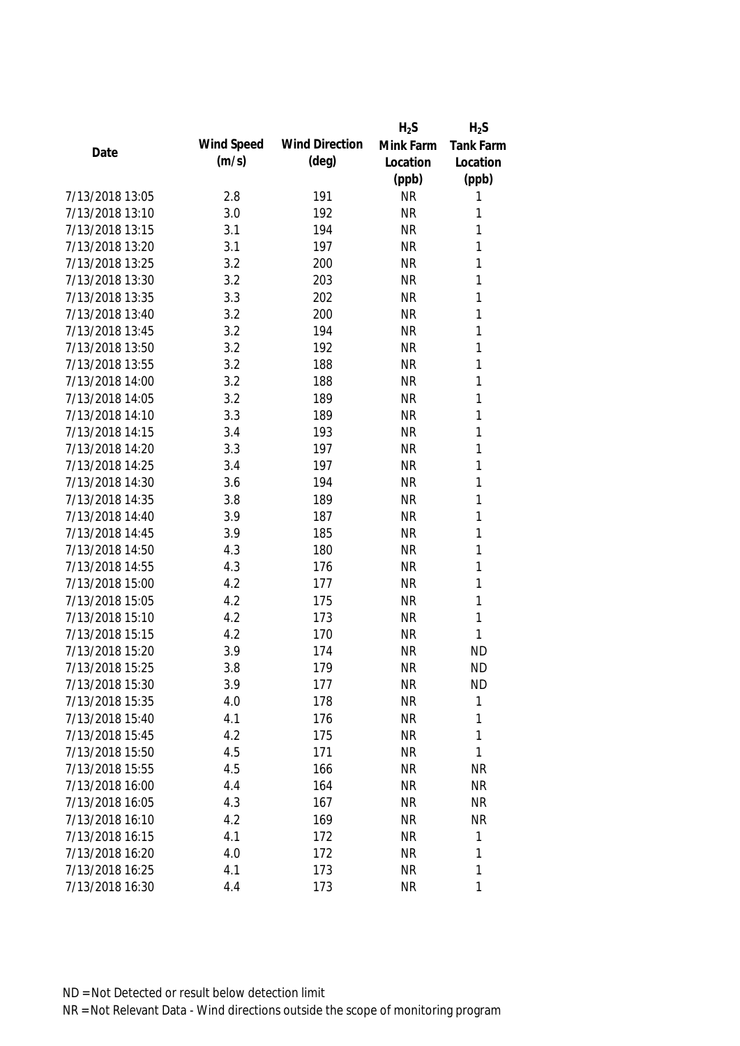| Date | Wind Speed (m/s) | Wind Direction (deg) | $H_2S$ Mink Farm Location (ppb) | $H_2S$ Tank Farm Location (ppb) |
|---|---|---|---|---|
| 7/13/2018 13:05 | 2.8 | 191 | NR | 1 |
| 7/13/2018 13:10 | 3.0 | 192 | NR | 1 |
| 7/13/2018 13:15 | 3.1 | 194 | NR | 1 |
| 7/13/2018 13:20 | 3.1 | 197 | NR | 1 |
| 7/13/2018 13:25 | 3.2 | 200 | NR | 1 |
| 7/13/2018 13:30 | 3.2 | 203 | NR | 1 |
| 7/13/2018 13:35 | 3.3 | 202 | NR | 1 |
| 7/13/2018 13:40 | 3.2 | 200 | NR | 1 |
| 7/13/2018 13:45 | 3.2 | 194 | NR | 1 |
| 7/13/2018 13:50 | 3.2 | 192 | NR | 1 |
| 7/13/2018 13:55 | 3.2 | 188 | NR | 1 |
| 7/13/2018 14:00 | 3.2 | 188 | NR | 1 |
| 7/13/2018 14:05 | 3.2 | 189 | NR | 1 |
| 7/13/2018 14:10 | 3.3 | 189 | NR | 1 |
| 7/13/2018 14:15 | 3.4 | 193 | NR | 1 |
| 7/13/2018 14:20 | 3.3 | 197 | NR | 1 |
| 7/13/2018 14:25 | 3.4 | 197 | NR | 1 |
| 7/13/2018 14:30 | 3.6 | 194 | NR | 1 |
| 7/13/2018 14:35 | 3.8 | 189 | NR | 1 |
| 7/13/2018 14:40 | 3.9 | 187 | NR | 1 |
| 7/13/2018 14:45 | 3.9 | 185 | NR | 1 |
| 7/13/2018 14:50 | 4.3 | 180 | NR | 1 |
| 7/13/2018 14:55 | 4.3 | 176 | NR | 1 |
| 7/13/2018 15:00 | 4.2 | 177 | NR | 1 |
| 7/13/2018 15:05 | 4.2 | 175 | NR | 1 |
| 7/13/2018 15:10 | 4.2 | 173 | NR | 1 |
| 7/13/2018 15:15 | 4.2 | 170 | NR | 1 |
| 7/13/2018 15:20 | 3.9 | 174 | NR | ND |
| 7/13/2018 15:25 | 3.8 | 179 | NR | ND |
| 7/13/2018 15:30 | 3.9 | 177 | NR | ND |
| 7/13/2018 15:35 | 4.0 | 178 | NR | 1 |
| 7/13/2018 15:40 | 4.1 | 176 | NR | 1 |
| 7/13/2018 15:45 | 4.2 | 175 | NR | 1 |
| 7/13/2018 15:50 | 4.5 | 171 | NR | 1 |
| 7/13/2018 15:55 | 4.5 | 166 | NR | NR |
| 7/13/2018 16:00 | 4.4 | 164 | NR | NR |
| 7/13/2018 16:05 | 4.3 | 167 | NR | NR |
| 7/13/2018 16:10 | 4.2 | 169 | NR | NR |
| 7/13/2018 16:15 | 4.1 | 172 | NR | 1 |
| 7/13/2018 16:20 | 4.0 | 172 | NR | 1 |
| 7/13/2018 16:25 | 4.1 | 173 | NR | 1 |
| 7/13/2018 16:30 | 4.4 | 173 | NR | 1 |

ND = Not Detected or result below detection limit

NR = Not Relevant Data - Wind directions outside the scope of monitoring program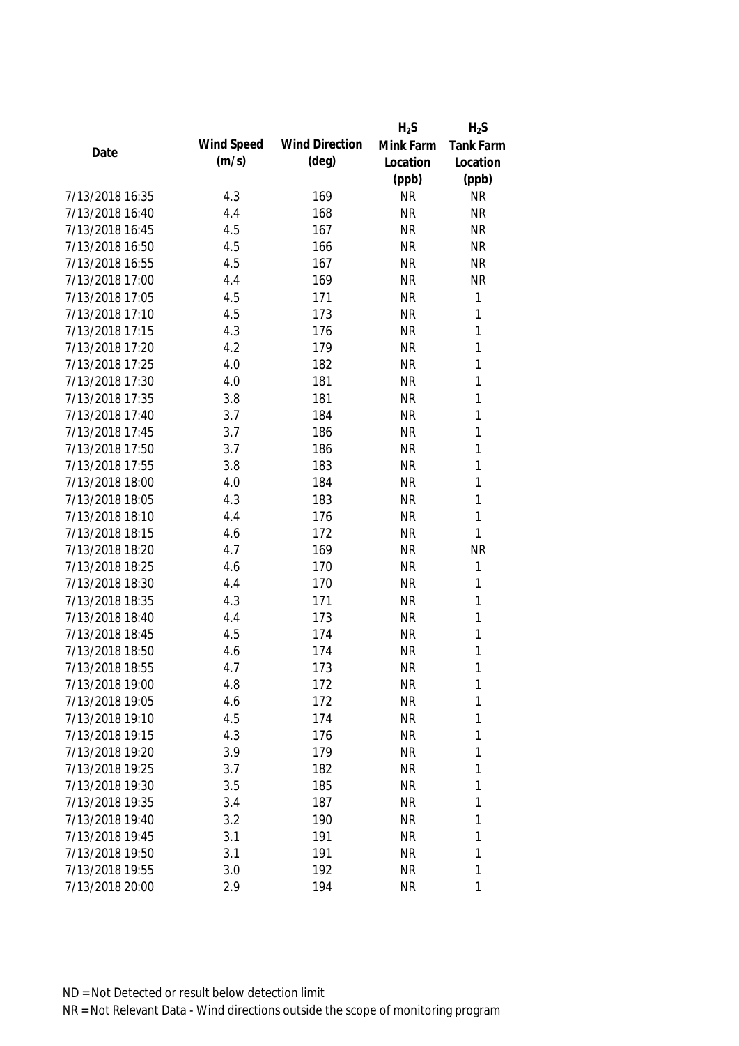| Date | Wind Speed (m/s) | Wind Direction (deg) | $H_2S$ Mink Farm Location (ppb) | $H_2S$ Tank Farm Location (ppb) |
|---|---|---|---|---|
| 7/13/2018 16:35 | 4.3 | 169 | NR | NR |
| 7/13/2018 16:40 | 4.4 | 168 | NR | NR |
| 7/13/2018 16:45 | 4.5 | 167 | NR | NR |
| 7/13/2018 16:50 | 4.5 | 166 | NR | NR |
| 7/13/2018 16:55 | 4.5 | 167 | NR | NR |
| 7/13/2018 17:00 | 4.4 | 169 | NR | NR |
| 7/13/2018 17:05 | 4.5 | 171 | NR | 1 |
| 7/13/2018 17:10 | 4.5 | 173 | NR | 1 |
| 7/13/2018 17:15 | 4.3 | 176 | NR | 1 |
| 7/13/2018 17:20 | 4.2 | 179 | NR | 1 |
| 7/13/2018 17:25 | 4.0 | 182 | NR | 1 |
| 7/13/2018 17:30 | 4.0 | 181 | NR | 1 |
| 7/13/2018 17:35 | 3.8 | 181 | NR | 1 |
| 7/13/2018 17:40 | 3.7 | 184 | NR | 1 |
| 7/13/2018 17:45 | 3.7 | 186 | NR | 1 |
| 7/13/2018 17:50 | 3.7 | 186 | NR | 1 |
| 7/13/2018 17:55 | 3.8 | 183 | NR | 1 |
| 7/13/2018 18:00 | 4.0 | 184 | NR | 1 |
| 7/13/2018 18:05 | 4.3 | 183 | NR | 1 |
| 7/13/2018 18:10 | 4.4 | 176 | NR | 1 |
| 7/13/2018 18:15 | 4.6 | 172 | NR | 1 |
| 7/13/2018 18:20 | 4.7 | 169 | NR | NR |
| 7/13/2018 18:25 | 4.6 | 170 | NR | 1 |
| 7/13/2018 18:30 | 4.4 | 170 | NR | 1 |
| 7/13/2018 18:35 | 4.3 | 171 | NR | 1 |
| 7/13/2018 18:40 | 4.4 | 173 | NR | 1 |
| 7/13/2018 18:45 | 4.5 | 174 | NR | 1 |
| 7/13/2018 18:50 | 4.6 | 174 | NR | 1 |
| 7/13/2018 18:55 | 4.7 | 173 | NR | 1 |
| 7/13/2018 19:00 | 4.8 | 172 | NR | 1 |
| 7/13/2018 19:05 | 4.6 | 172 | NR | 1 |
| 7/13/2018 19:10 | 4.5 | 174 | NR | 1 |
| 7/13/2018 19:15 | 4.3 | 176 | NR | 1 |
| 7/13/2018 19:20 | 3.9 | 179 | NR | 1 |
| 7/13/2018 19:25 | 3.7 | 182 | NR | 1 |
| 7/13/2018 19:30 | 3.5 | 185 | NR | 1 |
| 7/13/2018 19:35 | 3.4 | 187 | NR | 1 |
| 7/13/2018 19:40 | 3.2 | 190 | NR | 1 |
| 7/13/2018 19:45 | 3.1 | 191 | NR | 1 |
| 7/13/2018 19:50 | 3.1 | 191 | NR | 1 |
| 7/13/2018 19:55 | 3.0 | 192 | NR | 1 |
| 7/13/2018 20:00 | 2.9 | 194 | NR | 1 |

ND = Not Detected or result below detection limit

NR = Not Relevant Data - Wind directions outside the scope of monitoring program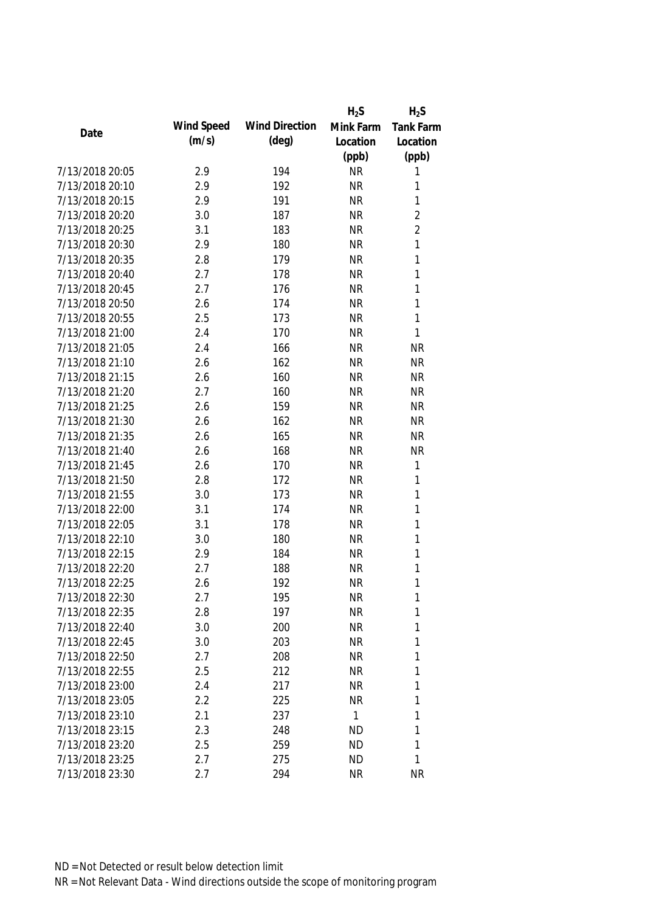| Date | Wind Speed (m/s) | Wind Direction (deg) | $H_2S$ Mink Farm Location (ppb) | $H_2S$ Tank Farm Location (ppb) |
|---|---|---|---|---|
| 7/13/2018 20:05 | 2.9 | 194 | NR | 1 |
| 7/13/2018 20:10 | 2.9 | 192 | NR | 1 |
| 7/13/2018 20:15 | 2.9 | 191 | NR | 1 |
| 7/13/2018 20:20 | 3.0 | 187 | NR | 2 |
| 7/13/2018 20:25 | 3.1 | 183 | NR | 2 |
| 7/13/2018 20:30 | 2.9 | 180 | NR | 1 |
| 7/13/2018 20:35 | 2.8 | 179 | NR | 1 |
| 7/13/2018 20:40 | 2.7 | 178 | NR | 1 |
| 7/13/2018 20:45 | 2.7 | 176 | NR | 1 |
| 7/13/2018 20:50 | 2.6 | 174 | NR | 1 |
| 7/13/2018 20:55 | 2.5 | 173 | NR | 1 |
| 7/13/2018 21:00 | 2.4 | 170 | NR | 1 |
| 7/13/2018 21:05 | 2.4 | 166 | NR | NR |
| 7/13/2018 21:10 | 2.6 | 162 | NR | NR |
| 7/13/2018 21:15 | 2.6 | 160 | NR | NR |
| 7/13/2018 21:20 | 2.7 | 160 | NR | NR |
| 7/13/2018 21:25 | 2.6 | 159 | NR | NR |
| 7/13/2018 21:30 | 2.6 | 162 | NR | NR |
| 7/13/2018 21:35 | 2.6 | 165 | NR | NR |
| 7/13/2018 21:40 | 2.6 | 168 | NR | NR |
| 7/13/2018 21:45 | 2.6 | 170 | NR | 1 |
| 7/13/2018 21:50 | 2.8 | 172 | NR | 1 |
| 7/13/2018 21:55 | 3.0 | 173 | NR | 1 |
| 7/13/2018 22:00 | 3.1 | 174 | NR | 1 |
| 7/13/2018 22:05 | 3.1 | 178 | NR | 1 |
| 7/13/2018 22:10 | 3.0 | 180 | NR | 1 |
| 7/13/2018 22:15 | 2.9 | 184 | NR | 1 |
| 7/13/2018 22:20 | 2.7 | 188 | NR | 1 |
| 7/13/2018 22:25 | 2.6 | 192 | NR | 1 |
| 7/13/2018 22:30 | 2.7 | 195 | NR | 1 |
| 7/13/2018 22:35 | 2.8 | 197 | NR | 1 |
| 7/13/2018 22:40 | 3.0 | 200 | NR | 1 |
| 7/13/2018 22:45 | 3.0 | 203 | NR | 1 |
| 7/13/2018 22:50 | 2.7 | 208 | NR | 1 |
| 7/13/2018 22:55 | 2.5 | 212 | NR | 1 |
| 7/13/2018 23:00 | 2.4 | 217 | NR | 1 |
| 7/13/2018 23:05 | 2.2 | 225 | NR | 1 |
| 7/13/2018 23:10 | 2.1 | 237 | 1 | 1 |
| 7/13/2018 23:15 | 2.3 | 248 | ND | 1 |
| 7/13/2018 23:20 | 2.5 | 259 | ND | 1 |
| 7/13/2018 23:25 | 2.7 | 275 | ND | 1 |
| 7/13/2018 23:30 | 2.7 | 294 | NR | NR |

ND = Not Detected or result below detection limit

NR = Not Relevant Data - Wind directions outside the scope of monitoring program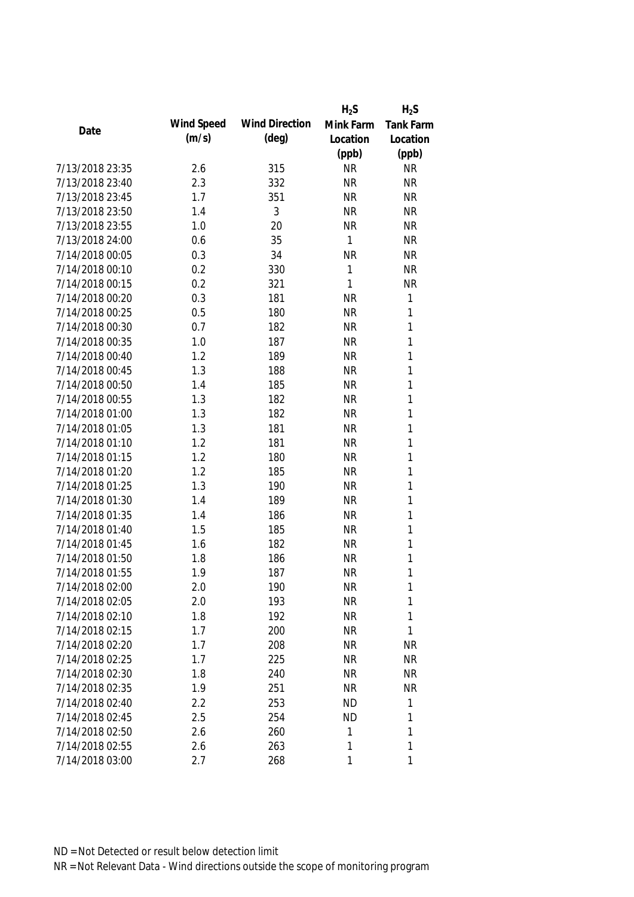| Date | Wind Speed (m/s) | Wind Direction (deg) | $H_2S$ Mink Farm Location (ppb) | $H_2S$ Tank Farm Location (ppb) |
|---|---|---|---|---|
| 7/13/2018 23:35 | 2.6 | 315 | NR | NR |
| 7/13/2018 23:40 | 2.3 | 332 | NR | NR |
| 7/13/2018 23:45 | 1.7 | 351 | NR | NR |
| 7/13/2018 23:50 | 1.4 | 3 | NR | NR |
| 7/13/2018 23:55 | 1.0 | 20 | NR | NR |
| 7/13/2018 24:00 | 0.6 | 35 | 1 | NR |
| 7/14/2018 00:05 | 0.3 | 34 | NR | NR |
| 7/14/2018 00:10 | 0.2 | 330 | 1 | NR |
| 7/14/2018 00:15 | 0.2 | 321 | 1 | NR |
| 7/14/2018 00:20 | 0.3 | 181 | NR | 1 |
| 7/14/2018 00:25 | 0.5 | 180 | NR | 1 |
| 7/14/2018 00:30 | 0.7 | 182 | NR | 1 |
| 7/14/2018 00:35 | 1.0 | 187 | NR | 1 |
| 7/14/2018 00:40 | 1.2 | 189 | NR | 1 |
| 7/14/2018 00:45 | 1.3 | 188 | NR | 1 |
| 7/14/2018 00:50 | 1.4 | 185 | NR | 1 |
| 7/14/2018 00:55 | 1.3 | 182 | NR | 1 |
| 7/14/2018 01:00 | 1.3 | 182 | NR | 1 |
| 7/14/2018 01:05 | 1.3 | 181 | NR | 1 |
| 7/14/2018 01:10 | 1.2 | 181 | NR | 1 |
| 7/14/2018 01:15 | 1.2 | 180 | NR | 1 |
| 7/14/2018 01:20 | 1.2 | 185 | NR | 1 |
| 7/14/2018 01:25 | 1.3 | 190 | NR | 1 |
| 7/14/2018 01:30 | 1.4 | 189 | NR | 1 |
| 7/14/2018 01:35 | 1.4 | 186 | NR | 1 |
| 7/14/2018 01:40 | 1.5 | 185 | NR | 1 |
| 7/14/2018 01:45 | 1.6 | 182 | NR | 1 |
| 7/14/2018 01:50 | 1.8 | 186 | NR | 1 |
| 7/14/2018 01:55 | 1.9 | 187 | NR | 1 |
| 7/14/2018 02:00 | 2.0 | 190 | NR | 1 |
| 7/14/2018 02:05 | 2.0 | 193 | NR | 1 |
| 7/14/2018 02:10 | 1.8 | 192 | NR | 1 |
| 7/14/2018 02:15 | 1.7 | 200 | NR | 1 |
| 7/14/2018 02:20 | 1.7 | 208 | NR | NR |
| 7/14/2018 02:25 | 1.7 | 225 | NR | NR |
| 7/14/2018 02:30 | 1.8 | 240 | NR | NR |
| 7/14/2018 02:35 | 1.9 | 251 | NR | NR |
| 7/14/2018 02:40 | 2.2 | 253 | ND | 1 |
| 7/14/2018 02:45 | 2.5 | 254 | ND | 1 |
| 7/14/2018 02:50 | 2.6 | 260 | 1 | 1 |
| 7/14/2018 02:55 | 2.6 | 263 | 1 | 1 |
| 7/14/2018 03:00 | 2.7 | 268 | 1 | 1 |

ND = Not Detected or result below detection limit

NR = Not Relevant Data - Wind directions outside the scope of monitoring program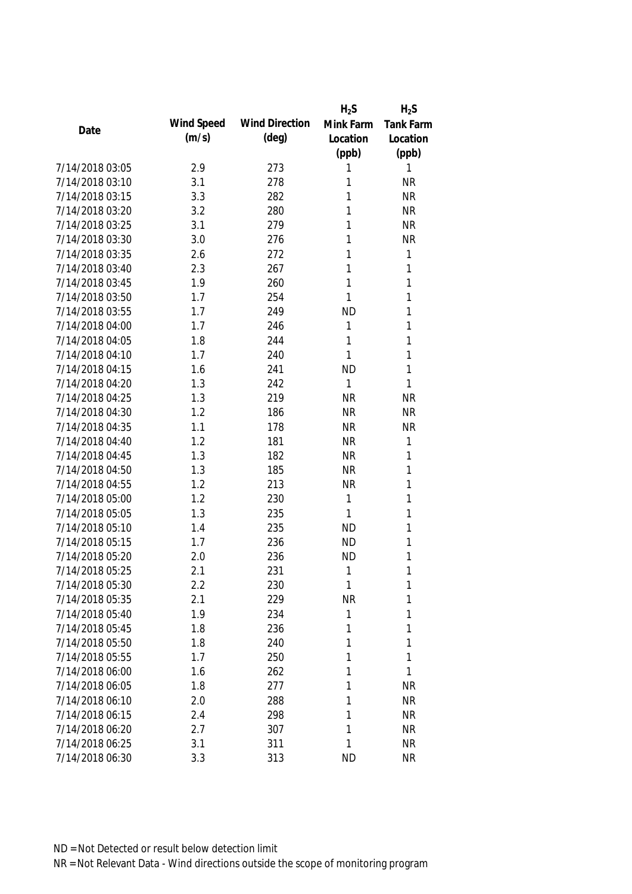| Date | Wind Speed (m/s) | Wind Direction (deg) | $H_2S$ Mink Farm Location (ppb) | $H_2S$ Tank Farm Location (ppb) |
|---|---|---|---|---|
| 7/14/2018 03:05 | 2.9 | 273 | 1 | 1 |
| 7/14/2018 03:10 | 3.1 | 278 | 1 | NR |
| 7/14/2018 03:15 | 3.3 | 282 | 1 | NR |
| 7/14/2018 03:20 | 3.2 | 280 | 1 | NR |
| 7/14/2018 03:25 | 3.1 | 279 | 1 | NR |
| 7/14/2018 03:30 | 3.0 | 276 | 1 | NR |
| 7/14/2018 03:35 | 2.6 | 272 | 1 | 1 |
| 7/14/2018 03:40 | 2.3 | 267 | 1 | 1 |
| 7/14/2018 03:45 | 1.9 | 260 | 1 | 1 |
| 7/14/2018 03:50 | 1.7 | 254 | 1 | 1 |
| 7/14/2018 03:55 | 1.7 | 249 | ND | 1 |
| 7/14/2018 04:00 | 1.7 | 246 | 1 | 1 |
| 7/14/2018 04:05 | 1.8 | 244 | 1 | 1 |
| 7/14/2018 04:10 | 1.7 | 240 | 1 | 1 |
| 7/14/2018 04:15 | 1.6 | 241 | ND | 1 |
| 7/14/2018 04:20 | 1.3 | 242 | 1 | 1 |
| 7/14/2018 04:25 | 1.3 | 219 | NR | NR |
| 7/14/2018 04:30 | 1.2 | 186 | NR | NR |
| 7/14/2018 04:35 | 1.1 | 178 | NR | NR |
| 7/14/2018 04:40 | 1.2 | 181 | NR | 1 |
| 7/14/2018 04:45 | 1.3 | 182 | NR | 1 |
| 7/14/2018 04:50 | 1.3 | 185 | NR | 1 |
| 7/14/2018 04:55 | 1.2 | 213 | NR | 1 |
| 7/14/2018 05:00 | 1.2 | 230 | 1 | 1 |
| 7/14/2018 05:05 | 1.3 | 235 | 1 | 1 |
| 7/14/2018 05:10 | 1.4 | 235 | ND | 1 |
| 7/14/2018 05:15 | 1.7 | 236 | ND | 1 |
| 7/14/2018 05:20 | 2.0 | 236 | ND | 1 |
| 7/14/2018 05:25 | 2.1 | 231 | 1 | 1 |
| 7/14/2018 05:30 | 2.2 | 230 | 1 | 1 |
| 7/14/2018 05:35 | 2.1 | 229 | NR | 1 |
| 7/14/2018 05:40 | 1.9 | 234 | 1 | 1 |
| 7/14/2018 05:45 | 1.8 | 236 | 1 | 1 |
| 7/14/2018 05:50 | 1.8 | 240 | 1 | 1 |
| 7/14/2018 05:55 | 1.7 | 250 | 1 | 1 |
| 7/14/2018 06:00 | 1.6 | 262 | 1 | 1 |
| 7/14/2018 06:05 | 1.8 | 277 | 1 | NR |
| 7/14/2018 06:10 | 2.0 | 288 | 1 | NR |
| 7/14/2018 06:15 | 2.4 | 298 | 1 | NR |
| 7/14/2018 06:20 | 2.7 | 307 | 1 | NR |
| 7/14/2018 06:25 | 3.1 | 311 | 1 | NR |
| 7/14/2018 06:30 | 3.3 | 313 | ND | NR |

ND = Not Detected or result below detection limit

NR = Not Relevant Data - Wind directions outside the scope of monitoring program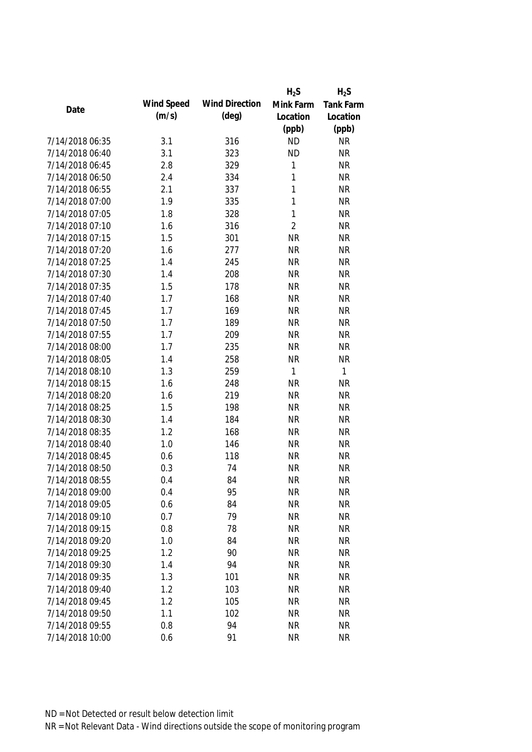| Date | Wind Speed (m/s) | Wind Direction (deg) | $H_2S$ Mink Farm Location (ppb) | $H_2S$ Tank Farm Location (ppb) |
|---|---|---|---|---|
| 7/14/2018 06:35 | 3.1 | 316 | ND | NR |
| 7/14/2018 06:40 | 3.1 | 323 | ND | NR |
| 7/14/2018 06:45 | 2.8 | 329 | 1 | NR |
| 7/14/2018 06:50 | 2.4 | 334 | 1 | NR |
| 7/14/2018 06:55 | 2.1 | 337 | 1 | NR |
| 7/14/2018 07:00 | 1.9 | 335 | 1 | NR |
| 7/14/2018 07:05 | 1.8 | 328 | 1 | NR |
| 7/14/2018 07:10 | 1.6 | 316 | 2 | NR |
| 7/14/2018 07:15 | 1.5 | 301 | NR | NR |
| 7/14/2018 07:20 | 1.6 | 277 | NR | NR |
| 7/14/2018 07:25 | 1.4 | 245 | NR | NR |
| 7/14/2018 07:30 | 1.4 | 208 | NR | NR |
| 7/14/2018 07:35 | 1.5 | 178 | NR | NR |
| 7/14/2018 07:40 | 1.7 | 168 | NR | NR |
| 7/14/2018 07:45 | 1.7 | 169 | NR | NR |
| 7/14/2018 07:50 | 1.7 | 189 | NR | NR |
| 7/14/2018 07:55 | 1.7 | 209 | NR | NR |
| 7/14/2018 08:00 | 1.7 | 235 | NR | NR |
| 7/14/2018 08:05 | 1.4 | 258 | NR | NR |
| 7/14/2018 08:10 | 1.3 | 259 | 1 | 1 |
| 7/14/2018 08:15 | 1.6 | 248 | NR | NR |
| 7/14/2018 08:20 | 1.6 | 219 | NR | NR |
| 7/14/2018 08:25 | 1.5 | 198 | NR | NR |
| 7/14/2018 08:30 | 1.4 | 184 | NR | NR |
| 7/14/2018 08:35 | 1.2 | 168 | NR | NR |
| 7/14/2018 08:40 | 1.0 | 146 | NR | NR |
| 7/14/2018 08:45 | 0.6 | 118 | NR | NR |
| 7/14/2018 08:50 | 0.3 | 74 | NR | NR |
| 7/14/2018 08:55 | 0.4 | 84 | NR | NR |
| 7/14/2018 09:00 | 0.4 | 95 | NR | NR |
| 7/14/2018 09:05 | 0.6 | 84 | NR | NR |
| 7/14/2018 09:10 | 0.7 | 79 | NR | NR |
| 7/14/2018 09:15 | 0.8 | 78 | NR | NR |
| 7/14/2018 09:20 | 1.0 | 84 | NR | NR |
| 7/14/2018 09:25 | 1.2 | 90 | NR | NR |
| 7/14/2018 09:30 | 1.4 | 94 | NR | NR |
| 7/14/2018 09:35 | 1.3 | 101 | NR | NR |
| 7/14/2018 09:40 | 1.2 | 103 | NR | NR |
| 7/14/2018 09:45 | 1.2 | 105 | NR | NR |
| 7/14/2018 09:50 | 1.1 | 102 | NR | NR |
| 7/14/2018 09:55 | 0.8 | 94 | NR | NR |
| 7/14/2018 10:00 | 0.6 | 91 | NR | NR |

ND = Not Detected or result below detection limit

NR = Not Relevant Data - Wind directions outside the scope of monitoring program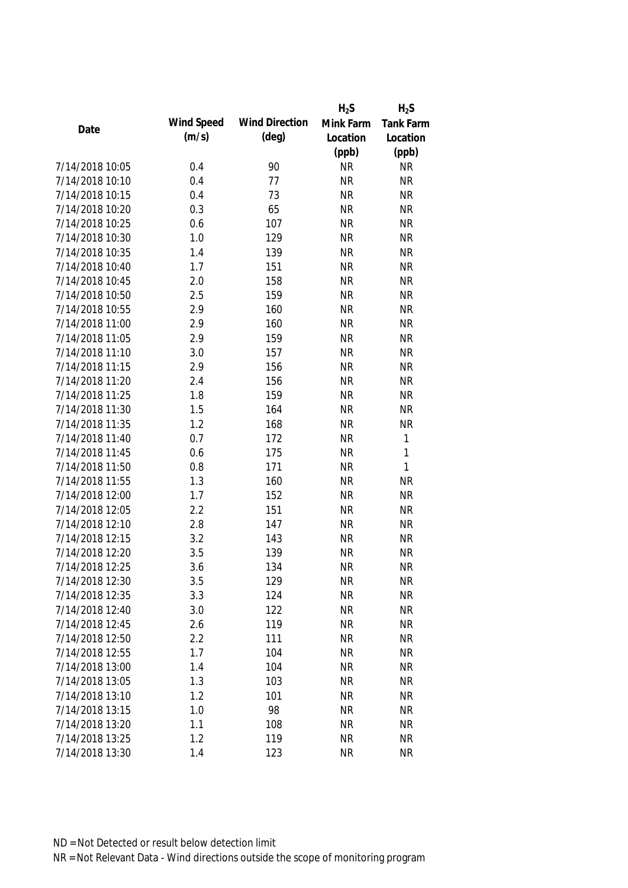| Date | Wind Speed (m/s) | Wind Direction (deg) | $H_2S$ Mink Farm Location (ppb) | $H_2S$ Tank Farm Location (ppb) |
|---|---|---|---|---|
| 7/14/2018 10:05 | 0.4 | 90 | NR | NR |
| 7/14/2018 10:10 | 0.4 | 77 | NR | NR |
| 7/14/2018 10:15 | 0.4 | 73 | NR | NR |
| 7/14/2018 10:20 | 0.3 | 65 | NR | NR |
| 7/14/2018 10:25 | 0.6 | 107 | NR | NR |
| 7/14/2018 10:30 | 1.0 | 129 | NR | NR |
| 7/14/2018 10:35 | 1.4 | 139 | NR | NR |
| 7/14/2018 10:40 | 1.7 | 151 | NR | NR |
| 7/14/2018 10:45 | 2.0 | 158 | NR | NR |
| 7/14/2018 10:50 | 2.5 | 159 | NR | NR |
| 7/14/2018 10:55 | 2.9 | 160 | NR | NR |
| 7/14/2018 11:00 | 2.9 | 160 | NR | NR |
| 7/14/2018 11:05 | 2.9 | 159 | NR | NR |
| 7/14/2018 11:10 | 3.0 | 157 | NR | NR |
| 7/14/2018 11:15 | 2.9 | 156 | NR | NR |
| 7/14/2018 11:20 | 2.4 | 156 | NR | NR |
| 7/14/2018 11:25 | 1.8 | 159 | NR | NR |
| 7/14/2018 11:30 | 1.5 | 164 | NR | NR |
| 7/14/2018 11:35 | 1.2 | 168 | NR | NR |
| 7/14/2018 11:40 | 0.7 | 172 | NR | 1 |
| 7/14/2018 11:45 | 0.6 | 175 | NR | 1 |
| 7/14/2018 11:50 | 0.8 | 171 | NR | 1 |
| 7/14/2018 11:55 | 1.3 | 160 | NR | NR |
| 7/14/2018 12:00 | 1.7 | 152 | NR | NR |
| 7/14/2018 12:05 | 2.2 | 151 | NR | NR |
| 7/14/2018 12:10 | 2.8 | 147 | NR | NR |
| 7/14/2018 12:15 | 3.2 | 143 | NR | NR |
| 7/14/2018 12:20 | 3.5 | 139 | NR | NR |
| 7/14/2018 12:25 | 3.6 | 134 | NR | NR |
| 7/14/2018 12:30 | 3.5 | 129 | NR | NR |
| 7/14/2018 12:35 | 3.3 | 124 | NR | NR |
| 7/14/2018 12:40 | 3.0 | 122 | NR | NR |
| 7/14/2018 12:45 | 2.6 | 119 | NR | NR |
| 7/14/2018 12:50 | 2.2 | 111 | NR | NR |
| 7/14/2018 12:55 | 1.7 | 104 | NR | NR |
| 7/14/2018 13:00 | 1.4 | 104 | NR | NR |
| 7/14/2018 13:05 | 1.3 | 103 | NR | NR |
| 7/14/2018 13:10 | 1.2 | 101 | NR | NR |
| 7/14/2018 13:15 | 1.0 | 98 | NR | NR |
| 7/14/2018 13:20 | 1.1 | 108 | NR | NR |
| 7/14/2018 13:25 | 1.2 | 119 | NR | NR |
| 7/14/2018 13:30 | 1.4 | 123 | NR | NR |

ND = Not Detected or result below detection limit

NR = Not Relevant Data - Wind directions outside the scope of monitoring program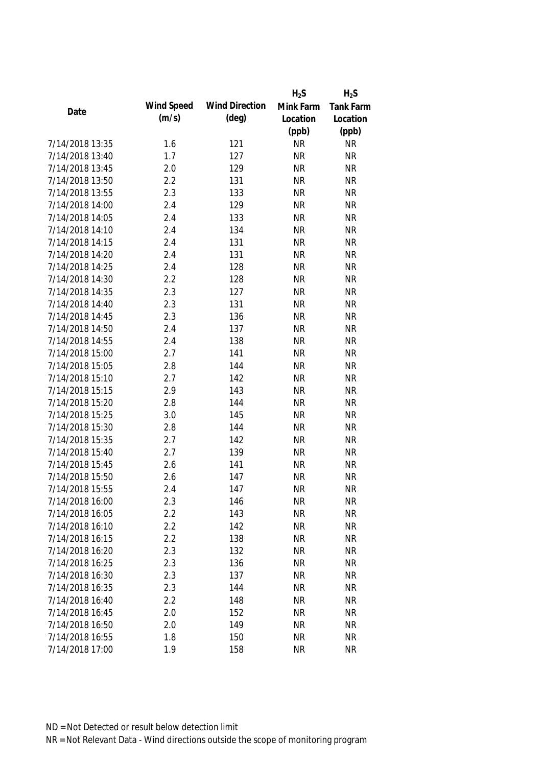| Date | Wind Speed (m/s) | Wind Direction (deg) | $H_2S$ Mink Farm Location (ppb) | $H_2S$ Tank Farm Location (ppb) |
|---|---|---|---|---|
| 7/14/2018 13:35 | 1.6 | 121 | NR | NR |
| 7/14/2018 13:40 | 1.7 | 127 | NR | NR |
| 7/14/2018 13:45 | 2.0 | 129 | NR | NR |
| 7/14/2018 13:50 | 2.2 | 131 | NR | NR |
| 7/14/2018 13:55 | 2.3 | 133 | NR | NR |
| 7/14/2018 14:00 | 2.4 | 129 | NR | NR |
| 7/14/2018 14:05 | 2.4 | 133 | NR | NR |
| 7/14/2018 14:10 | 2.4 | 134 | NR | NR |
| 7/14/2018 14:15 | 2.4 | 131 | NR | NR |
| 7/14/2018 14:20 | 2.4 | 131 | NR | NR |
| 7/14/2018 14:25 | 2.4 | 128 | NR | NR |
| 7/14/2018 14:30 | 2.2 | 128 | NR | NR |
| 7/14/2018 14:35 | 2.3 | 127 | NR | NR |
| 7/14/2018 14:40 | 2.3 | 131 | NR | NR |
| 7/14/2018 14:45 | 2.3 | 136 | NR | NR |
| 7/14/2018 14:50 | 2.4 | 137 | NR | NR |
| 7/14/2018 14:55 | 2.4 | 138 | NR | NR |
| 7/14/2018 15:00 | 2.7 | 141 | NR | NR |
| 7/14/2018 15:05 | 2.8 | 144 | NR | NR |
| 7/14/2018 15:10 | 2.7 | 142 | NR | NR |
| 7/14/2018 15:15 | 2.9 | 143 | NR | NR |
| 7/14/2018 15:20 | 2.8 | 144 | NR | NR |
| 7/14/2018 15:25 | 3.0 | 145 | NR | NR |
| 7/14/2018 15:30 | 2.8 | 144 | NR | NR |
| 7/14/2018 15:35 | 2.7 | 142 | NR | NR |
| 7/14/2018 15:40 | 2.7 | 139 | NR | NR |
| 7/14/2018 15:45 | 2.6 | 141 | NR | NR |
| 7/14/2018 15:50 | 2.6 | 147 | NR | NR |
| 7/14/2018 15:55 | 2.4 | 147 | NR | NR |
| 7/14/2018 16:00 | 2.3 | 146 | NR | NR |
| 7/14/2018 16:05 | 2.2 | 143 | NR | NR |
| 7/14/2018 16:10 | 2.2 | 142 | NR | NR |
| 7/14/2018 16:15 | 2.2 | 138 | NR | NR |
| 7/14/2018 16:20 | 2.3 | 132 | NR | NR |
| 7/14/2018 16:25 | 2.3 | 136 | NR | NR |
| 7/14/2018 16:30 | 2.3 | 137 | NR | NR |
| 7/14/2018 16:35 | 2.3 | 144 | NR | NR |
| 7/14/2018 16:40 | 2.2 | 148 | NR | NR |
| 7/14/2018 16:45 | 2.0 | 152 | NR | NR |
| 7/14/2018 16:50 | 2.0 | 149 | NR | NR |
| 7/14/2018 16:55 | 1.8 | 150 | NR | NR |
| 7/14/2018 17:00 | 1.9 | 158 | NR | NR |

ND = Not Detected or result below detection limit

NR = Not Relevant Data - Wind directions outside the scope of monitoring program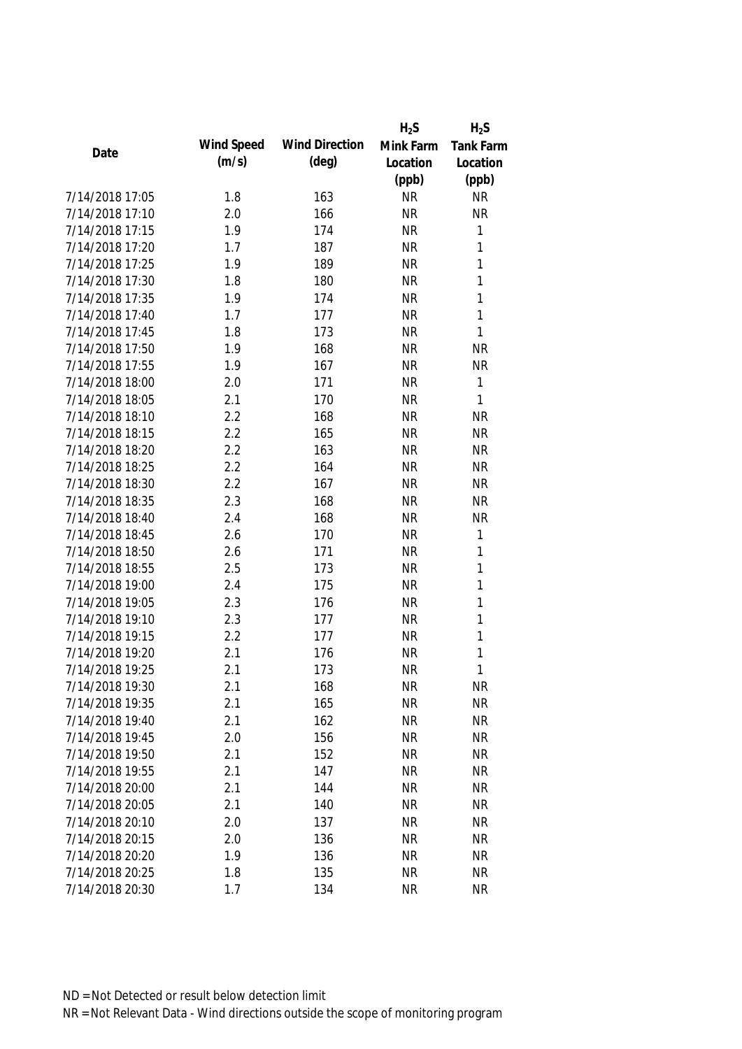| Date | Wind Speed (m/s) | Wind Direction (deg) | $H_2S$ Mink Farm Location (ppb) | $H_2S$ Tank Farm Location (ppb) |
|---|---|---|---|---|
| 7/14/2018 17:05 | 1.8 | 163 | NR | NR |
| 7/14/2018 17:10 | 2.0 | 166 | NR | NR |
| 7/14/2018 17:15 | 1.9 | 174 | NR | 1 |
| 7/14/2018 17:20 | 1.7 | 187 | NR | 1 |
| 7/14/2018 17:25 | 1.9 | 189 | NR | 1 |
| 7/14/2018 17:30 | 1.8 | 180 | NR | 1 |
| 7/14/2018 17:35 | 1.9 | 174 | NR | 1 |
| 7/14/2018 17:40 | 1.7 | 177 | NR | 1 |
| 7/14/2018 17:45 | 1.8 | 173 | NR | 1 |
| 7/14/2018 17:50 | 1.9 | 168 | NR | NR |
| 7/14/2018 17:55 | 1.9 | 167 | NR | NR |
| 7/14/2018 18:00 | 2.0 | 171 | NR | 1 |
| 7/14/2018 18:05 | 2.1 | 170 | NR | 1 |
| 7/14/2018 18:10 | 2.2 | 168 | NR | NR |
| 7/14/2018 18:15 | 2.2 | 165 | NR | NR |
| 7/14/2018 18:20 | 2.2 | 163 | NR | NR |
| 7/14/2018 18:25 | 2.2 | 164 | NR | NR |
| 7/14/2018 18:30 | 2.2 | 167 | NR | NR |
| 7/14/2018 18:35 | 2.3 | 168 | NR | NR |
| 7/14/2018 18:40 | 2.4 | 168 | NR | NR |
| 7/14/2018 18:45 | 2.6 | 170 | NR | 1 |
| 7/14/2018 18:50 | 2.6 | 171 | NR | 1 |
| 7/14/2018 18:55 | 2.5 | 173 | NR | 1 |
| 7/14/2018 19:00 | 2.4 | 175 | NR | 1 |
| 7/14/2018 19:05 | 2.3 | 176 | NR | 1 |
| 7/14/2018 19:10 | 2.3 | 177 | NR | 1 |
| 7/14/2018 19:15 | 2.2 | 177 | NR | 1 |
| 7/14/2018 19:20 | 2.1 | 176 | NR | 1 |
| 7/14/2018 19:25 | 2.1 | 173 | NR | 1 |
| 7/14/2018 19:30 | 2.1 | 168 | NR | NR |
| 7/14/2018 19:35 | 2.1 | 165 | NR | NR |
| 7/14/2018 19:40 | 2.1 | 162 | NR | NR |
| 7/14/2018 19:45 | 2.0 | 156 | NR | NR |
| 7/14/2018 19:50 | 2.1 | 152 | NR | NR |
| 7/14/2018 19:55 | 2.1 | 147 | NR | NR |
| 7/14/2018 20:00 | 2.1 | 144 | NR | NR |
| 7/14/2018 20:05 | 2.1 | 140 | NR | NR |
| 7/14/2018 20:10 | 2.0 | 137 | NR | NR |
| 7/14/2018 20:15 | 2.0 | 136 | NR | NR |
| 7/14/2018 20:20 | 1.9 | 136 | NR | NR |
| 7/14/2018 20:25 | 1.8 | 135 | NR | NR |
| 7/14/2018 20:30 | 1.7 | 134 | NR | NR |

ND = Not Detected or result below detection limit

NR = Not Relevant Data - Wind directions outside the scope of monitoring program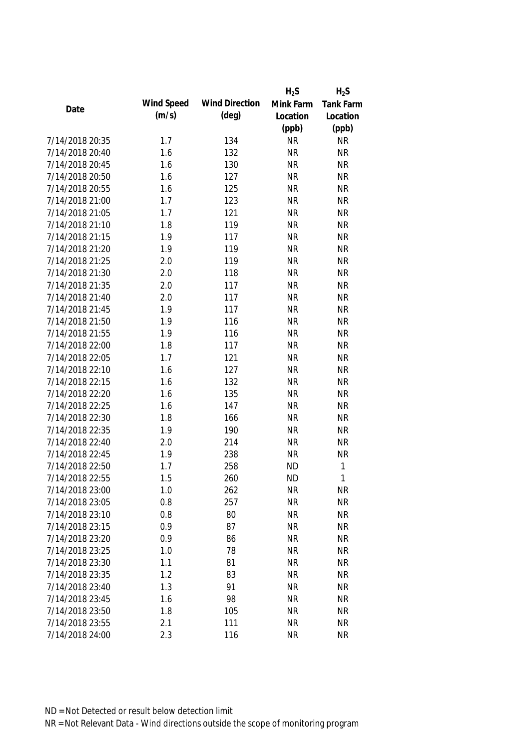| Date | Wind Speed (m/s) | Wind Direction (deg) | $H_2S$ Mink Farm Location (ppb) | $H_2S$ Tank Farm Location (ppb) |
|---|---|---|---|---|
| 7/14/2018 20:35 | 1.7 | 134 | NR | NR |
| 7/14/2018 20:40 | 1.6 | 132 | NR | NR |
| 7/14/2018 20:45 | 1.6 | 130 | NR | NR |
| 7/14/2018 20:50 | 1.6 | 127 | NR | NR |
| 7/14/2018 20:55 | 1.6 | 125 | NR | NR |
| 7/14/2018 21:00 | 1.7 | 123 | NR | NR |
| 7/14/2018 21:05 | 1.7 | 121 | NR | NR |
| 7/14/2018 21:10 | 1.8 | 119 | NR | NR |
| 7/14/2018 21:15 | 1.9 | 117 | NR | NR |
| 7/14/2018 21:20 | 1.9 | 119 | NR | NR |
| 7/14/2018 21:25 | 2.0 | 119 | NR | NR |
| 7/14/2018 21:30 | 2.0 | 118 | NR | NR |
| 7/14/2018 21:35 | 2.0 | 117 | NR | NR |
| 7/14/2018 21:40 | 2.0 | 117 | NR | NR |
| 7/14/2018 21:45 | 1.9 | 117 | NR | NR |
| 7/14/2018 21:50 | 1.9 | 116 | NR | NR |
| 7/14/2018 21:55 | 1.9 | 116 | NR | NR |
| 7/14/2018 22:00 | 1.8 | 117 | NR | NR |
| 7/14/2018 22:05 | 1.7 | 121 | NR | NR |
| 7/14/2018 22:10 | 1.6 | 127 | NR | NR |
| 7/14/2018 22:15 | 1.6 | 132 | NR | NR |
| 7/14/2018 22:20 | 1.6 | 135 | NR | NR |
| 7/14/2018 22:25 | 1.6 | 147 | NR | NR |
| 7/14/2018 22:30 | 1.8 | 166 | NR | NR |
| 7/14/2018 22:35 | 1.9 | 190 | NR | NR |
| 7/14/2018 22:40 | 2.0 | 214 | NR | NR |
| 7/14/2018 22:45 | 1.9 | 238 | NR | NR |
| 7/14/2018 22:50 | 1.7 | 258 | ND | 1 |
| 7/14/2018 22:55 | 1.5 | 260 | ND | 1 |
| 7/14/2018 23:00 | 1.0 | 262 | NR | NR |
| 7/14/2018 23:05 | 0.8 | 257 | NR | NR |
| 7/14/2018 23:10 | 0.8 | 80 | NR | NR |
| 7/14/2018 23:15 | 0.9 | 87 | NR | NR |
| 7/14/2018 23:20 | 0.9 | 86 | NR | NR |
| 7/14/2018 23:25 | 1.0 | 78 | NR | NR |
| 7/14/2018 23:30 | 1.1 | 81 | NR | NR |
| 7/14/2018 23:35 | 1.2 | 83 | NR | NR |
| 7/14/2018 23:40 | 1.3 | 91 | NR | NR |
| 7/14/2018 23:45 | 1.6 | 98 | NR | NR |
| 7/14/2018 23:50 | 1.8 | 105 | NR | NR |
| 7/14/2018 23:55 | 2.1 | 111 | NR | NR |
| 7/14/2018 24:00 | 2.3 | 116 | NR | NR |

ND = Not Detected or result below detection limit

NR = Not Relevant Data - Wind directions outside the scope of monitoring program